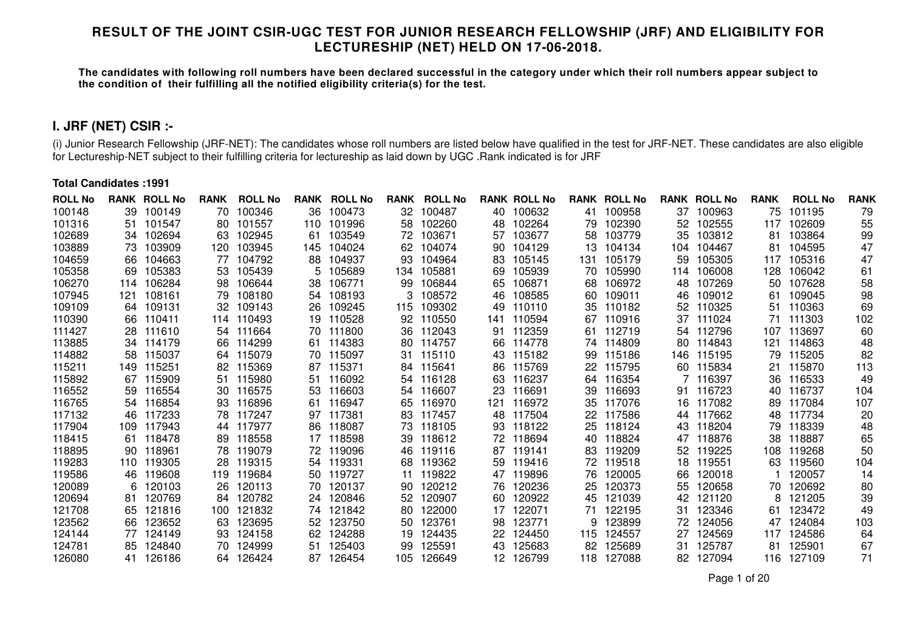## RESULT OF THE JOINT CSIR-UGC TEST FOR JUNIOR RESEARCH FELLOWSHIP (JRF) AND ELIGIBILITY FOR LECTURESHIP (NET) HELD ON 17-06-2018.

**The candidates with following roll numbers have been declared successful in the category under which their roll numbers appear subject to the condition of their fulfilling all the notified eligibility criteria(s) for the test.**

### I. JRF (NET) CSIR :-

(i) Junior Research Fellowship (JRF-NET): The candidates whose roll numbers are listed below have qualified in the test for JRF-NET. These candidates are also eligible for Lectureship-NET subject to their fulfilling criteria for lectureship as laid down by UGC .Rank indicated is for JRF

**Total Candidates :1991**

| ROLL No | RANK | ROLL No | RANK | ROLL No | RANK | ROLL No | RANK | ROLL No | RANK | ROLL No | RANK | ROLL No | RANK | ROLL No | RANK | ROLL No | RANK |
|---|---|---|---|---|---|---|---|---|---|---|---|---|---|---|---|---|---|
| 100148 | 39 | 100149 | 70 | 100346 | 36 | 100473 | 32 | 100487 | 40 | 100632 | 41 | 100958 | 37 | 100963 | 75 | 101195 | 79 |
| 101316 | 51 | 101547 | 80 | 101557 | 110 | 101996 | 58 | 102260 | 48 | 102264 | 79 | 102390 | 52 | 102555 | 117 | 102609 | 55 |
| 102689 | 34 | 102694 | 63 | 102945 | 61 | 103549 | 72 | 103671 | 57 | 103677 | 58 | 103779 | 35 | 103812 | 81 | 103864 | 99 |
| 103889 | 73 | 103909 | 120 | 103945 | 145 | 104024 | 62 | 104074 | 90 | 104129 | 13 | 104134 | 104 | 104467 | 81 | 104595 | 47 |
| 104659 | 66 | 104663 | 77 | 104792 | 88 | 104937 | 93 | 104964 | 83 | 105145 | 131 | 105179 | 59 | 105305 | 117 | 105316 | 47 |
| 105358 | 69 | 105383 | 53 | 105439 | 5 | 105689 | 134 | 105881 | 69 | 105939 | 70 | 105990 | 114 | 106008 | 128 | 106042 | 61 |
| 106270 | 114 | 106284 | 98 | 106644 | 38 | 106771 | 99 | 106844 | 65 | 106871 | 68 | 106972 | 48 | 107269 | 50 | 107628 | 58 |
| 107945 | 121 | 108161 | 79 | 108180 | 54 | 108193 | 3 | 108572 | 46 | 108585 | 60 | 109011 | 46 | 109012 | 61 | 109045 | 98 |
| 109109 | 64 | 109131 | 32 | 109143 | 26 | 109245 | 115 | 109302 | 49 | 110110 | 35 | 110182 | 52 | 110325 | 51 | 110363 | 69 |
| 110390 | 66 | 110411 | 114 | 110493 | 19 | 110528 | 92 | 110550 | 141 | 110594 | 67 | 110916 | 37 | 111024 | 71 | 111303 | 102 |
| 111427 | 28 | 111610 | 54 | 111664 | 70 | 111800 | 36 | 112043 | 91 | 112359 | 61 | 112719 | 54 | 112796 | 107 | 113697 | 60 |
| 113885 | 34 | 114179 | 66 | 114299 | 61 | 114383 | 80 | 114757 | 66 | 114778 | 74 | 114809 | 80 | 114843 | 121 | 114863 | 48 |
| 114882 | 58 | 115037 | 64 | 115079 | 70 | 115097 | 31 | 115110 | 43 | 115182 | 99 | 115186 | 146 | 115195 | 79 | 115205 | 82 |
| 115211 | 149 | 115251 | 82 | 115369 | 87 | 115371 | 84 | 115641 | 86 | 115769 | 22 | 115795 | 60 | 115834 | 21 | 115870 | 113 |
| 115892 | 67 | 115909 | 51 | 115980 | 51 | 116092 | 54 | 116128 | 63 | 116237 | 64 | 116354 | 7 | 116397 | 36 | 116533 | 49 |
| 116552 | 59 | 116554 | 30 | 116575 | 53 | 116603 | 54 | 116607 | 23 | 116691 | 39 | 116693 | 91 | 116723 | 40 | 116737 | 104 |
| 116765 | 54 | 116854 | 93 | 116896 | 61 | 116947 | 65 | 116970 | 121 | 116972 | 35 | 117076 | 16 | 117082 | 89 | 117084 | 107 |
| 117132 | 46 | 117233 | 78 | 117247 | 97 | 117381 | 83 | 117457 | 48 | 117504 | 22 | 117586 | 44 | 117662 | 48 | 117734 | 20 |
| 117904 | 109 | 117943 | 44 | 117977 | 86 | 118087 | 73 | 118105 | 93 | 118122 | 25 | 118124 | 43 | 118204 | 79 | 118339 | 48 |
| 118415 | 61 | 118478 | 89 | 118558 | 17 | 118598 | 39 | 118612 | 72 | 118694 | 40 | 118824 | 47 | 118876 | 38 | 118887 | 65 |
| 118895 | 90 | 118961 | 78 | 119079 | 72 | 119096 | 46 | 119116 | 87 | 119141 | 83 | 119209 | 52 | 119225 | 108 | 119268 | 50 |
| 119283 | 110 | 119305 | 28 | 119315 | 54 | 119331 | 68 | 119362 | 59 | 119416 | 72 | 119518 | 18 | 119551 | 63 | 119560 | 104 |
| 119586 | 46 | 119608 | 119 | 119684 | 50 | 119727 | 11 | 119822 | 47 | 119896 | 76 | 120005 | 66 | 120018 | 1 | 120057 | 14 |
| 120089 | 6 | 120103 | 26 | 120113 | 70 | 120137 | 90 | 120212 | 76 | 120236 | 25 | 120373 | 55 | 120658 | 70 | 120692 | 80 |
| 120694 | 81 | 120769 | 84 | 120782 | 24 | 120846 | 52 | 120907 | 60 | 120922 | 45 | 121039 | 42 | 121120 | 8 | 121205 | 39 |
| 121708 | 65 | 121816 | 100 | 121832 | 74 | 121842 | 80 | 122000 | 17 | 122071 | 71 | 122195 | 31 | 123346 | 61 | 123472 | 49 |
| 123562 | 66 | 123652 | 63 | 123695 | 52 | 123750 | 50 | 123761 | 98 | 123771 | 9 | 123899 | 72 | 124056 | 47 | 124084 | 103 |
| 124144 | 77 | 124149 | 93 | 124158 | 62 | 124288 | 19 | 124435 | 22 | 124450 | 115 | 124557 | 27 | 124569 | 117 | 124586 | 64 |
| 124781 | 85 | 124840 | 70 | 124999 | 51 | 125403 | 99 | 125591 | 43 | 125683 | 82 | 125689 | 31 | 125787 | 81 | 125901 | 67 |
| 126080 | 41 | 126186 | 64 | 126424 | 87 | 126454 | 105 | 126649 | 12 | 126799 | 118 | 127088 | 82 | 127094 | 116 | 127109 | 71 |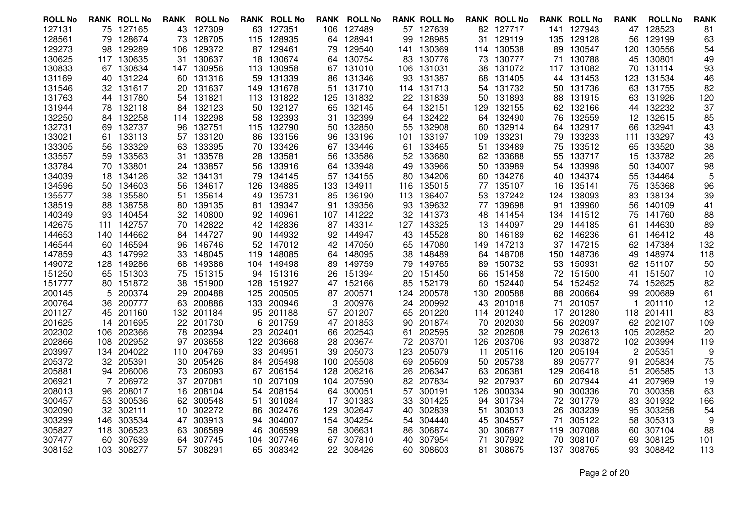| ROLL No | RANK | ROLL No | RANK | ROLL No | RANK | ROLL No | RANK | ROLL No | RANK | ROLL No | RANK | ROLL No | RANK | ROLL No | RANK | ROLL No | RANK |
|---|---|---|---|---|---|---|---|---|---|---|---|---|---|---|---|---|---|
| 127131 | 75 | 127165 | 43 | 127309 | 63 | 127351 | 106 | 127489 | 57 | 127639 | 82 | 127717 | 141 | 127943 | 47 | 128523 | 81 |
| 128561 | 79 | 128674 | 73 | 128705 | 115 | 128935 | 64 | 128941 | 99 | 128985 | 31 | 129119 | 135 | 129128 | 56 | 129199 | 63 |
| 129273 | 98 | 129289 | 106 | 129372 | 87 | 129461 | 79 | 129540 | 141 | 130369 | 114 | 130538 | 89 | 130547 | 120 | 130556 | 54 |
| 130625 | 117 | 130635 | 31 | 130637 | 18 | 130674 | 64 | 130754 | 83 | 130776 | 73 | 130777 | 71 | 130788 | 45 | 130801 | 49 |
| 130833 | 67 | 130834 | 147 | 130956 | 113 | 130958 | 67 | 131010 | 106 | 131031 | 38 | 131072 | 117 | 131082 | 70 | 131114 | 93 |
| 131169 | 40 | 131224 | 60 | 131316 | 59 | 131339 | 86 | 131346 | 93 | 131387 | 68 | 131405 | 44 | 131453 | 123 | 131534 | 46 |
| 131546 | 32 | 131617 | 20 | 131637 | 149 | 131678 | 51 | 131710 | 114 | 131713 | 54 | 131732 | 50 | 131736 | 63 | 131755 | 82 |
| 131763 | 44 | 131780 | 54 | 131821 | 113 | 131822 | 125 | 131832 | 22 | 131839 | 50 | 131893 | 88 | 131915 | 63 | 131926 | 120 |
| 131944 | 78 | 132118 | 84 | 132123 | 50 | 132127 | 65 | 132145 | 64 | 132151 | 129 | 132155 | 62 | 132166 | 44 | 132232 | 37 |
| 132250 | 84 | 132258 | 114 | 132298 | 58 | 132393 | 31 | 132399 | 64 | 132422 | 64 | 132490 | 76 | 132559 | 12 | 132615 | 85 |
| 132731 | 69 | 132737 | 96 | 132751 | 115 | 132790 | 50 | 132850 | 55 | 132908 | 60 | 132914 | 64 | 132917 | 66 | 132941 | 43 |
| 133021 | 61 | 133113 | 57 | 133120 | 86 | 133156 | 96 | 133196 | 101 | 133197 | 109 | 133231 | 79 | 133233 | 111 | 133297 | 43 |
| 133305 | 56 | 133329 | 63 | 133395 | 70 | 133426 | 67 | 133446 | 61 | 133465 | 51 | 133489 | 75 | 133512 | 65 | 133520 | 38 |
| 133557 | 59 | 133563 | 31 | 133578 | 28 | 133581 | 56 | 133586 | 52 | 133680 | 62 | 133688 | 55 | 133717 | 15 | 133782 | 26 |
| 133784 | 70 | 133801 | 24 | 133857 | 56 | 133916 | 64 | 133948 | 49 | 133966 | 50 | 133989 | 54 | 133998 | 50 | 134007 | 98 |
| 134039 | 18 | 134126 | 32 | 134131 | 79 | 134145 | 57 | 134155 | 80 | 134206 | 60 | 134276 | 40 | 134374 | 55 | 134464 | 5 |
| 134596 | 50 | 134603 | 56 | 134617 | 126 | 134885 | 133 | 134911 | 116 | 135015 | 77 | 135107 | 16 | 135141 | 75 | 135368 | 96 |
| 135577 | 38 | 135580 | 51 | 135614 | 49 | 135731 | 85 | 136190 | 113 | 136407 | 53 | 137242 | 124 | 138093 | 83 | 138134 | 39 |
| 138519 | 88 | 138758 | 80 | 139135 | 81 | 139347 | 91 | 139356 | 93 | 139632 | 77 | 139698 | 91 | 139960 | 56 | 140109 | 41 |
| 140349 | 93 | 140454 | 32 | 140800 | 92 | 140961 | 107 | 141222 | 32 | 141373 | 48 | 141454 | 134 | 141512 | 75 | 141760 | 88 |
| 142675 | 111 | 142757 | 70 | 142822 | 42 | 142836 | 87 | 143314 | 127 | 143325 | 13 | 144097 | 29 | 144185 | 61 | 144630 | 89 |
| 144653 | 140 | 144662 | 84 | 144727 | 90 | 144932 | 92 | 144947 | 43 | 145528 | 80 | 146189 | 62 | 146236 | 61 | 146412 | 48 |
| 146544 | 60 | 146594 | 96 | 146746 | 52 | 147012 | 42 | 147050 | 65 | 147080 | 149 | 147213 | 37 | 147215 | 62 | 147384 | 132 |
| 147859 | 43 | 147992 | 33 | 148045 | 119 | 148085 | 64 | 148095 | 38 | 148489 | 64 | 148708 | 150 | 148736 | 49 | 148974 | 118 |
| 149072 | 128 | 149286 | 68 | 149386 | 104 | 149498 | 89 | 149759 | 79 | 149765 | 89 | 150732 | 53 | 150931 | 62 | 151107 | 50 |
| 151250 | 65 | 151303 | 75 | 151315 | 94 | 151316 | 26 | 151394 | 20 | 151450 | 66 | 151458 | 72 | 151500 | 41 | 151507 | 10 |
| 151777 | 80 | 151872 | 38 | 151900 | 128 | 151927 | 47 | 152166 | 85 | 152179 | 60 | 152440 | 54 | 152452 | 74 | 152625 | 82 |
| 200145 | 5 | 200374 | 29 | 200488 | 125 | 200505 | 87 | 200571 | 124 | 200578 | 130 | 200588 | 88 | 200664 | 99 | 200689 | 61 |
| 200764 | 36 | 200777 | 63 | 200886 | 133 | 200946 | 3 | 200976 | 24 | 200992 | 43 | 201018 | 71 | 201057 | 1 | 201110 | 12 |
| 201127 | 45 | 201160 | 132 | 201184 | 95 | 201188 | 57 | 201207 | 65 | 201220 | 114 | 201240 | 17 | 201280 | 118 | 201411 | 83 |
| 201625 | 14 | 201695 | 22 | 201730 | 6 | 201759 | 47 | 201853 | 90 | 201874 | 70 | 202030 | 56 | 202097 | 62 | 202107 | 109 |
| 202302 | 106 | 202366 | 78 | 202394 | 23 | 202401 | 66 | 202543 | 61 | 202595 | 32 | 202608 | 79 | 202613 | 105 | 202852 | 20 |
| 202866 | 108 | 202952 | 97 | 203658 | 122 | 203668 | 28 | 203674 | 72 | 203701 | 126 | 203706 | 93 | 203872 | 102 | 203994 | 119 |
| 203997 | 134 | 204022 | 110 | 204769 | 33 | 204951 | 39 | 205073 | 123 | 205079 | 11 | 205116 | 120 | 205194 | 2 | 205351 | 9 |
| 205372 | 32 | 205391 | 30 | 205426 | 84 | 205498 | 100 | 205508 | 69 | 205609 | 50 | 205738 | 89 | 205777 | 91 | 205834 | 75 |
| 205881 | 94 | 206006 | 73 | 206093 | 67 | 206154 | 128 | 206216 | 26 | 206347 | 63 | 206381 | 129 | 206418 | 51 | 206585 | 13 |
| 206921 | 7 | 206972 | 37 | 207081 | 10 | 207109 | 104 | 207590 | 82 | 207834 | 92 | 207937 | 60 | 207944 | 41 | 207969 | 19 |
| 208013 | 96 | 208017 | 16 | 208104 | 54 | 208154 | 64 | 300051 | 57 | 300191 | 126 | 300334 | 90 | 300336 | 70 | 300358 | 63 |
| 300457 | 53 | 300536 | 62 | 300548 | 51 | 301084 | 17 | 301383 | 33 | 301425 | 94 | 301734 | 72 | 301779 | 83 | 301932 | 166 |
| 302090 | 32 | 302111 | 10 | 302272 | 86 | 302476 | 129 | 302647 | 40 | 302839 | 51 | 303013 | 26 | 303239 | 95 | 303258 | 54 |
| 303299 | 146 | 303534 | 47 | 303913 | 94 | 304007 | 154 | 304254 | 54 | 304440 | 45 | 304557 | 71 | 305122 | 58 | 305313 | 9 |
| 305827 | 118 | 306523 | 63 | 306589 | 46 | 306599 | 58 | 306631 | 86 | 306874 | 30 | 306877 | 119 | 307088 | 60 | 307104 | 88 |
| 307477 | 60 | 307639 | 64 | 307745 | 104 | 307746 | 67 | 307810 | 40 | 307954 | 71 | 307992 | 70 | 308107 | 69 | 308125 | 101 |
| 308152 | 103 | 308277 | 57 | 308291 | 65 | 308342 | 22 | 308426 | 60 | 308603 | 81 | 308675 | 137 | 308765 | 93 | 308842 | 113 |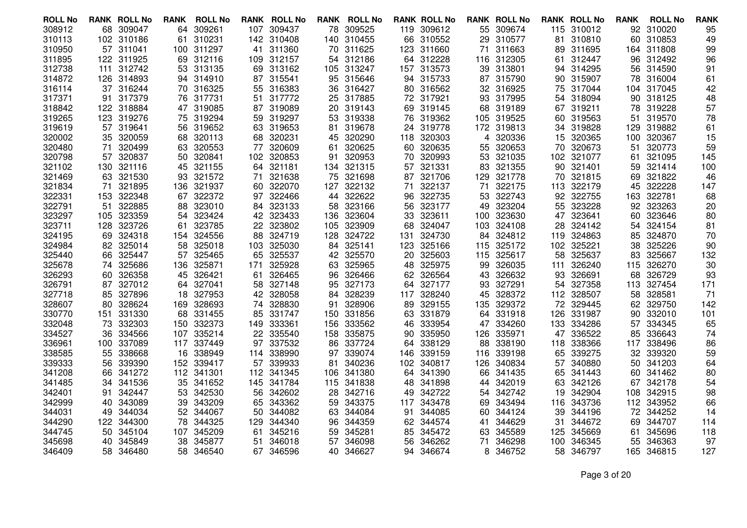| ROLL No | RANK | ROLL No | RANK | ROLL No | RANK | ROLL No | RANK | ROLL No | RANK | ROLL No | RANK | ROLL No | RANK | ROLL No | RANK | ROLL No | RANK |
|---|---|---|---|---|---|---|---|---|---|---|---|---|---|---|---|---|---|
| 308912 | 68 | 309047 | 64 | 309261 | 107 | 309437 | 78 | 309525 | 119 | 309612 | 55 | 309674 | 115 | 310012 | 92 | 310020 | 95 |
| 310113 | 102 | 310186 | 61 | 310231 | 142 | 310408 | 140 | 310455 | 66 | 310552 | 29 | 310577 | 81 | 310810 | 60 | 310853 | 49 |
| 310950 | 57 | 311041 | 100 | 311297 | 41 | 311360 | 70 | 311625 | 123 | 311660 | 71 | 311663 | 89 | 311695 | 164 | 311808 | 99 |
| 311895 | 122 | 311925 | 69 | 312116 | 109 | 312157 | 54 | 312186 | 64 | 312228 | 116 | 312305 | 61 | 312447 | 96 | 312492 | 96 |
| 312738 | 111 | 312742 | 53 | 313135 | 69 | 313162 | 105 | 313247 | 157 | 313573 | 39 | 313801 | 94 | 314295 | 56 | 314590 | 91 |
| 314872 | 126 | 314893 | 94 | 314910 | 87 | 315541 | 95 | 315646 | 94 | 315733 | 87 | 315790 | 90 | 315907 | 78 | 316004 | 61 |
| 316114 | 37 | 316244 | 70 | 316325 | 55 | 316383 | 36 | 316427 | 80 | 316562 | 32 | 316925 | 75 | 317044 | 104 | 317045 | 42 |
| 317371 | 91 | 317379 | 76 | 317731 | 51 | 317772 | 25 | 317885 | 72 | 317921 | 93 | 317995 | 54 | 318094 | 90 | 318125 | 48 |
| 318842 | 122 | 318884 | 47 | 319085 | 87 | 319089 | 20 | 319143 | 69 | 319145 | 68 | 319189 | 67 | 319211 | 78 | 319228 | 57 |
| 319265 | 123 | 319276 | 75 | 319294 | 59 | 319297 | 53 | 319338 | 76 | 319362 | 105 | 319525 | 60 | 319563 | 51 | 319570 | 78 |
| 319619 | 57 | 319641 | 56 | 319652 | 63 | 319653 | 81 | 319678 | 24 | 319778 | 172 | 319813 | 34 | 319828 | 129 | 319882 | 61 |
| 320002 | 35 | 320059 | 68 | 320113 | 68 | 320231 | 45 | 320290 | 118 | 320303 | 4 | 320336 | 15 | 320365 | 100 | 320367 | 15 |
| 320480 | 71 | 320499 | 63 | 320553 | 77 | 320609 | 61 | 320625 | 60 | 320635 | 55 | 320653 | 70 | 320673 | 51 | 320773 | 59 |
| 320798 | 57 | 320837 | 50 | 320841 | 102 | 320853 | 91 | 320953 | 70 | 320993 | 53 | 321035 | 102 | 321077 | 61 | 321095 | 145 |
| 321102 | 130 | 321116 | 45 | 321155 | 64 | 321181 | 134 | 321315 | 57 | 321331 | 83 | 321355 | 90 | 321401 | 59 | 321414 | 100 |
| 321469 | 63 | 321530 | 93 | 321572 | 71 | 321638 | 75 | 321698 | 87 | 321706 | 129 | 321778 | 70 | 321815 | 69 | 321822 | 46 |
| 321834 | 71 | 321895 | 136 | 321937 | 60 | 322070 | 127 | 322132 | 71 | 322137 | 71 | 322175 | 113 | 322179 | 45 | 322228 | 147 |
| 322331 | 153 | 322348 | 67 | 322372 | 97 | 322466 | 44 | 322622 | 96 | 322735 | 53 | 322743 | 92 | 322755 | 163 | 322781 | 68 |
| 322791 | 51 | 322885 | 88 | 323010 | 84 | 323133 | 58 | 323166 | 56 | 323177 | 49 | 323204 | 55 | 323228 | 92 | 323263 | 20 |
| 323297 | 105 | 323359 | 54 | 323424 | 42 | 323433 | 136 | 323604 | 33 | 323611 | 100 | 323630 | 47 | 323641 | 60 | 323646 | 80 |
| 323711 | 128 | 323726 | 61 | 323785 | 22 | 323802 | 105 | 323909 | 68 | 324047 | 103 | 324108 | 28 | 324142 | 54 | 324154 | 81 |
| 324195 | 69 | 324318 | 154 | 324556 | 88 | 324719 | 128 | 324722 | 131 | 324730 | 84 | 324812 | 119 | 324863 | 85 | 324870 | 70 |
| 324984 | 82 | 325014 | 58 | 325018 | 103 | 325030 | 84 | 325141 | 123 | 325166 | 115 | 325172 | 102 | 325221 | 38 | 325226 | 90 |
| 325440 | 66 | 325447 | 57 | 325465 | 65 | 325537 | 42 | 325570 | 20 | 325603 | 115 | 325617 | 58 | 325637 | 83 | 325667 | 132 |
| 325678 | 74 | 325686 | 136 | 325871 | 171 | 325928 | 63 | 325965 | 48 | 325975 | 99 | 326035 | 111 | 326240 | 115 | 326270 | 30 |
| 326293 | 60 | 326358 | 45 | 326421 | 61 | 326465 | 96 | 326466 | 62 | 326564 | 43 | 326632 | 93 | 326691 | 68 | 326729 | 93 |
| 326791 | 87 | 327012 | 64 | 327041 | 58 | 327148 | 95 | 327173 | 64 | 327177 | 93 | 327291 | 54 | 327358 | 113 | 327454 | 171 |
| 327718 | 85 | 327896 | 18 | 327953 | 42 | 328058 | 84 | 328239 | 117 | 328240 | 45 | 328372 | 112 | 328507 | 58 | 328581 | 71 |
| 328607 | 80 | 328624 | 169 | 328693 | 74 | 328830 | 91 | 328906 | 89 | 329155 | 135 | 329372 | 72 | 329445 | 62 | 329750 | 142 |
| 330770 | 151 | 331330 | 68 | 331455 | 85 | 331747 | 150 | 331856 | 63 | 331879 | 64 | 331918 | 126 | 331987 | 90 | 332010 | 101 |
| 332048 | 73 | 332303 | 150 | 332373 | 149 | 333361 | 156 | 333562 | 46 | 333954 | 47 | 334260 | 133 | 334286 | 57 | 334345 | 65 |
| 334527 | 36 | 334566 | 107 | 335214 | 22 | 335540 | 158 | 335875 | 90 | 335950 | 126 | 335971 | 47 | 336522 | 85 | 336643 | 74 |
| 336961 | 100 | 337089 | 117 | 337449 | 97 | 337532 | 86 | 337724 | 64 | 338129 | 88 | 338190 | 118 | 338366 | 117 | 338496 | 86 |
| 338585 | 55 | 338668 | 16 | 338949 | 114 | 338990 | 97 | 339074 | 146 | 339159 | 116 | 339198 | 65 | 339275 | 32 | 339320 | 59 |
| 339333 | 56 | 339390 | 152 | 339417 | 57 | 339933 | 81 | 340236 | 102 | 340817 | 126 | 340834 | 57 | 340880 | 50 | 341203 | 64 |
| 341208 | 66 | 341272 | 112 | 341301 | 112 | 341345 | 106 | 341380 | 64 | 341390 | 66 | 341435 | 65 | 341443 | 60 | 341462 | 80 |
| 341485 | 34 | 341536 | 35 | 341652 | 145 | 341784 | 115 | 341838 | 48 | 341898 | 44 | 342019 | 63 | 342126 | 67 | 342178 | 54 |
| 342401 | 91 | 342447 | 53 | 342530 | 56 | 342602 | 28 | 342716 | 49 | 342722 | 54 | 342742 | 19 | 342904 | 108 | 342915 | 98 |
| 342999 | 40 | 343089 | 39 | 343209 | 65 | 343362 | 59 | 343375 | 117 | 343478 | 69 | 343494 | 116 | 343736 | 112 | 343952 | 66 |
| 344031 | 49 | 344034 | 52 | 344067 | 50 | 344082 | 63 | 344084 | 91 | 344085 | 60 | 344124 | 39 | 344196 | 72 | 344252 | 14 |
| 344290 | 122 | 344300 | 78 | 344325 | 129 | 344340 | 96 | 344359 | 62 | 344574 | 41 | 344629 | 31 | 344672 | 69 | 344707 | 114 |
| 344745 | 50 | 345104 | 107 | 345209 | 61 | 345216 | 59 | 345281 | 85 | 345472 | 63 | 345589 | 125 | 345669 | 61 | 345696 | 118 |
| 345698 | 40 | 345849 | 38 | 345877 | 51 | 346018 | 57 | 346098 | 56 | 346262 | 71 | 346298 | 100 | 346345 | 55 | 346363 | 97 |
| 346409 | 58 | 346480 | 58 | 346540 | 67 | 346596 | 40 | 346627 | 94 | 346674 | 8 | 346752 | 58 | 346797 | 165 | 346815 | 127 |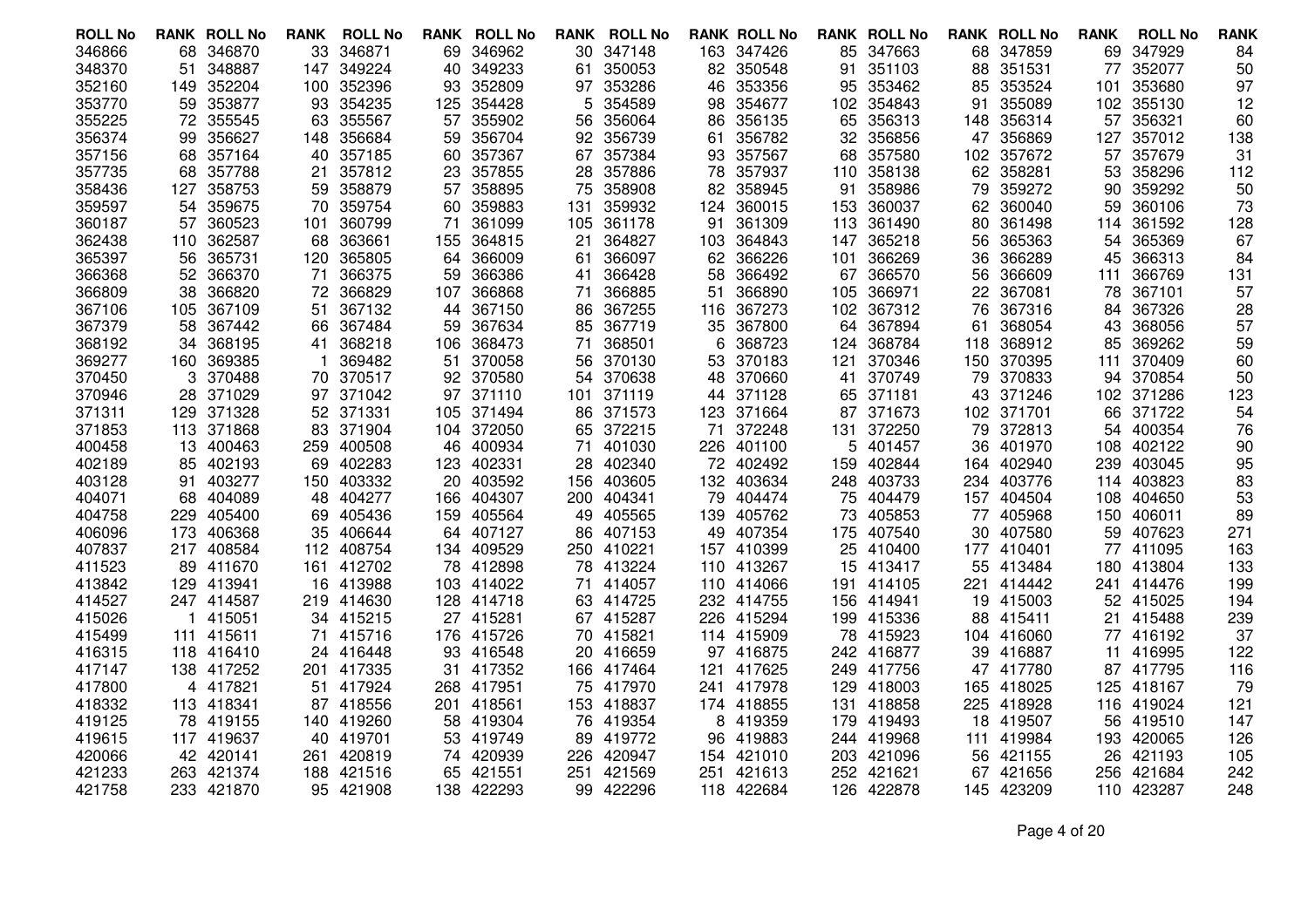| ROLL No | RANK | ROLL No | RANK | ROLL No | RANK | ROLL No | RANK | ROLL No | RANK | ROLL No | RANK | ROLL No | RANK | ROLL No | RANK | ROLL No | RANK |
|---|---|---|---|---|---|---|---|---|---|---|---|---|---|---|---|---|---|
| 346866 | 68 | 346870 | 33 | 346871 | 69 | 346962 | 30 | 347148 | 163 | 347426 | 85 | 347663 | 68 | 347859 | 69 | 347929 | 84 |
| 348370 | 51 | 348887 | 147 | 349224 | 40 | 349233 | 61 | 350053 | 82 | 350548 | 91 | 351103 | 88 | 351531 | 77 | 352077 | 50 |
| 352160 | 149 | 352204 | 100 | 352396 | 93 | 352809 | 97 | 353286 | 46 | 353356 | 95 | 353462 | 85 | 353524 | 101 | 353680 | 97 |
| 353770 | 59 | 353877 | 93 | 354235 | 125 | 354428 | 5 | 354589 | 98 | 354677 | 102 | 354843 | 91 | 355089 | 102 | 355130 | 12 |
| 355225 | 72 | 355545 | 63 | 355567 | 57 | 355902 | 56 | 356064 | 86 | 356135 | 65 | 356313 | 148 | 356314 | 57 | 356321 | 60 |
| 356374 | 99 | 356627 | 148 | 356684 | 59 | 356704 | 92 | 356739 | 61 | 356782 | 32 | 356856 | 47 | 356869 | 127 | 357012 | 138 |
| 357156 | 68 | 357164 | 40 | 357185 | 60 | 357367 | 67 | 357384 | 93 | 357567 | 68 | 357580 | 102 | 357672 | 57 | 357679 | 31 |
| 357735 | 68 | 357788 | 21 | 357812 | 23 | 357855 | 28 | 357886 | 78 | 357937 | 110 | 358138 | 62 | 358281 | 53 | 358296 | 112 |
| 358436 | 127 | 358753 | 59 | 358879 | 57 | 358895 | 75 | 358908 | 82 | 358945 | 91 | 358986 | 79 | 359272 | 90 | 359292 | 50 |
| 359597 | 54 | 359675 | 70 | 359754 | 60 | 359883 | 131 | 359932 | 124 | 360015 | 153 | 360037 | 62 | 360040 | 59 | 360106 | 73 |
| 360187 | 57 | 360523 | 101 | 360799 | 71 | 361099 | 105 | 361178 | 91 | 361309 | 113 | 361490 | 80 | 361498 | 114 | 361592 | 128 |
| 362438 | 110 | 362587 | 68 | 363661 | 155 | 364815 | 21 | 364827 | 103 | 364843 | 147 | 365218 | 56 | 365363 | 54 | 365369 | 67 |
| 365397 | 56 | 365731 | 120 | 365805 | 64 | 366009 | 61 | 366097 | 62 | 366226 | 101 | 366269 | 36 | 366289 | 45 | 366313 | 84 |
| 366368 | 52 | 366370 | 71 | 366375 | 59 | 366386 | 41 | 366428 | 58 | 366492 | 67 | 366570 | 56 | 366609 | 111 | 366769 | 131 |
| 366809 | 38 | 366820 | 72 | 366829 | 107 | 366868 | 71 | 366885 | 51 | 366890 | 105 | 366971 | 22 | 367081 | 78 | 367101 | 57 |
| 367106 | 105 | 367109 | 51 | 367132 | 44 | 367150 | 86 | 367255 | 116 | 367273 | 102 | 367312 | 76 | 367316 | 84 | 367326 | 28 |
| 367379 | 58 | 367442 | 66 | 367484 | 59 | 367634 | 85 | 367719 | 35 | 367800 | 64 | 367894 | 61 | 368054 | 43 | 368056 | 57 |
| 368192 | 34 | 368195 | 41 | 368218 | 106 | 368473 | 71 | 368501 | 6 | 368723 | 124 | 368784 | 118 | 368912 | 85 | 369262 | 59 |
| 369277 | 160 | 369385 | 1 | 369482 | 51 | 370058 | 56 | 370130 | 53 | 370183 | 121 | 370346 | 150 | 370395 | 111 | 370409 | 60 |
| 370450 | 3 | 370488 | 70 | 370517 | 92 | 370580 | 54 | 370638 | 48 | 370660 | 41 | 370749 | 79 | 370833 | 94 | 370854 | 50 |
| 370946 | 28 | 371029 | 97 | 371042 | 97 | 371110 | 101 | 371119 | 44 | 371128 | 65 | 371181 | 43 | 371246 | 102 | 371286 | 123 |
| 371311 | 129 | 371328 | 52 | 371331 | 105 | 371494 | 86 | 371573 | 123 | 371664 | 87 | 371673 | 102 | 371701 | 66 | 371722 | 54 |
| 371853 | 113 | 371868 | 83 | 371904 | 104 | 372050 | 65 | 372215 | 71 | 372248 | 131 | 372250 | 79 | 372813 | 54 | 400354 | 76 |
| 400458 | 13 | 400463 | 259 | 400508 | 46 | 400934 | 71 | 401030 | 226 | 401100 | 5 | 401457 | 36 | 401970 | 108 | 402122 | 90 |
| 402189 | 85 | 402193 | 69 | 402283 | 123 | 402331 | 28 | 402340 | 72 | 402492 | 159 | 402844 | 164 | 402940 | 239 | 403045 | 95 |
| 403128 | 91 | 403277 | 150 | 403332 | 20 | 403592 | 156 | 403605 | 132 | 403634 | 248 | 403733 | 234 | 403776 | 114 | 403823 | 83 |
| 404071 | 68 | 404089 | 48 | 404277 | 166 | 404307 | 200 | 404341 | 79 | 404474 | 75 | 404479 | 157 | 404504 | 108 | 404650 | 53 |
| 404758 | 229 | 405400 | 69 | 405436 | 159 | 405564 | 49 | 405565 | 139 | 405762 | 73 | 405853 | 77 | 405968 | 150 | 406011 | 89 |
| 406096 | 173 | 406368 | 35 | 406644 | 64 | 407127 | 86 | 407153 | 49 | 407354 | 175 | 407540 | 30 | 407580 | 59 | 407623 | 271 |
| 407837 | 217 | 408584 | 112 | 408754 | 134 | 409529 | 250 | 410221 | 157 | 410399 | 25 | 410400 | 177 | 410401 | 77 | 411095 | 163 |
| 411523 | 89 | 411670 | 161 | 412702 | 78 | 412898 | 78 | 413224 | 110 | 413267 | 15 | 413417 | 55 | 413484 | 180 | 413804 | 133 |
| 413842 | 129 | 413941 | 16 | 413988 | 103 | 414022 | 71 | 414057 | 110 | 414066 | 191 | 414105 | 221 | 414442 | 241 | 414476 | 199 |
| 414527 | 247 | 414587 | 219 | 414630 | 128 | 414718 | 63 | 414725 | 232 | 414755 | 156 | 414941 | 19 | 415003 | 52 | 415025 | 194 |
| 415026 | 1 | 415051 | 34 | 415215 | 27 | 415281 | 67 | 415287 | 226 | 415294 | 199 | 415336 | 88 | 415411 | 21 | 415488 | 239 |
| 415499 | 111 | 415611 | 71 | 415716 | 176 | 415726 | 70 | 415821 | 114 | 415909 | 78 | 415923 | 104 | 416060 | 77 | 416192 | 37 |
| 416315 | 118 | 416410 | 24 | 416448 | 93 | 416548 | 20 | 416659 | 97 | 416875 | 242 | 416877 | 39 | 416887 | 11 | 416995 | 122 |
| 417147 | 138 | 417252 | 201 | 417335 | 31 | 417352 | 166 | 417464 | 121 | 417625 | 249 | 417756 | 47 | 417780 | 87 | 417795 | 116 |
| 417800 | 4 | 417821 | 51 | 417924 | 268 | 417951 | 75 | 417970 | 241 | 417978 | 129 | 418003 | 165 | 418025 | 125 | 418167 | 79 |
| 418332 | 113 | 418341 | 87 | 418556 | 201 | 418561 | 153 | 418837 | 174 | 418855 | 131 | 418858 | 225 | 418928 | 116 | 419024 | 121 |
| 419125 | 78 | 419155 | 140 | 419260 | 58 | 419304 | 76 | 419354 | 8 | 419359 | 179 | 419493 | 18 | 419507 | 56 | 419510 | 147 |
| 419615 | 117 | 419637 | 40 | 419701 | 53 | 419749 | 89 | 419772 | 96 | 419883 | 244 | 419968 | 111 | 419984 | 193 | 420065 | 126 |
| 420066 | 42 | 420141 | 261 | 420819 | 74 | 420939 | 226 | 420947 | 154 | 421010 | 203 | 421096 | 56 | 421155 | 26 | 421193 | 105 |
| 421233 | 263 | 421374 | 188 | 421516 | 65 | 421551 | 251 | 421569 | 251 | 421613 | 252 | 421621 | 67 | 421656 | 256 | 421684 | 242 |
| 421758 | 233 | 421870 | 95 | 421908 | 138 | 422293 | 99 | 422296 | 118 | 422684 | 126 | 422878 | 145 | 423209 | 110 | 423287 | 248 |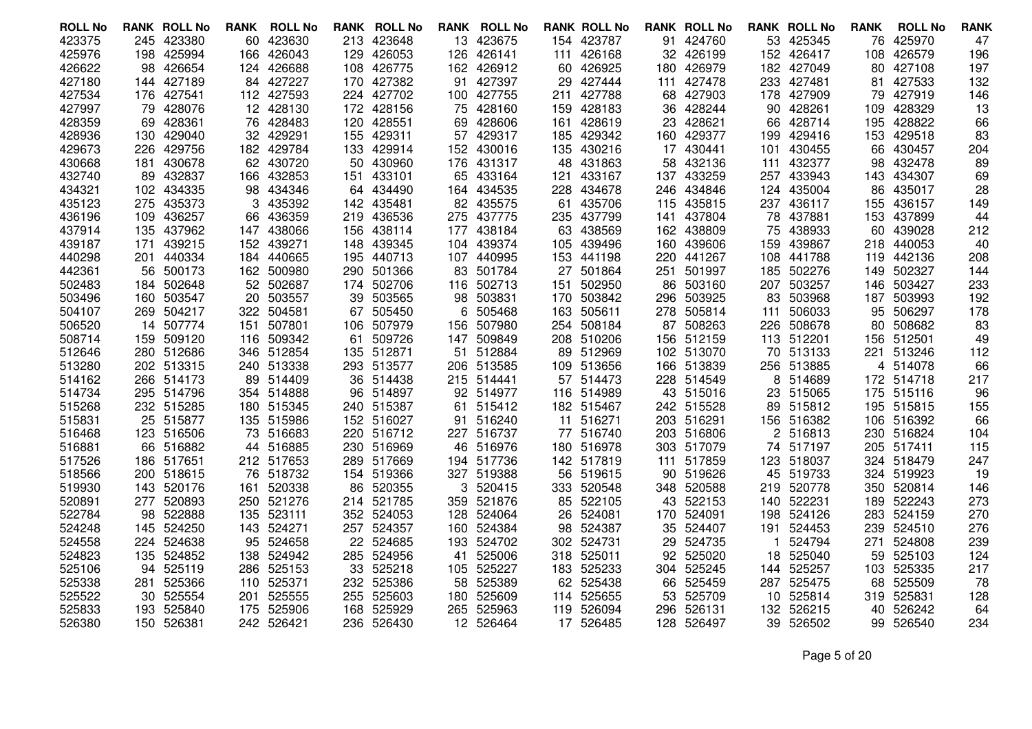| ROLL No | RANK | ROLL No | RANK | ROLL No | RANK | ROLL No | RANK | ROLL No | RANK | ROLL No | RANK | ROLL No | RANK | ROLL No | RANK | ROLL No | RANK |
|---|---|---|---|---|---|---|---|---|---|---|---|---|---|---|---|---|---|
| 423375 | 245 | 423380 | 60 | 423630 | 213 | 423648 | 13 | 423675 | 154 | 423787 | 91 | 424760 | 53 | 425345 | 76 | 425970 | 47 |
| 425976 | 198 | 425994 | 166 | 426043 | 129 | 426053 | 126 | 426141 | 111 | 426168 | 32 | 426199 | 152 | 426417 | 108 | 426579 | 196 |
| 426622 | 98 | 426654 | 124 | 426688 | 108 | 426775 | 162 | 426912 | 60 | 426925 | 180 | 426979 | 182 | 427049 | 80 | 427108 | 197 |
| 427180 | 144 | 427189 | 84 | 427227 | 170 | 427382 | 91 | 427397 | 29 | 427444 | 111 | 427478 | 233 | 427481 | 81 | 427533 | 132 |
| 427534 | 176 | 427541 | 112 | 427593 | 224 | 427702 | 100 | 427755 | 211 | 427788 | 68 | 427903 | 178 | 427909 | 79 | 427919 | 146 |
| 427997 | 79 | 428076 | 12 | 428130 | 172 | 428156 | 75 | 428160 | 159 | 428183 | 36 | 428244 | 90 | 428261 | 109 | 428329 | 13 |
| 428359 | 69 | 428361 | 76 | 428483 | 120 | 428551 | 69 | 428606 | 161 | 428619 | 23 | 428621 | 66 | 428714 | 195 | 428822 | 66 |
| 428936 | 130 | 429040 | 32 | 429291 | 155 | 429311 | 57 | 429317 | 185 | 429342 | 160 | 429377 | 199 | 429416 | 153 | 429518 | 83 |
| 429673 | 226 | 429756 | 182 | 429784 | 133 | 429914 | 152 | 430016 | 135 | 430216 | 17 | 430441 | 101 | 430455 | 66 | 430457 | 204 |
| 430668 | 181 | 430678 | 62 | 430720 | 50 | 430960 | 176 | 431317 | 48 | 431863 | 58 | 432136 | 111 | 432377 | 98 | 432478 | 89 |
| 432740 | 89 | 432837 | 166 | 432853 | 151 | 433101 | 65 | 433164 | 121 | 433167 | 137 | 433259 | 257 | 433943 | 143 | 434307 | 69 |
| 434321 | 102 | 434335 | 98 | 434346 | 64 | 434490 | 164 | 434535 | 228 | 434678 | 246 | 434846 | 124 | 435004 | 86 | 435017 | 28 |
| 435123 | 275 | 435373 | 3 | 435392 | 142 | 435481 | 82 | 435575 | 61 | 435706 | 115 | 435815 | 237 | 436117 | 155 | 436157 | 149 |
| 436196 | 109 | 436257 | 66 | 436359 | 219 | 436536 | 275 | 437775 | 235 | 437799 | 141 | 437804 | 78 | 437881 | 153 | 437899 | 44 |
| 437914 | 135 | 437962 | 147 | 438066 | 156 | 438114 | 177 | 438184 | 63 | 438569 | 162 | 438809 | 75 | 438933 | 60 | 439028 | 212 |
| 439187 | 171 | 439215 | 152 | 439271 | 148 | 439345 | 104 | 439374 | 105 | 439496 | 160 | 439606 | 159 | 439867 | 218 | 440053 | 40 |
| 440298 | 201 | 440334 | 184 | 440665 | 195 | 440713 | 107 | 440995 | 153 | 441198 | 220 | 441267 | 108 | 441788 | 119 | 442136 | 208 |
| 442361 | 56 | 500173 | 162 | 500980 | 290 | 501366 | 83 | 501784 | 27 | 501864 | 251 | 501997 | 185 | 502276 | 149 | 502327 | 144 |
| 502483 | 184 | 502648 | 52 | 502687 | 174 | 502706 | 116 | 502713 | 151 | 502950 | 86 | 503160 | 207 | 503257 | 146 | 503427 | 233 |
| 503496 | 160 | 503547 | 20 | 503557 | 39 | 503565 | 98 | 503831 | 170 | 503842 | 296 | 503925 | 83 | 503968 | 187 | 503993 | 192 |
| 504107 | 269 | 504217 | 322 | 504581 | 67 | 505450 | 6 | 505468 | 163 | 505611 | 278 | 505814 | 111 | 506033 | 95 | 506297 | 178 |
| 506520 | 14 | 507774 | 151 | 507801 | 106 | 507979 | 156 | 507980 | 254 | 508184 | 87 | 508263 | 226 | 508678 | 80 | 508682 | 83 |
| 508714 | 159 | 509120 | 116 | 509342 | 61 | 509726 | 147 | 509849 | 208 | 510206 | 156 | 512159 | 113 | 512201 | 156 | 512501 | 49 |
| 512646 | 280 | 512686 | 346 | 512854 | 135 | 512871 | 51 | 512884 | 89 | 512969 | 102 | 513070 | 70 | 513133 | 221 | 513246 | 112 |
| 513280 | 202 | 513315 | 240 | 513338 | 293 | 513577 | 206 | 513585 | 109 | 513656 | 166 | 513839 | 256 | 513885 | 4 | 514078 | 66 |
| 514162 | 266 | 514173 | 89 | 514409 | 36 | 514438 | 215 | 514441 | 57 | 514473 | 228 | 514549 | 8 | 514689 | 172 | 514718 | 217 |
| 514734 | 295 | 514796 | 354 | 514888 | 96 | 514897 | 92 | 514977 | 116 | 514989 | 43 | 515016 | 23 | 515065 | 175 | 515116 | 96 |
| 515268 | 232 | 515285 | 180 | 515345 | 240 | 515387 | 61 | 515412 | 182 | 515467 | 242 | 515528 | 89 | 515812 | 195 | 515815 | 155 |
| 515831 | 25 | 515877 | 135 | 515986 | 152 | 516027 | 91 | 516240 | 11 | 516271 | 203 | 516291 | 156 | 516382 | 106 | 516392 | 66 |
| 516468 | 123 | 516506 | 73 | 516683 | 220 | 516712 | 227 | 516737 | 77 | 516740 | 203 | 516806 | 2 | 516813 | 230 | 516824 | 104 |
| 516881 | 66 | 516882 | 44 | 516885 | 230 | 516969 | 46 | 516976 | 180 | 516978 | 303 | 517079 | 74 | 517197 | 205 | 517411 | 115 |
| 517526 | 186 | 517651 | 212 | 517653 | 289 | 517669 | 194 | 517736 | 142 | 517819 | 111 | 517859 | 123 | 518037 | 324 | 518479 | 247 |
| 518566 | 200 | 518615 | 76 | 518732 | 154 | 519366 | 327 | 519388 | 56 | 519615 | 90 | 519626 | 45 | 519733 | 324 | 519923 | 19 |
| 519930 | 143 | 520176 | 161 | 520338 | 86 | 520355 | 3 | 520415 | 333 | 520548 | 348 | 520588 | 219 | 520778 | 350 | 520814 | 146 |
| 520891 | 277 | 520893 | 250 | 521276 | 214 | 521785 | 359 | 521876 | 85 | 522105 | 43 | 522153 | 140 | 522231 | 189 | 522243 | 273 |
| 522784 | 98 | 522888 | 135 | 523111 | 352 | 524053 | 128 | 524064 | 26 | 524081 | 170 | 524091 | 198 | 524126 | 283 | 524159 | 270 |
| 524248 | 145 | 524250 | 143 | 524271 | 257 | 524357 | 160 | 524384 | 98 | 524387 | 35 | 524407 | 191 | 524453 | 239 | 524510 | 276 |
| 524558 | 224 | 524638 | 95 | 524658 | 22 | 524685 | 193 | 524702 | 302 | 524731 | 29 | 524735 | 1 | 524794 | 271 | 524808 | 239 |
| 524823 | 135 | 524852 | 138 | 524942 | 285 | 524956 | 41 | 525006 | 318 | 525011 | 92 | 525020 | 18 | 525040 | 59 | 525103 | 124 |
| 525106 | 94 | 525119 | 286 | 525153 | 33 | 525218 | 105 | 525227 | 183 | 525233 | 304 | 525245 | 144 | 525257 | 103 | 525335 | 217 |
| 525338 | 281 | 525366 | 110 | 525371 | 232 | 525386 | 58 | 525389 | 62 | 525438 | 66 | 525459 | 287 | 525475 | 68 | 525509 | 78 |
| 525522 | 30 | 525554 | 201 | 525555 | 255 | 525603 | 180 | 525609 | 114 | 525655 | 53 | 525709 | 10 | 525814 | 319 | 525831 | 128 |
| 525833 | 193 | 525840 | 175 | 525906 | 168 | 525929 | 265 | 525963 | 119 | 526094 | 296 | 526131 | 132 | 526215 | 40 | 526242 | 64 |
| 526380 | 150 | 526381 | 242 | 526421 | 236 | 526430 | 12 | 526464 | 17 | 526485 | 128 | 526497 | 39 | 526502 | 99 | 526540 | 234 |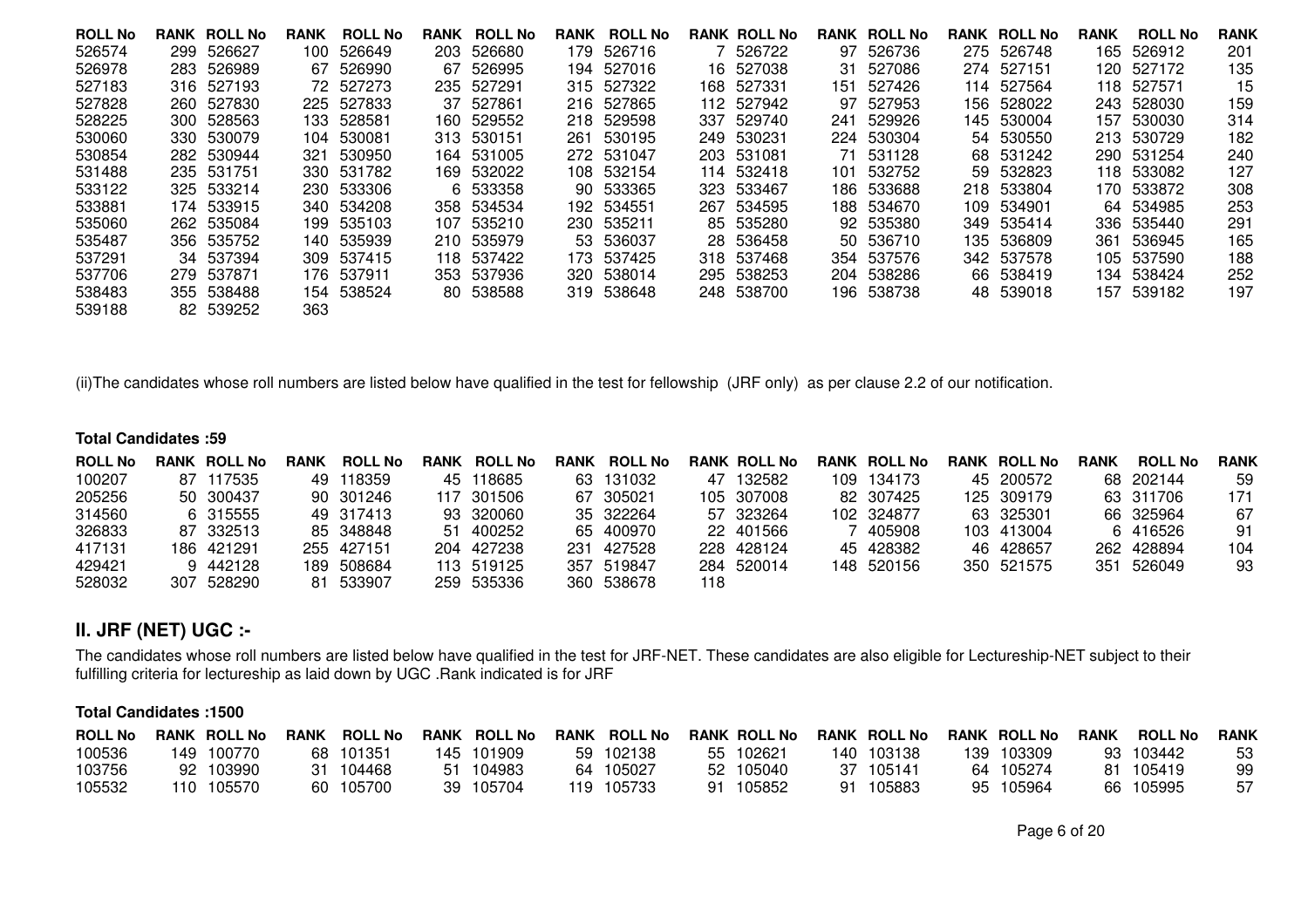| ROLL No | RANK | ROLL No | RANK | ROLL No | RANK | ROLL No | RANK | ROLL No | RANK | ROLL No | RANK | ROLL No | RANK | ROLL No | RANK | ROLL No | RANK |
|---|---|---|---|---|---|---|---|---|---|---|---|---|---|---|---|---|---|
| 526574 | 299 | 526627 | 100 | 526649 | 203 | 526680 | 179 | 526716 | 7 | 526722 | 97 | 526736 | 275 | 526748 | 165 | 526912 | 201 |
| 526978 | 283 | 526989 | 67 | 526990 | 67 | 526995 | 194 | 527016 | 16 | 527038 | 31 | 527086 | 274 | 527151 | 120 | 527172 | 135 |
| 527183 | 316 | 527193 | 72 | 527273 | 235 | 527291 | 315 | 527322 | 168 | 527331 | 151 | 527426 | 114 | 527564 | 118 | 527571 | 15 |
| 527828 | 260 | 527830 | 225 | 527833 | 37 | 527861 | 216 | 527865 | 112 | 527942 | 97 | 527953 | 156 | 528022 | 243 | 528030 | 159 |
| 528225 | 300 | 528563 | 133 | 528581 | 160 | 529552 | 218 | 529598 | 337 | 529740 | 241 | 529926 | 145 | 530004 | 157 | 530030 | 314 |
| 530060 | 330 | 530079 | 104 | 530081 | 313 | 530151 | 261 | 530195 | 249 | 530231 | 224 | 530304 | 54 | 530550 | 213 | 530729 | 182 |
| 530854 | 282 | 530944 | 321 | 530950 | 164 | 531005 | 272 | 531047 | 203 | 531081 | 71 | 531128 | 68 | 531242 | 290 | 531254 | 240 |
| 531488 | 235 | 531751 | 330 | 531782 | 169 | 532022 | 108 | 532154 | 114 | 532418 | 101 | 532752 | 59 | 532823 | 118 | 533082 | 127 |
| 533122 | 325 | 533214 | 230 | 533306 | 6 | 533358 | 90 | 533365 | 323 | 533467 | 186 | 533688 | 218 | 533804 | 170 | 533872 | 308 |
| 533881 | 174 | 533915 | 340 | 534208 | 358 | 534534 | 192 | 534551 | 267 | 534595 | 188 | 534670 | 109 | 534901 | 64 | 534985 | 253 |
| 535060 | 262 | 535084 | 199 | 535103 | 107 | 535210 | 230 | 535211 | 85 | 535280 | 92 | 535380 | 349 | 535414 | 336 | 535440 | 291 |
| 535487 | 356 | 535752 | 140 | 535939 | 210 | 535979 | 53 | 536037 | 28 | 536458 | 50 | 536710 | 135 | 536809 | 361 | 536945 | 165 |
| 537291 | 34 | 537394 | 309 | 537415 | 118 | 537422 | 173 | 537425 | 318 | 537468 | 354 | 537576 | 342 | 537578 | 105 | 537590 | 188 |
| 537706 | 279 | 537871 | 176 | 537911 | 353 | 537936 | 320 | 538014 | 295 | 538253 | 204 | 538286 | 66 | 538419 | 134 | 538424 | 252 |
| 538483 | 355 | 538488 | 154 | 538524 | 80 | 538588 | 319 | 538648 | 248 | 538700 | 196 | 538738 | 48 | 539018 | 157 | 539182 | 197 |
| 539188 | 82 | 539252 | 363 | | | | | | | | | | | | | | |

(ii)The candidates whose roll numbers are listed below have qualified in the test for fellowship (JRF only) as per clause 2.2 of our notification.

**Total Candidates :59**

| ROLL No | RANK | ROLL No | RANK | ROLL No | RANK | ROLL No | RANK | ROLL No | RANK | ROLL No | RANK | ROLL No | RANK | ROLL No | RANK | ROLL No | RANK |
|---|---|---|---|---|---|---|---|---|---|---|---|---|---|---|---|---|---|
| 100207 | 87 | 117535 | 49 | 118359 | 45 | 118685 | 63 | 131032 | 47 | 132582 | 109 | 134173 | 45 | 200572 | 68 | 202144 | 59 |
| 205256 | 50 | 300437 | 90 | 301246 | 117 | 301506 | 67 | 305021 | 105 | 307008 | 82 | 307425 | 125 | 309179 | 63 | 311706 | 171 |
| 314560 | 6 | 315555 | 49 | 317413 | 93 | 320060 | 35 | 322264 | 57 | 323264 | 102 | 324877 | 63 | 325301 | 66 | 325964 | 67 |
| 326833 | 87 | 332513 | 85 | 348848 | 51 | 400252 | 65 | 400970 | 22 | 401566 | 7 | 405908 | 103 | 413004 | 6 | 416526 | 91 |
| 417131 | 186 | 421291 | 255 | 427151 | 204 | 427238 | 231 | 427528 | 228 | 428124 | 45 | 428382 | 46 | 428657 | 262 | 428894 | 104 |
| 429421 | 9 | 442128 | 189 | 508684 | 113 | 519125 | 357 | 519847 | 284 | 520014 | 148 | 520156 | 350 | 521575 | 351 | 526049 | 93 |
| 528032 | 307 | 528290 | 81 | 533907 | 259 | 535336 | 360 | 538678 | 118 | | | | | | | | |

## II. JRF (NET) UGC :-

The candidates whose roll numbers are listed below have qualified in the test for JRF-NET. These candidates are also eligible for Lectureship-NET subject to their fulfilling criteria for lectureship as laid down by UGC .Rank indicated is for JRF

**Total Candidates :1500**

| ROLL No | RANK | ROLL No | RANK | ROLL No | RANK | ROLL No | RANK | ROLL No | RANK | ROLL No | RANK | ROLL No | RANK | ROLL No | RANK | ROLL No | RANK |
|---|---|---|---|---|---|---|---|---|---|---|---|---|---|---|---|---|---|
| 100536 | 149 | 100770 | 68 | 101351 | 145 | 101909 | 59 | 102138 | 55 | 102621 | 140 | 103138 | 139 | 103309 | 93 | 103442 | 53 |
| 103756 | 92 | 103990 | 31 | 104468 | 51 | 104983 | 64 | 105027 | 52 | 105040 | 37 | 105141 | 64 | 105274 | 81 | 105419 | 99 |
| 105532 | 110 | 105570 | 60 | 105700 | 39 | 105704 | 119 | 105733 | 91 | 105852 | 91 | 105883 | 95 | 105964 | 66 | 105995 | 57 |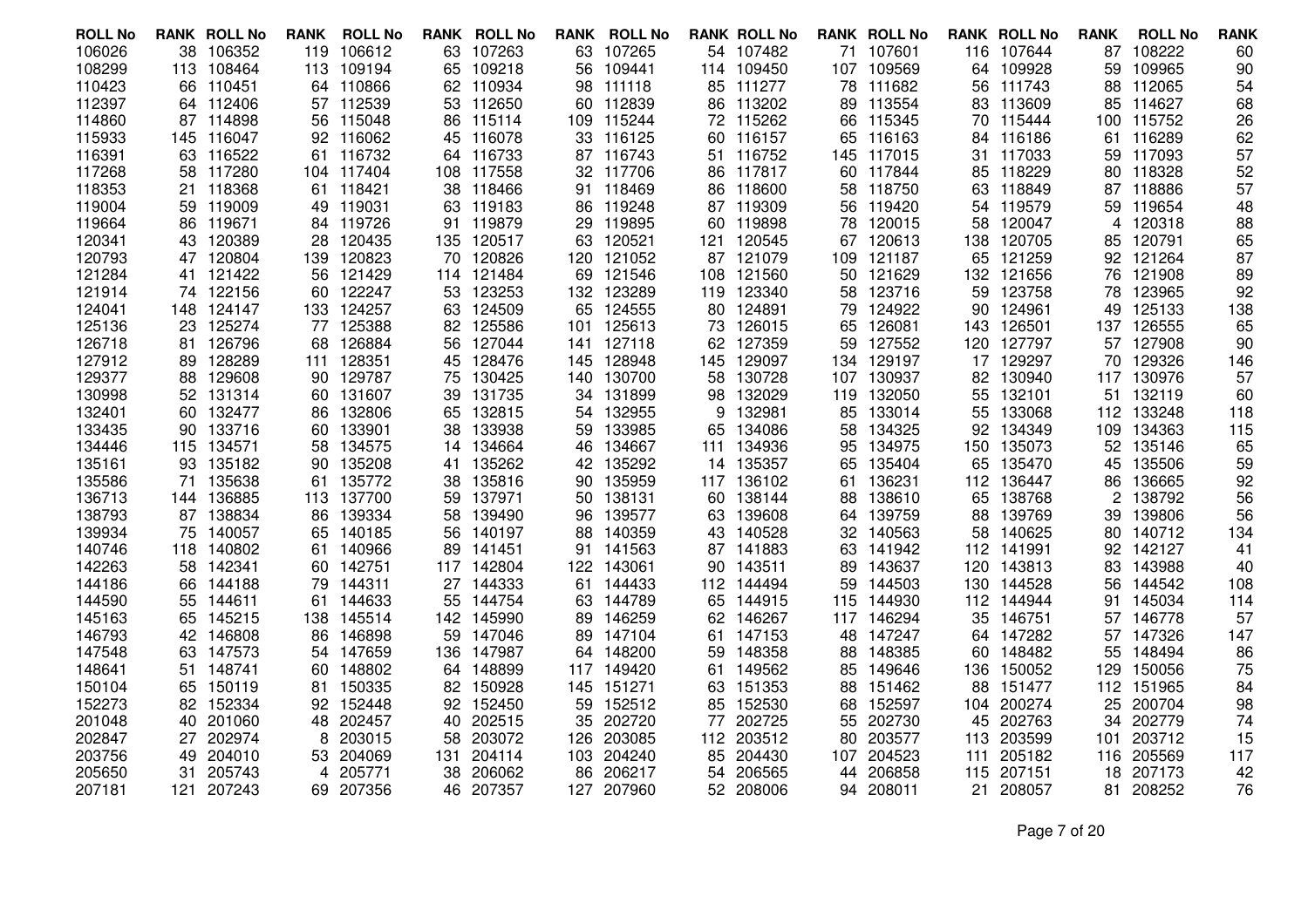| ROLL No | RANK | ROLL No | RANK | ROLL No | RANK | ROLL No | RANK | ROLL No | RANK | ROLL No | RANK | ROLL No | RANK | ROLL No | RANK | ROLL No | RANK |
|---|---|---|---|---|---|---|---|---|---|---|---|---|---|---|---|---|---|
| 106026 | 38 | 106352 | 119 | 106612 | 63 | 107263 | 63 | 107265 | 54 | 107482 | 71 | 107601 | 116 | 107644 | 87 | 108222 | 60 |
| 108299 | 113 | 108464 | 113 | 109194 | 65 | 109218 | 56 | 109441 | 114 | 109450 | 107 | 109569 | 64 | 109928 | 59 | 109965 | 90 |
| 110423 | 66 | 110451 | 64 | 110866 | 62 | 110934 | 98 | 111118 | 85 | 111277 | 78 | 111682 | 56 | 111743 | 88 | 112065 | 54 |
| 112397 | 64 | 112406 | 57 | 112539 | 53 | 112650 | 60 | 112839 | 86 | 113202 | 89 | 113554 | 83 | 113609 | 85 | 114627 | 68 |
| 114860 | 87 | 114898 | 56 | 115048 | 86 | 115114 | 109 | 115244 | 72 | 115262 | 66 | 115345 | 70 | 115444 | 100 | 115752 | 26 |
| 115933 | 145 | 116047 | 92 | 116062 | 45 | 116078 | 33 | 116125 | 60 | 116157 | 65 | 116163 | 84 | 116186 | 61 | 116289 | 62 |
| 116391 | 63 | 116522 | 61 | 116732 | 64 | 116733 | 87 | 116743 | 51 | 116752 | 145 | 117015 | 31 | 117033 | 59 | 117093 | 57 |
| 117268 | 58 | 117280 | 104 | 117404 | 108 | 117558 | 32 | 117706 | 86 | 117817 | 60 | 117844 | 85 | 118229 | 80 | 118328 | 52 |
| 118353 | 21 | 118368 | 61 | 118421 | 38 | 118466 | 91 | 118469 | 86 | 118600 | 58 | 118750 | 63 | 118849 | 87 | 118886 | 57 |
| 119004 | 59 | 119009 | 49 | 119031 | 63 | 119183 | 86 | 119248 | 87 | 119309 | 56 | 119420 | 54 | 119579 | 59 | 119654 | 48 |
| 119664 | 86 | 119671 | 84 | 119726 | 91 | 119879 | 29 | 119895 | 60 | 119898 | 78 | 120015 | 58 | 120047 | 4 | 120318 | 88 |
| 120341 | 43 | 120389 | 28 | 120435 | 135 | 120517 | 63 | 120521 | 121 | 120545 | 67 | 120613 | 138 | 120705 | 85 | 120791 | 65 |
| 120793 | 47 | 120804 | 139 | 120823 | 70 | 120826 | 120 | 121052 | 87 | 121079 | 109 | 121187 | 65 | 121259 | 92 | 121264 | 87 |
| 121284 | 41 | 121422 | 56 | 121429 | 114 | 121484 | 69 | 121546 | 108 | 121560 | 50 | 121629 | 132 | 121656 | 76 | 121908 | 89 |
| 121914 | 74 | 122156 | 60 | 122247 | 53 | 123253 | 132 | 123289 | 119 | 123340 | 58 | 123716 | 59 | 123758 | 78 | 123965 | 92 |
| 124041 | 148 | 124147 | 133 | 124257 | 63 | 124509 | 65 | 124555 | 80 | 124891 | 79 | 124922 | 90 | 124961 | 49 | 125133 | 138 |
| 125136 | 23 | 125274 | 77 | 125388 | 82 | 125586 | 101 | 125613 | 73 | 126015 | 65 | 126081 | 143 | 126501 | 137 | 126555 | 65 |
| 126718 | 81 | 126796 | 68 | 126884 | 56 | 127044 | 141 | 127118 | 62 | 127359 | 59 | 127552 | 120 | 127797 | 57 | 127908 | 90 |
| 127912 | 89 | 128289 | 111 | 128351 | 45 | 128476 | 145 | 128948 | 145 | 129097 | 134 | 129197 | 17 | 129297 | 70 | 129326 | 146 |
| 129377 | 88 | 129608 | 90 | 129787 | 75 | 130425 | 140 | 130700 | 58 | 130728 | 107 | 130937 | 82 | 130940 | 117 | 130976 | 57 |
| 130998 | 52 | 131314 | 60 | 131607 | 39 | 131735 | 34 | 131899 | 98 | 132029 | 119 | 132050 | 55 | 132101 | 51 | 132119 | 60 |
| 132401 | 60 | 132477 | 86 | 132806 | 65 | 132815 | 54 | 132955 | 9 | 132981 | 85 | 133014 | 55 | 133068 | 112 | 133248 | 118 |
| 133435 | 90 | 133716 | 60 | 133901 | 38 | 133938 | 59 | 133985 | 65 | 134086 | 58 | 134325 | 92 | 134349 | 109 | 134363 | 115 |
| 134446 | 115 | 134571 | 58 | 134575 | 14 | 134664 | 46 | 134667 | 111 | 134936 | 95 | 134975 | 150 | 135073 | 52 | 135146 | 65 |
| 135161 | 93 | 135182 | 90 | 135208 | 41 | 135262 | 42 | 135292 | 14 | 135357 | 65 | 135404 | 65 | 135470 | 45 | 135506 | 59 |
| 135586 | 71 | 135638 | 61 | 135772 | 38 | 135816 | 90 | 135959 | 117 | 136102 | 61 | 136231 | 112 | 136447 | 86 | 136665 | 92 |
| 136713 | 144 | 136885 | 113 | 137700 | 59 | 137971 | 50 | 138131 | 60 | 138144 | 88 | 138610 | 65 | 138768 | 2 | 138792 | 56 |
| 138793 | 87 | 138834 | 86 | 139334 | 58 | 139490 | 96 | 139577 | 63 | 139608 | 64 | 139759 | 88 | 139769 | 39 | 139806 | 56 |
| 139934 | 75 | 140057 | 65 | 140185 | 56 | 140197 | 88 | 140359 | 43 | 140528 | 32 | 140563 | 58 | 140625 | 80 | 140712 | 134 |
| 140746 | 118 | 140802 | 61 | 140966 | 89 | 141451 | 91 | 141563 | 87 | 141883 | 63 | 141942 | 112 | 141991 | 92 | 142127 | 41 |
| 142263 | 58 | 142341 | 60 | 142751 | 117 | 142804 | 122 | 143061 | 90 | 143511 | 89 | 143637 | 120 | 143813 | 83 | 143988 | 40 |
| 144186 | 66 | 144188 | 79 | 144311 | 27 | 144333 | 61 | 144433 | 112 | 144494 | 59 | 144503 | 130 | 144528 | 56 | 144542 | 108 |
| 144590 | 55 | 144611 | 61 | 144633 | 55 | 144754 | 63 | 144789 | 65 | 144915 | 115 | 144930 | 112 | 144944 | 91 | 145034 | 114 |
| 145163 | 65 | 145215 | 138 | 145514 | 142 | 145990 | 89 | 146259 | 62 | 146267 | 117 | 146294 | 35 | 146751 | 57 | 146778 | 57 |
| 146793 | 42 | 146808 | 86 | 146898 | 59 | 147046 | 89 | 147104 | 61 | 147153 | 48 | 147247 | 64 | 147282 | 57 | 147326 | 147 |
| 147548 | 63 | 147573 | 54 | 147659 | 136 | 147987 | 64 | 148200 | 59 | 148358 | 88 | 148385 | 60 | 148482 | 55 | 148494 | 86 |
| 148641 | 51 | 148741 | 60 | 148802 | 64 | 148899 | 117 | 149420 | 61 | 149562 | 85 | 149646 | 136 | 150052 | 129 | 150056 | 75 |
| 150104 | 65 | 150119 | 81 | 150335 | 82 | 150928 | 145 | 151271 | 63 | 151353 | 88 | 151462 | 88 | 151477 | 112 | 151965 | 84 |
| 152273 | 82 | 152334 | 92 | 152448 | 92 | 152450 | 59 | 152512 | 85 | 152530 | 68 | 152597 | 104 | 200274 | 25 | 200704 | 98 |
| 201048 | 40 | 201060 | 48 | 202457 | 40 | 202515 | 35 | 202720 | 77 | 202725 | 55 | 202730 | 45 | 202763 | 34 | 202779 | 74 |
| 202847 | 27 | 202974 | 8 | 203015 | 58 | 203072 | 126 | 203085 | 112 | 203512 | 80 | 203577 | 113 | 203599 | 101 | 203712 | 15 |
| 203756 | 49 | 204010 | 53 | 204069 | 131 | 204114 | 103 | 204240 | 85 | 204430 | 107 | 204523 | 111 | 205182 | 116 | 205569 | 117 |
| 205650 | 31 | 205743 | 4 | 205771 | 38 | 206062 | 86 | 206217 | 54 | 206565 | 44 | 206858 | 115 | 207151 | 18 | 207173 | 42 |
| 207181 | 121 | 207243 | 69 | 207356 | 46 | 207357 | 127 | 207960 | 52 | 208006 | 94 | 208011 | 21 | 208057 | 81 | 208252 | 76 |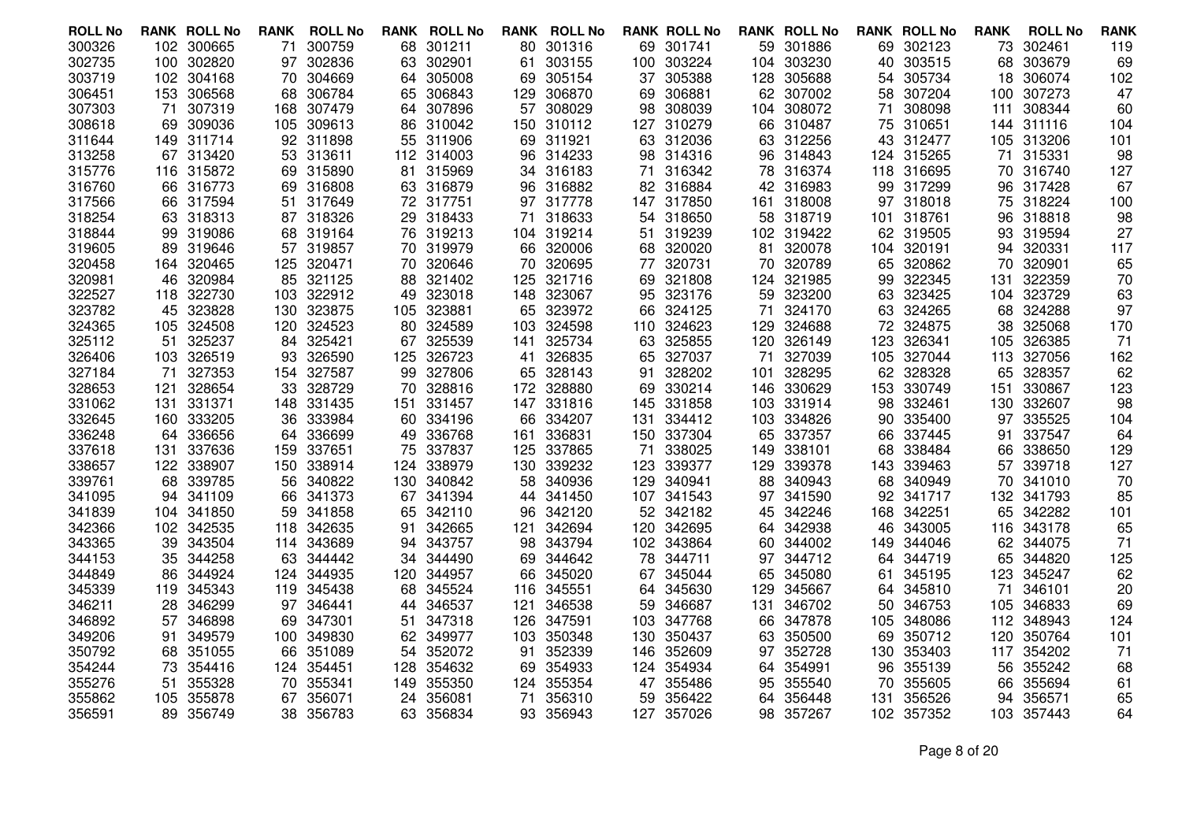| ROLL No | RANK | ROLL No | RANK | ROLL No | RANK | ROLL No | RANK | ROLL No | RANK | ROLL No | RANK | ROLL No | RANK | ROLL No | RANK | ROLL No | RANK | ROLL No | RANK |
|---|---|---|---|---|---|---|---|---|---|---|---|---|---|---|---|---|---|---|---|
| 300326 | 102 | 300665 | 71 | 300759 | 68 | 301211 | 80 | 301316 | 69 | 301741 | 59 | 301886 | 69 | 302123 | 73 | 302461 | 119 |
| 302735 | 100 | 302820 | 97 | 302836 | 63 | 302901 | 61 | 303155 | 100 | 303224 | 104 | 303230 | 40 | 303515 | 68 | 303679 | 69 |
| 303719 | 102 | 304168 | 70 | 304669 | 64 | 305008 | 69 | 305154 | 37 | 305388 | 128 | 305688 | 54 | 305734 | 18 | 306074 | 102 |
| 306451 | 153 | 306568 | 68 | 306784 | 65 | 306843 | 129 | 306870 | 69 | 306881 | 62 | 307002 | 58 | 307204 | 100 | 307273 | 47 |
| 307303 | 71 | 307319 | 168 | 307479 | 64 | 307896 | 57 | 308029 | 98 | 308039 | 104 | 308072 | 71 | 308098 | 111 | 308344 | 60 |
| 308618 | 69 | 309036 | 105 | 309613 | 86 | 310042 | 150 | 310112 | 127 | 310279 | 66 | 310487 | 75 | 310651 | 144 | 311116 | 104 |
| 311644 | 149 | 311714 | 92 | 311898 | 55 | 311906 | 69 | 311921 | 63 | 312036 | 63 | 312256 | 43 | 312477 | 105 | 313206 | 101 |
| 313258 | 67 | 313420 | 53 | 313611 | 112 | 314003 | 96 | 314233 | 98 | 314316 | 96 | 314843 | 124 | 315265 | 71 | 315331 | 98 |
| 315776 | 116 | 315872 | 69 | 315890 | 81 | 315969 | 34 | 316183 | 71 | 316342 | 78 | 316374 | 118 | 316695 | 70 | 316740 | 127 |
| 316760 | 66 | 316773 | 69 | 316808 | 63 | 316879 | 96 | 316882 | 82 | 316884 | 42 | 316983 | 99 | 317299 | 96 | 317428 | 67 |
| 317566 | 66 | 317594 | 51 | 317649 | 72 | 317751 | 97 | 317778 | 147 | 317850 | 161 | 318008 | 97 | 318018 | 75 | 318224 | 100 |
| 318254 | 63 | 318313 | 87 | 318326 | 29 | 318433 | 71 | 318633 | 54 | 318650 | 58 | 318719 | 101 | 318761 | 96 | 318818 | 98 |
| 318844 | 99 | 319086 | 68 | 319164 | 76 | 319213 | 104 | 319214 | 51 | 319239 | 102 | 319422 | 62 | 319505 | 93 | 319594 | 27 |
| 319605 | 89 | 319646 | 57 | 319857 | 70 | 319979 | 66 | 320006 | 68 | 320020 | 81 | 320078 | 104 | 320191 | 94 | 320331 | 117 |
| 320458 | 164 | 320465 | 125 | 320471 | 70 | 320646 | 70 | 320695 | 77 | 320731 | 70 | 320789 | 65 | 320862 | 70 | 320901 | 65 |
| 320981 | 46 | 320984 | 85 | 321125 | 88 | 321402 | 125 | 321716 | 69 | 321808 | 124 | 321985 | 99 | 322345 | 131 | 322359 | 70 |
| 322527 | 118 | 322730 | 103 | 322912 | 49 | 323018 | 148 | 323067 | 95 | 323176 | 59 | 323200 | 63 | 323425 | 104 | 323729 | 63 |
| 323782 | 45 | 323828 | 130 | 323875 | 105 | 323881 | 65 | 323972 | 66 | 324125 | 71 | 324170 | 63 | 324265 | 68 | 324288 | 97 |
| 324365 | 105 | 324508 | 120 | 324523 | 80 | 324589 | 103 | 324598 | 110 | 324623 | 129 | 324688 | 72 | 324875 | 38 | 325068 | 170 |
| 325112 | 51 | 325237 | 84 | 325421 | 67 | 325539 | 141 | 325734 | 63 | 325855 | 120 | 326149 | 123 | 326341 | 105 | 326385 | 71 |
| 326406 | 103 | 326519 | 93 | 326590 | 125 | 326723 | 41 | 326835 | 65 | 327037 | 71 | 327039 | 105 | 327044 | 113 | 327056 | 162 |
| 327184 | 71 | 327353 | 154 | 327587 | 99 | 327806 | 65 | 328143 | 91 | 328202 | 101 | 328295 | 62 | 328328 | 65 | 328357 | 62 |
| 328653 | 121 | 328654 | 33 | 328729 | 70 | 328816 | 172 | 328880 | 69 | 330214 | 146 | 330629 | 153 | 330749 | 151 | 330867 | 123 |
| 331062 | 131 | 331371 | 148 | 331435 | 151 | 331457 | 147 | 331816 | 145 | 331858 | 103 | 331914 | 98 | 332461 | 130 | 332607 | 98 |
| 332645 | 160 | 333205 | 36 | 333984 | 60 | 334196 | 66 | 334207 | 131 | 334412 | 103 | 334826 | 90 | 335400 | 97 | 335525 | 104 |
| 336248 | 64 | 336656 | 64 | 336699 | 49 | 336768 | 161 | 336831 | 150 | 337304 | 65 | 337357 | 66 | 337445 | 91 | 337547 | 64 |
| 337618 | 131 | 337636 | 159 | 337651 | 75 | 337837 | 125 | 337865 | 71 | 338025 | 149 | 338101 | 68 | 338484 | 66 | 338650 | 129 |
| 338657 | 122 | 338907 | 150 | 338914 | 124 | 338979 | 130 | 339232 | 123 | 339377 | 129 | 339378 | 143 | 339463 | 57 | 339718 | 127 |
| 339761 | 68 | 339785 | 56 | 340822 | 130 | 340842 | 58 | 340936 | 129 | 340941 | 88 | 340943 | 68 | 340949 | 70 | 341010 | 70 |
| 341095 | 94 | 341109 | 66 | 341373 | 67 | 341394 | 44 | 341450 | 107 | 341543 | 97 | 341590 | 92 | 341717 | 132 | 341793 | 85 |
| 341839 | 104 | 341850 | 59 | 341858 | 65 | 342110 | 96 | 342120 | 52 | 342182 | 45 | 342246 | 168 | 342251 | 65 | 342282 | 101 |
| 342366 | 102 | 342535 | 118 | 342635 | 91 | 342665 | 121 | 342694 | 120 | 342695 | 64 | 342938 | 46 | 343005 | 116 | 343178 | 65 |
| 343365 | 39 | 343504 | 114 | 343689 | 94 | 343757 | 98 | 343794 | 102 | 343864 | 60 | 344002 | 149 | 344046 | 62 | 344075 | 71 |
| 344153 | 35 | 344258 | 63 | 344442 | 34 | 344490 | 69 | 344642 | 78 | 344711 | 97 | 344712 | 64 | 344719 | 65 | 344820 | 125 |
| 344849 | 86 | 344924 | 124 | 344935 | 120 | 344957 | 66 | 345020 | 67 | 345044 | 65 | 345080 | 61 | 345195 | 123 | 345247 | 62 |
| 345339 | 119 | 345343 | 119 | 345438 | 68 | 345524 | 116 | 345551 | 64 | 345630 | 129 | 345667 | 64 | 345810 | 71 | 346101 | 20 |
| 346211 | 28 | 346299 | 97 | 346441 | 44 | 346537 | 121 | 346538 | 59 | 346687 | 131 | 346702 | 50 | 346753 | 105 | 346833 | 69 |
| 346892 | 57 | 346898 | 69 | 347301 | 51 | 347318 | 126 | 347591 | 103 | 347768 | 66 | 347878 | 105 | 348086 | 112 | 348943 | 124 |
| 349206 | 91 | 349579 | 100 | 349830 | 62 | 349977 | 103 | 350348 | 130 | 350437 | 63 | 350500 | 69 | 350712 | 120 | 350764 | 101 |
| 350792 | 68 | 351055 | 66 | 351089 | 54 | 352072 | 91 | 352339 | 146 | 352609 | 97 | 352728 | 130 | 353403 | 117 | 354202 | 71 |
| 354244 | 73 | 354416 | 124 | 354451 | 128 | 354632 | 69 | 354933 | 124 | 354934 | 64 | 354991 | 96 | 355139 | 56 | 355242 | 68 |
| 355276 | 51 | 355328 | 70 | 355341 | 149 | 355350 | 124 | 355354 | 47 | 355486 | 95 | 355540 | 70 | 355605 | 66 | 355694 | 61 |
| 355862 | 105 | 355878 | 67 | 356071 | 24 | 356081 | 71 | 356310 | 59 | 356422 | 64 | 356448 | 131 | 356526 | 94 | 356571 | 65 |
| 356591 | 89 | 356749 | 38 | 356783 | 63 | 356834 | 93 | 356943 | 127 | 357026 | 98 | 357267 | 102 | 357352 | 103 | 357443 | 64 |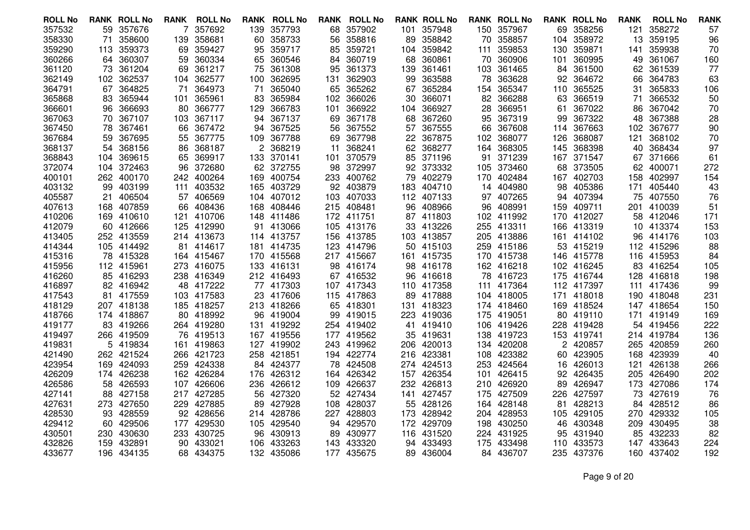| ROLL No | RANK | ROLL No | RANK | ROLL No | RANK | ROLL No | RANK | ROLL No | RANK | ROLL No | RANK | ROLL No | RANK | ROLL No | RANK | ROLL No | RANK |
|---|---|---|---|---|---|---|---|---|---|---|---|---|---|---|---|---|---|
| 357532 | 59 | 357676 | 7 | 357692 | 139 | 357793 | 68 | 357902 | 101 | 357948 | 150 | 357967 | 69 | 358256 | 121 | 358272 | 57 |
| 358330 | 71 | 358600 | 139 | 358681 | 60 | 358733 | 56 | 358816 | 89 | 358842 | 70 | 358857 | 104 | 358972 | 13 | 359195 | 96 |
| 359290 | 113 | 359373 | 69 | 359427 | 95 | 359717 | 85 | 359721 | 104 | 359842 | 111 | 359853 | 130 | 359871 | 141 | 359938 | 70 |
| 360266 | 64 | 360307 | 59 | 360334 | 65 | 360546 | 84 | 360719 | 68 | 360861 | 70 | 360906 | 101 | 360995 | 49 | 361067 | 160 |
| 361120 | 73 | 361204 | 69 | 361217 | 75 | 361308 | 95 | 361373 | 139 | 361461 | 103 | 361465 | 84 | 361500 | 62 | 361539 | 77 |
| 362149 | 102 | 362537 | 104 | 362577 | 100 | 362695 | 131 | 362903 | 99 | 363588 | 78 | 363628 | 92 | 364672 | 66 | 364783 | 63 |
| 364791 | 67 | 364825 | 71 | 364973 | 71 | 365040 | 65 | 365262 | 67 | 365284 | 154 | 365347 | 110 | 365525 | 31 | 365833 | 106 |
| 365868 | 83 | 365944 | 101 | 365961 | 83 | 365984 | 102 | 366026 | 30 | 366071 | 82 | 366288 | 63 | 366519 | 71 | 366532 | 50 |
| 366601 | 96 | 366693 | 80 | 366777 | 129 | 366783 | 101 | 366922 | 104 | 366927 | 28 | 366951 | 61 | 367022 | 86 | 367042 | 70 |
| 367063 | 70 | 367107 | 103 | 367117 | 94 | 367137 | 69 | 367178 | 68 | 367260 | 95 | 367319 | 99 | 367322 | 48 | 367388 | 28 |
| 367450 | 78 | 367461 | 66 | 367472 | 94 | 367525 | 56 | 367552 | 57 | 367555 | 66 | 367608 | 114 | 367663 | 102 | 367677 | 90 |
| 367684 | 59 | 367695 | 55 | 367775 | 109 | 367788 | 69 | 367798 | 22 | 367875 | 102 | 368077 | 126 | 368087 | 121 | 368102 | 70 |
| 368137 | 54 | 368156 | 86 | 368187 | 2 | 368219 | 11 | 368241 | 62 | 368277 | 164 | 368305 | 145 | 368398 | 40 | 368434 | 97 |
| 368843 | 104 | 369615 | 65 | 369917 | 133 | 370141 | 101 | 370579 | 85 | 371196 | 91 | 371239 | 167 | 371547 | 67 | 371666 | 61 |
| 372074 | 104 | 372463 | 96 | 372680 | 62 | 372755 | 98 | 372997 | 92 | 373332 | 105 | 373460 | 68 | 373505 | 62 | 400071 | 272 |
| 400101 | 262 | 400170 | 242 | 400264 | 169 | 400754 | 233 | 400762 | 79 | 402279 | 170 | 402484 | 167 | 402703 | 158 | 402997 | 154 |
| 403132 | 99 | 403199 | 111 | 403532 | 165 | 403729 | 92 | 403879 | 183 | 404710 | 14 | 404980 | 98 | 405386 | 171 | 405440 | 43 |
| 405587 | 21 | 406504 | 57 | 406569 | 104 | 407012 | 103 | 407033 | 112 | 407133 | 97 | 407265 | 94 | 407394 | 75 | 407550 | 76 |
| 407613 | 168 | 407859 | 66 | 408436 | 168 | 408446 | 215 | 408481 | 96 | 408966 | 96 | 408991 | 159 | 409711 | 201 | 410039 | 51 |
| 410206 | 169 | 410610 | 121 | 410706 | 148 | 411486 | 172 | 411751 | 87 | 411803 | 102 | 411992 | 170 | 412027 | 58 | 412046 | 171 |
| 412079 | 60 | 412666 | 125 | 412990 | 91 | 413066 | 105 | 413176 | 33 | 413226 | 255 | 413311 | 166 | 413319 | 10 | 413374 | 153 |
| 413405 | 252 | 413559 | 214 | 413673 | 114 | 413757 | 156 | 413785 | 103 | 413857 | 205 | 413886 | 161 | 414102 | 96 | 414176 | 103 |
| 414344 | 105 | 414492 | 81 | 414617 | 181 | 414735 | 123 | 414796 | 50 | 415103 | 259 | 415186 | 53 | 415219 | 112 | 415296 | 88 |
| 415316 | 78 | 415328 | 164 | 415467 | 170 | 415568 | 217 | 415667 | 161 | 415735 | 170 | 415738 | 146 | 415778 | 116 | 415953 | 84 |
| 415956 | 112 | 415961 | 273 | 416075 | 133 | 416131 | 98 | 416174 | 98 | 416178 | 162 | 416218 | 102 | 416245 | 83 | 416254 | 105 |
| 416260 | 85 | 416293 | 238 | 416349 | 212 | 416493 | 67 | 416532 | 96 | 416618 | 78 | 416723 | 175 | 416744 | 128 | 416818 | 198 |
| 416897 | 82 | 416942 | 48 | 417222 | 77 | 417303 | 107 | 417343 | 110 | 417358 | 111 | 417364 | 112 | 417397 | 111 | 417436 | 99 |
| 417543 | 81 | 417559 | 103 | 417583 | 23 | 417606 | 115 | 417863 | 89 | 417888 | 104 | 418005 | 171 | 418018 | 190 | 418048 | 231 |
| 418129 | 207 | 418138 | 185 | 418257 | 213 | 418266 | 65 | 418301 | 131 | 418323 | 174 | 418460 | 169 | 418524 | 147 | 418654 | 150 |
| 418766 | 174 | 418867 | 80 | 418992 | 96 | 419004 | 99 | 419015 | 223 | 419036 | 175 | 419051 | 80 | 419110 | 171 | 419149 | 169 |
| 419177 | 83 | 419266 | 264 | 419280 | 131 | 419292 | 254 | 419402 | 41 | 419410 | 106 | 419426 | 228 | 419428 | 54 | 419456 | 222 |
| 419497 | 266 | 419509 | 76 | 419513 | 167 | 419556 | 177 | 419562 | 35 | 419631 | 138 | 419723 | 153 | 419741 | 214 | 419784 | 136 |
| 419831 | 5 | 419834 | 161 | 419863 | 127 | 419902 | 243 | 419962 | 206 | 420013 | 134 | 420208 | 2 | 420857 | 265 | 420859 | 260 |
| 421490 | 262 | 421524 | 266 | 421723 | 258 | 421851 | 194 | 422774 | 216 | 423381 | 108 | 423382 | 60 | 423905 | 168 | 423939 | 40 |
| 423954 | 169 | 424093 | 259 | 424338 | 84 | 424377 | 78 | 424508 | 274 | 424513 | 253 | 424564 | 16 | 426013 | 121 | 426138 | 266 |
| 426209 | 174 | 426238 | 162 | 426284 | 176 | 426312 | 164 | 426342 | 157 | 426354 | 101 | 426415 | 92 | 426435 | 205 | 426490 | 202 |
| 426586 | 58 | 426593 | 107 | 426606 | 236 | 426612 | 109 | 426637 | 232 | 426813 | 210 | 426920 | 89 | 426947 | 173 | 427086 | 174 |
| 427141 | 88 | 427158 | 217 | 427285 | 56 | 427320 | 52 | 427434 | 141 | 427457 | 175 | 427509 | 226 | 427597 | 73 | 427619 | 76 |
| 427631 | 273 | 427650 | 229 | 427885 | 89 | 427928 | 108 | 428037 | 55 | 428126 | 164 | 428148 | 81 | 428213 | 84 | 428512 | 86 |
| 428530 | 93 | 428559 | 92 | 428656 | 214 | 428786 | 227 | 428803 | 173 | 428942 | 204 | 428953 | 105 | 429105 | 270 | 429332 | 105 |
| 429412 | 60 | 429506 | 177 | 429530 | 105 | 429540 | 94 | 429570 | 172 | 429709 | 198 | 430250 | 46 | 430348 | 209 | 430495 | 38 |
| 430501 | 230 | 430630 | 233 | 430725 | 96 | 430913 | 89 | 430977 | 116 | 431520 | 224 | 431925 | 95 | 431940 | 85 | 432233 | 82 |
| 432826 | 159 | 432891 | 90 | 433021 | 106 | 433263 | 143 | 433320 | 94 | 433493 | 175 | 433498 | 110 | 433573 | 147 | 433643 | 224 |
| 433677 | 196 | 434135 | 68 | 434375 | 132 | 435086 | 177 | 435675 | 89 | 436004 | 84 | 436707 | 235 | 437376 | 160 | 437402 | 192 |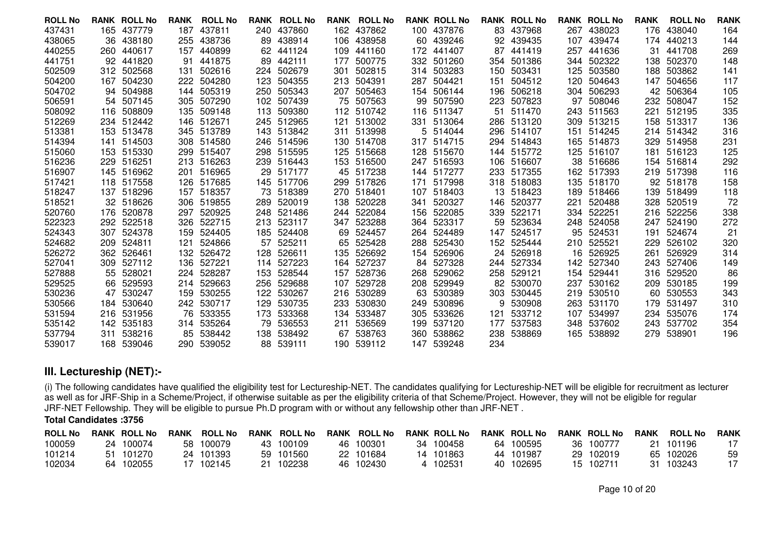| ROLL No | RANK | ROLL No | RANK | ROLL No | RANK | ROLL No | RANK | ROLL No | RANK | ROLL No | RANK | ROLL No | RANK | ROLL No | RANK | ROLL No | RANK |
|---|---|---|---|---|---|---|---|---|---|---|---|---|---|---|---|---|---|
| 437431 | 165 | 437779 | 187 | 437811 | 240 | 437860 | 162 | 437862 | 100 | 437876 | 83 | 437968 | 267 | 438023 | 176 | 438040 | 164 |
| 438065 | 36 | 438180 | 255 | 438736 | 89 | 438914 | 106 | 438958 | 60 | 439246 | 92 | 439435 | 107 | 439474 | 174 | 440213 | 144 |
| 440255 | 260 | 440617 | 157 | 440899 | 62 | 441124 | 109 | 441160 | 172 | 441407 | 87 | 441419 | 257 | 441636 | 31 | 441708 | 269 |
| 441751 | 92 | 441820 | 91 | 441875 | 89 | 442111 | 177 | 500775 | 332 | 501260 | 354 | 501386 | 344 | 502322 | 138 | 502370 | 148 |
| 502509 | 312 | 502568 | 131 | 502616 | 224 | 502679 | 301 | 502815 | 314 | 503283 | 150 | 503431 | 125 | 503580 | 188 | 503862 | 141 |
| 504200 | 167 | 504230 | 222 | 504280 | 123 | 504355 | 213 | 504391 | 287 | 504421 | 151 | 504512 | 120 | 504643 | 147 | 504656 | 117 |
| 504702 | 94 | 504988 | 144 | 505319 | 250 | 505343 | 207 | 505463 | 154 | 506144 | 196 | 506218 | 304 | 506293 | 42 | 506364 | 105 |
| 506591 | 54 | 507145 | 305 | 507290 | 102 | 507439 | 75 | 507563 | 99 | 507590 | 223 | 507823 | 97 | 508046 | 232 | 508047 | 152 |
| 508092 | 116 | 508809 | 135 | 509148 | 113 | 509380 | 112 | 510742 | 116 | 511347 | 51 | 511470 | 243 | 511563 | 221 | 512195 | 335 |
| 512269 | 234 | 512442 | 146 | 512671 | 245 | 512965 | 121 | 513002 | 331 | 513064 | 286 | 513120 | 309 | 513215 | 158 | 513317 | 136 |
| 513381 | 153 | 513478 | 345 | 513789 | 143 | 513842 | 311 | 513998 | 5 | 514044 | 296 | 514107 | 151 | 514245 | 214 | 514342 | 316 |
| 514394 | 141 | 514503 | 308 | 514580 | 246 | 514596 | 130 | 514708 | 317 | 514715 | 294 | 514843 | 165 | 514873 | 329 | 514958 | 231 |
| 515060 | 153 | 515330 | 299 | 515407 | 298 | 515595 | 125 | 515668 | 128 | 515670 | 144 | 515772 | 125 | 516107 | 181 | 516123 | 125 |
| 516236 | 229 | 516251 | 213 | 516263 | 239 | 516443 | 153 | 516500 | 247 | 516593 | 106 | 516607 | 38 | 516686 | 154 | 516814 | 292 |
| 516907 | 145 | 516962 | 201 | 516965 | 29 | 517177 | 45 | 517238 | 144 | 517277 | 233 | 517355 | 162 | 517393 | 219 | 517398 | 116 |
| 517421 | 118 | 517558 | 126 | 517685 | 145 | 517706 | 299 | 517826 | 171 | 517998 | 318 | 518083 | 135 | 518170 | 92 | 518178 | 158 |
| 518247 | 137 | 518296 | 157 | 518357 | 73 | 518389 | 270 | 518401 | 107 | 518403 | 13 | 518423 | 189 | 518466 | 139 | 518499 | 118 |
| 518521 | 32 | 518626 | 306 | 519855 | 289 | 520019 | 138 | 520228 | 341 | 520327 | 146 | 520377 | 221 | 520488 | 328 | 520519 | 72 |
| 520760 | 176 | 520878 | 297 | 520925 | 248 | 521486 | 244 | 522084 | 156 | 522085 | 339 | 522171 | 334 | 522251 | 216 | 522256 | 338 |
| 522323 | 292 | 522518 | 326 | 522715 | 213 | 523117 | 347 | 523288 | 364 | 523317 | 59 | 523634 | 248 | 524058 | 247 | 524190 | 272 |
| 524343 | 307 | 524378 | 159 | 524405 | 185 | 524408 | 69 | 524457 | 264 | 524489 | 147 | 524517 | 95 | 524531 | 191 | 524674 | 21 |
| 524682 | 209 | 524811 | 121 | 524866 | 57 | 525211 | 65 | 525428 | 288 | 525430 | 152 | 525444 | 210 | 525521 | 229 | 526102 | 320 |
| 526272 | 362 | 526461 | 132 | 526472 | 128 | 526611 | 135 | 526692 | 154 | 526906 | 24 | 526918 | 16 | 526925 | 261 | 526929 | 314 |
| 527041 | 309 | 527112 | 136 | 527221 | 114 | 527223 | 164 | 527237 | 84 | 527328 | 244 | 527334 | 142 | 527340 | 243 | 527406 | 149 |
| 527888 | 55 | 528021 | 224 | 528287 | 153 | 528544 | 157 | 528736 | 268 | 529062 | 258 | 529121 | 154 | 529441 | 316 | 529520 | 86 |
| 529525 | 66 | 529593 | 214 | 529663 | 256 | 529688 | 107 | 529728 | 208 | 529949 | 82 | 530070 | 237 | 530162 | 209 | 530185 | 199 |
| 530236 | 47 | 530247 | 159 | 530255 | 122 | 530267 | 216 | 530289 | 63 | 530389 | 303 | 530445 | 219 | 530510 | 60 | 530553 | 343 |
| 530566 | 184 | 530640 | 242 | 530717 | 129 | 530735 | 233 | 530830 | 249 | 530896 | 9 | 530908 | 263 | 531170 | 179 | 531497 | 310 |
| 531594 | 216 | 531956 | 76 | 533355 | 173 | 533368 | 134 | 533487 | 305 | 533626 | 121 | 533712 | 107 | 534997 | 234 | 535076 | 174 |
| 535142 | 142 | 535183 | 314 | 535264 | 79 | 536553 | 211 | 536569 | 199 | 537120 | 177 | 537583 | 348 | 537602 | 243 | 537702 | 354 |
| 537794 | 311 | 538216 | 85 | 538442 | 138 | 538492 | 67 | 538763 | 360 | 538862 | 238 | 538869 | 165 | 538892 | 279 | 538901 | 196 |
| 539017 | 168 | 539046 | 290 | 539052 | 88 | 539111 | 190 | 539112 | 147 | 539248 | 234 | | | | | | |

## III. Lectureship (NET):-

(i) The following candidates have qualified the eligibility test for Lectureship-NET. The candidates qualifying for Lectureship-NET will be eligible for recruitment as lecturer as well as for JRF-Ship in a Scheme/Project, if otherwise suitable as per the eligibility criteria of that Scheme/Project. However, they will not be eligible for regular JRF-NET Fellowship. They will be eligible to pursue Ph.D program with or without any fellowship other than JRF-NET .

**Total Candidates :3756**

| ROLL No | RANK | ROLL No | RANK | ROLL No | RANK | ROLL No | RANK | ROLL No | RANK | ROLL No | RANK | ROLL No | RANK | ROLL No | RANK | ROLL No | RANK |
|---|---|---|---|---|---|---|---|---|---|---|---|---|---|---|---|---|---|
| 100059 | 24 | 100074 | 58 | 100079 | 43 | 100109 | 46 | 100301 | 34 | 100458 | 64 | 100595 | 36 | 100777 | 21 | 101196 | 17 |
| 101214 | 51 | 101270 | 24 | 101393 | 59 | 101560 | 22 | 101684 | 14 | 101863 | 44 | 101987 | 29 | 102019 | 65 | 102026 | 59 |
| 102034 | 64 | 102055 | 17 | 102145 | 21 | 102238 | 46 | 102430 | 4 | 102531 | 40 | 102695 | 15 | 102711 | 31 | 103243 | 17 |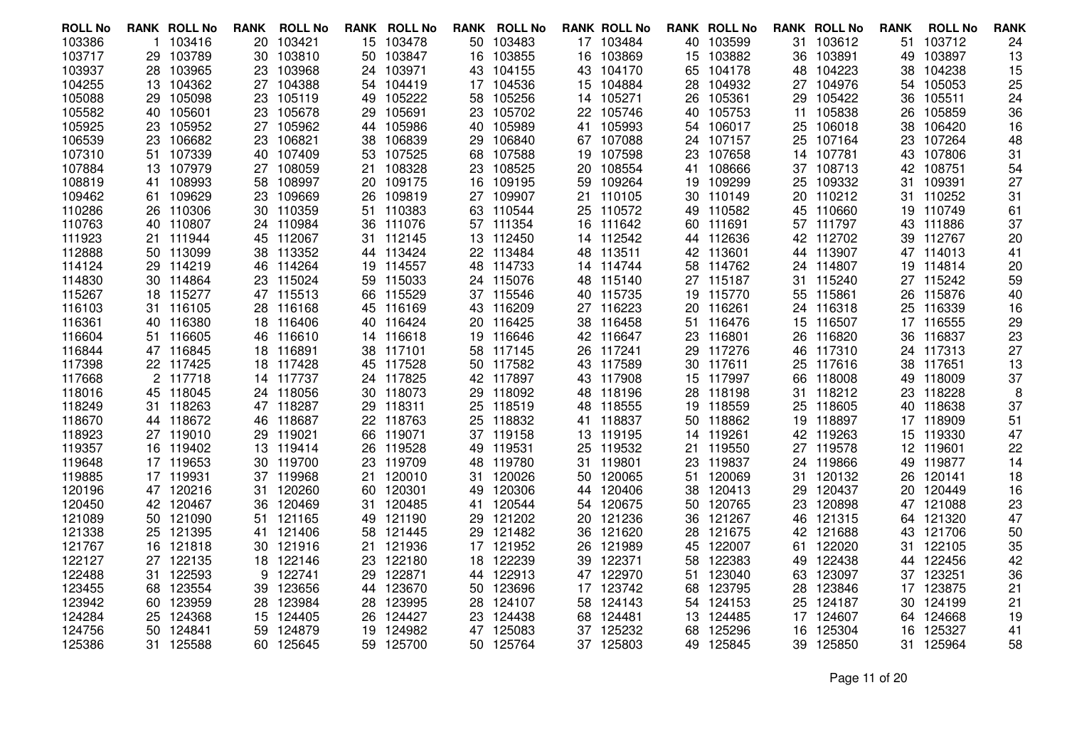| ROLL No | RANK | ROLL No | RANK | ROLL No | RANK | ROLL No | RANK | ROLL No | RANK | ROLL No | RANK | ROLL No | RANK | ROLL No | RANK | ROLL No | RANK |
|---|---|---|---|---|---|---|---|---|---|---|---|---|---|---|---|---|---|
| 103386 | 1 | 103416 | 20 | 103421 | 15 | 103478 | 50 | 103483 | 17 | 103484 | 40 | 103599 | 31 | 103612 | 51 | 103712 | 24 |
| 103717 | 29 | 103789 | 30 | 103810 | 50 | 103847 | 16 | 103855 | 16 | 103869 | 15 | 103882 | 36 | 103891 | 49 | 103897 | 13 |
| 103937 | 28 | 103965 | 23 | 103968 | 24 | 103971 | 43 | 104155 | 43 | 104170 | 65 | 104178 | 48 | 104223 | 38 | 104238 | 15 |
| 104255 | 13 | 104362 | 27 | 104388 | 54 | 104419 | 17 | 104536 | 15 | 104884 | 28 | 104932 | 27 | 104976 | 54 | 105053 | 25 |
| 105088 | 29 | 105098 | 23 | 105119 | 49 | 105222 | 58 | 105256 | 14 | 105271 | 26 | 105361 | 29 | 105422 | 36 | 105511 | 24 |
| 105582 | 40 | 105601 | 23 | 105678 | 29 | 105691 | 23 | 105702 | 22 | 105746 | 40 | 105753 | 11 | 105838 | 26 | 105859 | 36 |
| 105925 | 23 | 105952 | 27 | 105962 | 44 | 105986 | 40 | 105989 | 41 | 105993 | 54 | 106017 | 25 | 106018 | 38 | 106420 | 16 |
| 106539 | 23 | 106682 | 23 | 106821 | 38 | 106839 | 29 | 106840 | 67 | 107088 | 24 | 107157 | 25 | 107164 | 23 | 107264 | 48 |
| 107310 | 51 | 107339 | 40 | 107409 | 53 | 107525 | 68 | 107588 | 19 | 107598 | 23 | 107658 | 14 | 107781 | 43 | 107806 | 31 |
| 107884 | 13 | 107979 | 27 | 108059 | 21 | 108328 | 23 | 108525 | 20 | 108554 | 41 | 108666 | 37 | 108713 | 42 | 108751 | 54 |
| 108819 | 41 | 108993 | 58 | 108997 | 20 | 109175 | 16 | 109195 | 59 | 109264 | 19 | 109299 | 25 | 109332 | 31 | 109391 | 27 |
| 109462 | 61 | 109629 | 23 | 109669 | 26 | 109819 | 27 | 109907 | 21 | 110105 | 30 | 110149 | 20 | 110212 | 31 | 110252 | 31 |
| 110286 | 26 | 110306 | 30 | 110359 | 51 | 110383 | 63 | 110544 | 25 | 110572 | 49 | 110582 | 45 | 110660 | 19 | 110749 | 61 |
| 110763 | 40 | 110807 | 24 | 110984 | 36 | 111076 | 57 | 111354 | 16 | 111642 | 60 | 111691 | 57 | 111797 | 43 | 111886 | 37 |
| 111923 | 21 | 111944 | 45 | 112067 | 31 | 112145 | 13 | 112450 | 14 | 112542 | 44 | 112636 | 42 | 112702 | 39 | 112767 | 20 |
| 112888 | 50 | 113099 | 38 | 113352 | 44 | 113424 | 22 | 113484 | 48 | 113511 | 42 | 113601 | 44 | 113907 | 47 | 114013 | 41 |
| 114124 | 29 | 114219 | 46 | 114264 | 19 | 114557 | 48 | 114733 | 14 | 114744 | 58 | 114762 | 24 | 114807 | 19 | 114814 | 20 |
| 114830 | 30 | 114864 | 23 | 115024 | 59 | 115033 | 24 | 115076 | 48 | 115140 | 27 | 115187 | 31 | 115240 | 27 | 115242 | 59 |
| 115267 | 18 | 115277 | 47 | 115513 | 66 | 115529 | 37 | 115546 | 40 | 115735 | 19 | 115770 | 55 | 115861 | 26 | 115876 | 40 |
| 116103 | 31 | 116105 | 28 | 116168 | 45 | 116169 | 43 | 116209 | 27 | 116223 | 20 | 116261 | 24 | 116318 | 25 | 116339 | 16 |
| 116361 | 40 | 116380 | 18 | 116406 | 40 | 116424 | 20 | 116425 | 38 | 116458 | 51 | 116476 | 15 | 116507 | 17 | 116555 | 29 |
| 116604 | 51 | 116605 | 46 | 116610 | 14 | 116618 | 19 | 116646 | 42 | 116647 | 23 | 116801 | 26 | 116820 | 36 | 116837 | 23 |
| 116844 | 47 | 116845 | 18 | 116891 | 38 | 117101 | 58 | 117145 | 26 | 117241 | 29 | 117276 | 46 | 117310 | 24 | 117313 | 27 |
| 117398 | 22 | 117425 | 18 | 117428 | 45 | 117528 | 50 | 117582 | 43 | 117589 | 30 | 117611 | 25 | 117616 | 38 | 117651 | 13 |
| 117668 | 2 | 117718 | 14 | 117737 | 24 | 117825 | 42 | 117897 | 43 | 117908 | 15 | 117997 | 66 | 118008 | 49 | 118009 | 37 |
| 118016 | 45 | 118045 | 24 | 118056 | 30 | 118073 | 29 | 118092 | 48 | 118196 | 28 | 118198 | 31 | 118212 | 23 | 118228 | 8 |
| 118249 | 31 | 118263 | 47 | 118287 | 29 | 118311 | 25 | 118519 | 48 | 118555 | 19 | 118559 | 25 | 118605 | 40 | 118638 | 37 |
| 118670 | 44 | 118672 | 46 | 118687 | 22 | 118763 | 25 | 118832 | 41 | 118837 | 50 | 118862 | 19 | 118897 | 17 | 118909 | 51 |
| 118923 | 27 | 119010 | 29 | 119021 | 66 | 119071 | 37 | 119158 | 13 | 119195 | 14 | 119261 | 42 | 119263 | 15 | 119330 | 47 |
| 119357 | 16 | 119402 | 13 | 119414 | 26 | 119528 | 49 | 119531 | 25 | 119532 | 21 | 119550 | 27 | 119578 | 12 | 119601 | 22 |
| 119648 | 17 | 119653 | 30 | 119700 | 23 | 119709 | 48 | 119780 | 31 | 119801 | 23 | 119837 | 24 | 119866 | 49 | 119877 | 14 |
| 119885 | 17 | 119931 | 37 | 119968 | 21 | 120010 | 31 | 120026 | 50 | 120065 | 51 | 120069 | 31 | 120132 | 26 | 120141 | 18 |
| 120196 | 47 | 120216 | 31 | 120260 | 60 | 120301 | 49 | 120306 | 44 | 120406 | 38 | 120413 | 29 | 120437 | 20 | 120449 | 16 |
| 120450 | 42 | 120467 | 36 | 120469 | 31 | 120485 | 41 | 120544 | 54 | 120675 | 50 | 120765 | 23 | 120898 | 47 | 121088 | 23 |
| 121089 | 50 | 121090 | 51 | 121165 | 49 | 121190 | 29 | 121202 | 20 | 121236 | 36 | 121267 | 46 | 121315 | 64 | 121320 | 47 |
| 121338 | 25 | 121395 | 41 | 121406 | 58 | 121445 | 29 | 121482 | 36 | 121620 | 28 | 121675 | 42 | 121688 | 43 | 121706 | 50 |
| 121767 | 16 | 121818 | 30 | 121916 | 21 | 121936 | 17 | 121952 | 26 | 121989 | 45 | 122007 | 61 | 122020 | 31 | 122105 | 35 |
| 122127 | 27 | 122135 | 18 | 122146 | 23 | 122180 | 18 | 122239 | 39 | 122371 | 58 | 122383 | 49 | 122438 | 44 | 122456 | 42 |
| 122488 | 31 | 122593 | 9 | 122741 | 29 | 122871 | 44 | 122913 | 47 | 122970 | 51 | 123040 | 63 | 123097 | 37 | 123251 | 36 |
| 123455 | 68 | 123554 | 39 | 123656 | 44 | 123670 | 50 | 123696 | 17 | 123742 | 68 | 123795 | 28 | 123846 | 17 | 123875 | 21 |
| 123942 | 60 | 123959 | 28 | 123984 | 28 | 123995 | 28 | 124107 | 58 | 124143 | 54 | 124153 | 25 | 124187 | 30 | 124199 | 21 |
| 124284 | 25 | 124368 | 15 | 124405 | 26 | 124427 | 23 | 124438 | 68 | 124481 | 13 | 124485 | 17 | 124607 | 64 | 124668 | 19 |
| 124756 | 50 | 124841 | 59 | 124879 | 19 | 124982 | 47 | 125083 | 37 | 125232 | 68 | 125296 | 16 | 125304 | 16 | 125327 | 41 |
| 125386 | 31 | 125588 | 60 | 125645 | 59 | 125700 | 50 | 125764 | 37 | 125803 | 49 | 125845 | 39 | 125850 | 31 | 125964 | 58 |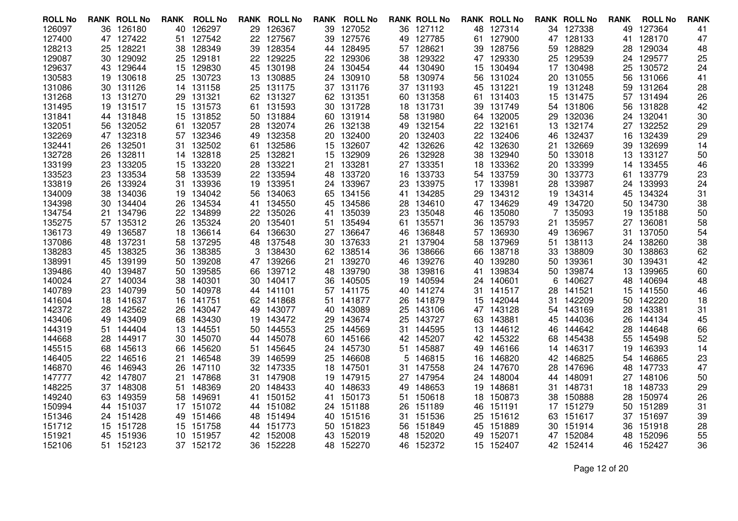| ROLL No | RANK | ROLL No | RANK | ROLL No | RANK | ROLL No | RANK | ROLL No | RANK | ROLL No | RANK | ROLL No | RANK | ROLL No | RANK | ROLL No | RANK | ROLL No | RANK |
|---|---|---|---|---|---|---|---|---|---|---|---|---|---|---|---|---|---|---|---|
| 126097 | 36 | 126180 | 40 | 126297 | 29 | 126367 | 39 | 127052 | 36 | 127112 | 48 | 127314 | 34 | 127338 | 49 | 127364 | 41 |
| 127400 | 47 | 127422 | 51 | 127542 | 22 | 127567 | 39 | 127576 | 49 | 127785 | 61 | 127900 | 47 | 128133 | 41 | 128170 | 47 |
| 128213 | 25 | 128221 | 38 | 128349 | 39 | 128354 | 44 | 128495 | 57 | 128621 | 39 | 128756 | 59 | 128829 | 28 | 129034 | 48 |
| 129087 | 30 | 129092 | 25 | 129181 | 22 | 129225 | 22 | 129306 | 38 | 129322 | 47 | 129330 | 25 | 129539 | 24 | 129577 | 25 |
| 129637 | 43 | 129644 | 15 | 129830 | 45 | 130198 | 24 | 130454 | 44 | 130490 | 15 | 130494 | 17 | 130498 | 25 | 130572 | 24 |
| 130583 | 19 | 130618 | 25 | 130723 | 13 | 130885 | 24 | 130910 | 58 | 130974 | 56 | 131024 | 20 | 131055 | 56 | 131066 | 41 |
| 131086 | 30 | 131126 | 14 | 131158 | 25 | 131175 | 37 | 131176 | 37 | 131193 | 45 | 131221 | 19 | 131248 | 59 | 131264 | 28 |
| 131268 | 13 | 131270 | 29 | 131321 | 62 | 131327 | 62 | 131351 | 60 | 131358 | 61 | 131403 | 15 | 131475 | 57 | 131494 | 26 |
| 131495 | 19 | 131517 | 15 | 131573 | 61 | 131593 | 30 | 131728 | 18 | 131731 | 39 | 131749 | 54 | 131806 | 56 | 131828 | 42 |
| 131841 | 44 | 131848 | 15 | 131852 | 50 | 131884 | 60 | 131914 | 58 | 131980 | 64 | 132005 | 29 | 132036 | 24 | 132041 | 30 |
| 132051 | 56 | 132052 | 61 | 132057 | 28 | 132074 | 26 | 132138 | 49 | 132154 | 22 | 132161 | 13 | 132174 | 27 | 132252 | 29 |
| 132269 | 47 | 132318 | 57 | 132346 | 49 | 132358 | 20 | 132400 | 20 | 132403 | 22 | 132406 | 46 | 132437 | 16 | 132439 | 29 |
| 132441 | 26 | 132501 | 31 | 132502 | 61 | 132586 | 15 | 132607 | 42 | 132626 | 42 | 132630 | 21 | 132669 | 39 | 132699 | 14 |
| 132728 | 26 | 132811 | 14 | 132818 | 25 | 132821 | 15 | 132909 | 26 | 132928 | 38 | 132940 | 50 | 133018 | 13 | 133127 | 50 |
| 133199 | 23 | 133205 | 15 | 133220 | 28 | 133221 | 21 | 133281 | 27 | 133351 | 18 | 133362 | 20 | 133399 | 14 | 133455 | 46 |
| 133523 | 23 | 133534 | 58 | 133539 | 22 | 133594 | 48 | 133720 | 16 | 133733 | 54 | 133759 | 30 | 133773 | 61 | 133779 | 23 |
| 133819 | 26 | 133924 | 31 | 133936 | 19 | 133951 | 24 | 133967 | 23 | 133975 | 17 | 133981 | 28 | 133987 | 24 | 133993 | 24 |
| 134009 | 38 | 134036 | 19 | 134042 | 56 | 134063 | 65 | 134156 | 41 | 134285 | 29 | 134312 | 19 | 134314 | 45 | 134324 | 31 |
| 134398 | 30 | 134404 | 26 | 134534 | 41 | 134550 | 45 | 134586 | 28 | 134610 | 47 | 134629 | 49 | 134720 | 50 | 134730 | 38 |
| 134754 | 21 | 134796 | 22 | 134899 | 22 | 135026 | 41 | 135039 | 23 | 135048 | 46 | 135080 | 7 | 135093 | 19 | 135188 | 50 |
| 135275 | 57 | 135312 | 26 | 135324 | 20 | 135401 | 51 | 135494 | 61 | 135571 | 36 | 135793 | 21 | 135957 | 27 | 136081 | 58 |
| 136173 | 49 | 136587 | 18 | 136614 | 64 | 136630 | 27 | 136647 | 46 | 136848 | 57 | 136930 | 49 | 136967 | 31 | 137050 | 54 |
| 137086 | 48 | 137231 | 58 | 137295 | 48 | 137548 | 30 | 137633 | 21 | 137904 | 58 | 137969 | 51 | 138113 | 24 | 138260 | 38 |
| 138283 | 45 | 138325 | 36 | 138385 | 3 | 138430 | 62 | 138514 | 36 | 138666 | 66 | 138718 | 33 | 138809 | 30 | 138863 | 62 |
| 138991 | 45 | 139199 | 50 | 139208 | 47 | 139266 | 21 | 139270 | 46 | 139276 | 40 | 139280 | 50 | 139361 | 30 | 139431 | 42 |
| 139486 | 40 | 139487 | 50 | 139585 | 66 | 139712 | 48 | 139790 | 38 | 139816 | 41 | 139834 | 50 | 139874 | 13 | 139965 | 60 |
| 140024 | 27 | 140034 | 38 | 140301 | 30 | 140417 | 36 | 140505 | 19 | 140594 | 24 | 140601 | 6 | 140627 | 48 | 140694 | 48 |
| 140789 | 23 | 140799 | 50 | 140978 | 44 | 141101 | 57 | 141175 | 40 | 141274 | 31 | 141517 | 28 | 141521 | 15 | 141550 | 46 |
| 141604 | 18 | 141637 | 16 | 141751 | 62 | 141868 | 51 | 141877 | 26 | 141879 | 15 | 142044 | 31 | 142209 | 50 | 142220 | 18 |
| 142372 | 28 | 142562 | 26 | 143047 | 49 | 143077 | 40 | 143089 | 25 | 143106 | 47 | 143128 | 54 | 143169 | 28 | 143381 | 31 |
| 143406 | 49 | 143409 | 68 | 143430 | 19 | 143472 | 29 | 143674 | 25 | 143727 | 63 | 143881 | 45 | 144036 | 26 | 144134 | 45 |
| 144319 | 51 | 144404 | 13 | 144551 | 50 | 144553 | 25 | 144569 | 31 | 144595 | 13 | 144612 | 46 | 144642 | 28 | 144648 | 66 |
| 144668 | 28 | 144917 | 30 | 145070 | 44 | 145078 | 60 | 145166 | 42 | 145207 | 42 | 145322 | 68 | 145438 | 55 | 145498 | 52 |
| 145515 | 68 | 145613 | 66 | 145620 | 51 | 145645 | 24 | 145730 | 51 | 145887 | 49 | 146166 | 14 | 146317 | 19 | 146393 | 14 |
| 146405 | 22 | 146516 | 21 | 146548 | 39 | 146599 | 25 | 146608 | 5 | 146815 | 16 | 146820 | 42 | 146825 | 54 | 146865 | 23 |
| 146870 | 46 | 146943 | 26 | 147110 | 32 | 147335 | 18 | 147501 | 31 | 147558 | 24 | 147670 | 28 | 147696 | 48 | 147733 | 47 |
| 147777 | 42 | 147807 | 21 | 147868 | 31 | 147908 | 19 | 147915 | 27 | 147954 | 24 | 148004 | 44 | 148091 | 27 | 148106 | 50 |
| 148225 | 37 | 148308 | 51 | 148369 | 20 | 148433 | 40 | 148633 | 49 | 148653 | 19 | 148681 | 31 | 148731 | 18 | 148733 | 29 |
| 149240 | 63 | 149359 | 58 | 149691 | 41 | 150152 | 41 | 150173 | 51 | 150618 | 18 | 150873 | 38 | 150888 | 28 | 150974 | 26 |
| 150994 | 44 | 151037 | 17 | 151072 | 44 | 151082 | 24 | 151188 | 26 | 151189 | 46 | 151191 | 17 | 151279 | 50 | 151289 | 31 |
| 151346 | 24 | 151428 | 49 | 151466 | 48 | 151494 | 40 | 151516 | 31 | 151536 | 25 | 151612 | 63 | 151617 | 37 | 151697 | 39 |
| 151712 | 15 | 151728 | 15 | 151758 | 44 | 151773 | 50 | 151823 | 56 | 151849 | 45 | 151889 | 30 | 151914 | 36 | 151918 | 28 |
| 151921 | 45 | 151936 | 10 | 151957 | 42 | 152008 | 43 | 152019 | 48 | 152020 | 49 | 152071 | 47 | 152084 | 48 | 152096 | 55 |
| 152106 | 51 | 152123 | 37 | 152172 | 36 | 152228 | 48 | 152270 | 46 | 152372 | 15 | 152407 | 42 | 152414 | 46 | 152427 | 36 |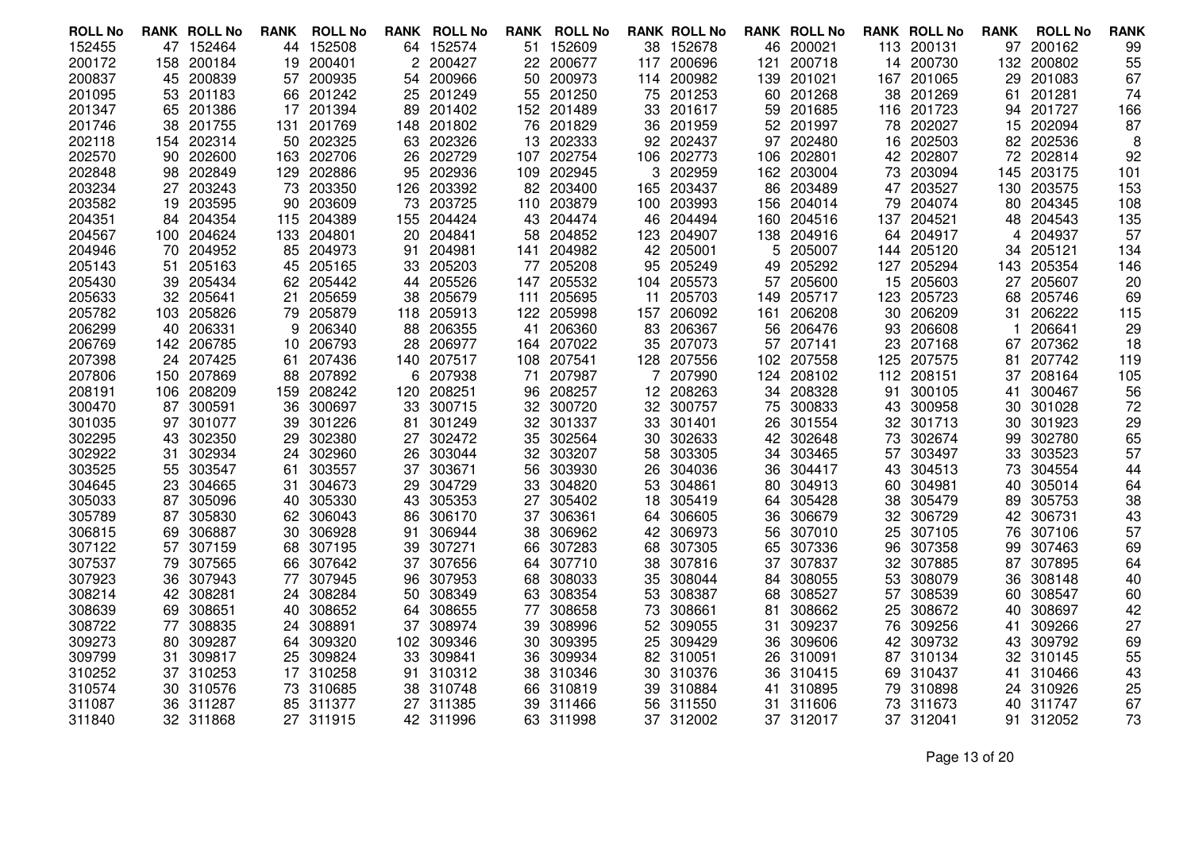| ROLL No | RANK | ROLL No | RANK | ROLL No | RANK | ROLL No | RANK | ROLL No | RANK | ROLL No | RANK | ROLL No | RANK | ROLL No | RANK | ROLL No | RANK | ROLL No | RANK |
|---|---|---|---|---|---|---|---|---|---|---|---|---|---|---|---|---|---|---|---|
| 152455 | 47 | 152464 | 44 | 152508 | 64 | 152574 | 51 | 152609 | 38 | 152678 | 46 | 200021 | 113 | 200131 | 97 | 200162 | 99 |
| 200172 | 158 | 200184 | 19 | 200401 | 2 | 200427 | 22 | 200677 | 117 | 200696 | 121 | 200718 | 14 | 200730 | 132 | 200802 | 55 |
| 200837 | 45 | 200839 | 57 | 200935 | 54 | 200966 | 50 | 200973 | 114 | 200982 | 139 | 201021 | 167 | 201065 | 29 | 201083 | 67 |
| 201095 | 53 | 201183 | 66 | 201242 | 25 | 201249 | 55 | 201250 | 75 | 201253 | 60 | 201268 | 38 | 201269 | 61 | 201281 | 74 |
| 201347 | 65 | 201386 | 17 | 201394 | 89 | 201402 | 152 | 201489 | 33 | 201617 | 59 | 201685 | 116 | 201723 | 94 | 201727 | 166 |
| 201746 | 38 | 201755 | 131 | 201769 | 148 | 201802 | 76 | 201829 | 36 | 201959 | 52 | 201997 | 78 | 202027 | 15 | 202094 | 87 |
| 202118 | 154 | 202314 | 50 | 202325 | 63 | 202326 | 13 | 202333 | 92 | 202437 | 97 | 202480 | 16 | 202503 | 82 | 202536 | 8 |
| 202570 | 90 | 202600 | 163 | 202706 | 26 | 202729 | 107 | 202754 | 106 | 202773 | 106 | 202801 | 42 | 202807 | 72 | 202814 | 92 |
| 202848 | 98 | 202849 | 129 | 202886 | 95 | 202936 | 109 | 202945 | 3 | 202959 | 162 | 203004 | 73 | 203094 | 145 | 203175 | 101 |
| 203234 | 27 | 203243 | 73 | 203350 | 126 | 203392 | 82 | 203400 | 165 | 203437 | 86 | 203489 | 47 | 203527 | 130 | 203575 | 153 |
| 203582 | 19 | 203595 | 90 | 203609 | 73 | 203725 | 110 | 203879 | 100 | 203993 | 156 | 204014 | 79 | 204074 | 80 | 204345 | 108 |
| 204351 | 84 | 204354 | 115 | 204389 | 155 | 204424 | 43 | 204474 | 46 | 204494 | 160 | 204516 | 137 | 204521 | 48 | 204543 | 135 |
| 204567 | 100 | 204624 | 133 | 204801 | 20 | 204841 | 58 | 204852 | 123 | 204907 | 138 | 204916 | 64 | 204917 | 4 | 204937 | 57 |
| 204946 | 70 | 204952 | 85 | 204973 | 91 | 204981 | 141 | 204982 | 42 | 205001 | 5 | 205007 | 144 | 205120 | 34 | 205121 | 134 |
| 205143 | 51 | 205163 | 45 | 205165 | 33 | 205203 | 77 | 205208 | 95 | 205249 | 49 | 205292 | 127 | 205294 | 143 | 205354 | 146 |
| 205430 | 39 | 205434 | 62 | 205442 | 44 | 205526 | 147 | 205532 | 104 | 205573 | 57 | 205600 | 15 | 205603 | 27 | 205607 | 20 |
| 205633 | 32 | 205641 | 21 | 205659 | 38 | 205679 | 111 | 205695 | 11 | 205703 | 149 | 205717 | 123 | 205723 | 68 | 205746 | 69 |
| 205782 | 103 | 205826 | 79 | 205879 | 118 | 205913 | 122 | 205998 | 157 | 206092 | 161 | 206208 | 30 | 206209 | 31 | 206222 | 115 |
| 206299 | 40 | 206331 | 9 | 206340 | 88 | 206355 | 41 | 206360 | 83 | 206367 | 56 | 206476 | 93 | 206608 | 1 | 206641 | 29 |
| 206769 | 142 | 206785 | 10 | 206793 | 28 | 206977 | 164 | 207022 | 35 | 207073 | 57 | 207141 | 23 | 207168 | 67 | 207362 | 18 |
| 207398 | 24 | 207425 | 61 | 207436 | 140 | 207517 | 108 | 207541 | 128 | 207556 | 102 | 207558 | 125 | 207575 | 81 | 207742 | 119 |
| 207806 | 150 | 207869 | 88 | 207892 | 6 | 207938 | 71 | 207987 | 7 | 207990 | 124 | 208102 | 112 | 208151 | 37 | 208164 | 105 |
| 208191 | 106 | 208209 | 159 | 208242 | 120 | 208251 | 96 | 208257 | 12 | 208263 | 34 | 208328 | 91 | 300105 | 41 | 300467 | 56 |
| 300470 | 87 | 300591 | 36 | 300697 | 33 | 300715 | 32 | 300720 | 32 | 300757 | 75 | 300833 | 43 | 300958 | 30 | 301028 | 72 |
| 301035 | 97 | 301077 | 39 | 301226 | 81 | 301249 | 32 | 301337 | 33 | 301401 | 26 | 301554 | 32 | 301713 | 30 | 301923 | 29 |
| 302295 | 43 | 302350 | 29 | 302380 | 27 | 302472 | 35 | 302564 | 30 | 302633 | 42 | 302648 | 73 | 302674 | 99 | 302780 | 65 |
| 302922 | 31 | 302934 | 24 | 302960 | 26 | 303044 | 32 | 303207 | 58 | 303305 | 34 | 303465 | 57 | 303497 | 33 | 303523 | 57 |
| 303525 | 55 | 303547 | 61 | 303557 | 37 | 303671 | 56 | 303930 | 26 | 304036 | 36 | 304417 | 43 | 304513 | 73 | 304554 | 44 |
| 304645 | 23 | 304665 | 31 | 304673 | 29 | 304729 | 33 | 304820 | 53 | 304861 | 80 | 304913 | 60 | 304981 | 40 | 305014 | 64 |
| 305033 | 87 | 305096 | 40 | 305330 | 43 | 305353 | 27 | 305402 | 18 | 305419 | 64 | 305428 | 38 | 305479 | 89 | 305753 | 38 |
| 305789 | 87 | 305830 | 62 | 306043 | 86 | 306170 | 37 | 306361 | 64 | 306605 | 36 | 306679 | 32 | 306729 | 42 | 306731 | 43 |
| 306815 | 69 | 306887 | 30 | 306928 | 91 | 306944 | 38 | 306962 | 42 | 306973 | 56 | 307010 | 25 | 307105 | 76 | 307106 | 57 |
| 307122 | 57 | 307159 | 68 | 307195 | 39 | 307271 | 66 | 307283 | 68 | 307305 | 65 | 307336 | 96 | 307358 | 99 | 307463 | 69 |
| 307537 | 79 | 307565 | 66 | 307642 | 37 | 307656 | 64 | 307710 | 38 | 307816 | 37 | 307837 | 32 | 307885 | 87 | 307895 | 64 |
| 307923 | 36 | 307943 | 77 | 307945 | 96 | 307953 | 68 | 308033 | 35 | 308044 | 84 | 308055 | 53 | 308079 | 36 | 308148 | 40 |
| 308214 | 42 | 308281 | 24 | 308284 | 50 | 308349 | 63 | 308354 | 53 | 308387 | 68 | 308527 | 57 | 308539 | 60 | 308547 | 60 |
| 308639 | 69 | 308651 | 40 | 308652 | 64 | 308655 | 77 | 308658 | 73 | 308661 | 81 | 308662 | 25 | 308672 | 40 | 308697 | 42 |
| 308722 | 77 | 308835 | 24 | 308891 | 37 | 308974 | 39 | 308996 | 52 | 309055 | 31 | 309237 | 76 | 309256 | 41 | 309266 | 27 |
| 309273 | 80 | 309287 | 64 | 309320 | 102 | 309346 | 30 | 309395 | 25 | 309429 | 36 | 309606 | 42 | 309732 | 43 | 309792 | 69 |
| 309799 | 31 | 309817 | 25 | 309824 | 33 | 309841 | 36 | 309934 | 82 | 310051 | 26 | 310091 | 87 | 310134 | 32 | 310145 | 55 |
| 310252 | 37 | 310253 | 17 | 310258 | 91 | 310312 | 38 | 310346 | 30 | 310376 | 36 | 310415 | 69 | 310437 | 41 | 310466 | 43 |
| 310574 | 30 | 310576 | 73 | 310685 | 38 | 310748 | 66 | 310819 | 39 | 310884 | 41 | 310895 | 79 | 310898 | 24 | 310926 | 25 |
| 311087 | 36 | 311287 | 85 | 311377 | 27 | 311385 | 39 | 311466 | 56 | 311550 | 31 | 311606 | 73 | 311673 | 40 | 311747 | 67 |
| 311840 | 32 | 311868 | 27 | 311915 | 42 | 311996 | 63 | 311998 | 37 | 312002 | 37 | 312017 | 37 | 312041 | 91 | 312052 | 73 |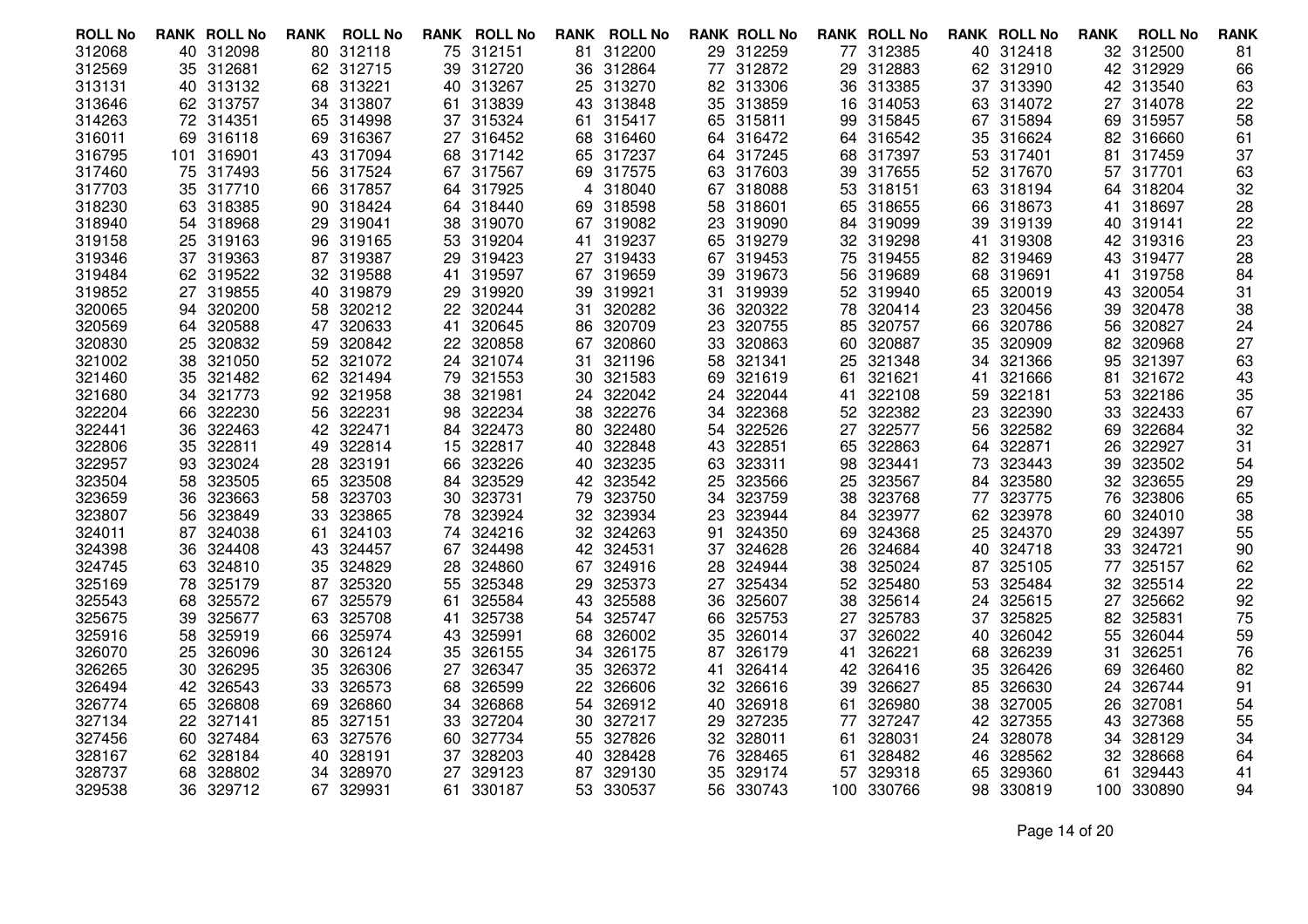| ROLL No | RANK | ROLL No | RANK | ROLL No | RANK | ROLL No | RANK | ROLL No | RANK | ROLL No | RANK | ROLL No | RANK | ROLL No | RANK | ROLL No | RANK |
|---|---|---|---|---|---|---|---|---|---|---|---|---|---|---|---|---|---|
| 312068 | 40 | 312098 | 80 | 312118 | 75 | 312151 | 81 | 312200 | 29 | 312259 | 77 | 312385 | 40 | 312418 | 32 | 312500 | 81 |
| 312569 | 35 | 312681 | 62 | 312715 | 39 | 312720 | 36 | 312864 | 77 | 312872 | 29 | 312883 | 62 | 312910 | 42 | 312929 | 66 |
| 313131 | 40 | 313132 | 68 | 313221 | 40 | 313267 | 25 | 313270 | 82 | 313306 | 36 | 313385 | 37 | 313390 | 42 | 313540 | 63 |
| 313646 | 62 | 313757 | 34 | 313807 | 61 | 313839 | 43 | 313848 | 35 | 313859 | 16 | 314053 | 63 | 314072 | 27 | 314078 | 22 |
| 314263 | 72 | 314351 | 65 | 314998 | 37 | 315324 | 61 | 315417 | 65 | 315811 | 99 | 315845 | 67 | 315894 | 69 | 315957 | 58 |
| 316011 | 69 | 316118 | 69 | 316367 | 27 | 316452 | 68 | 316460 | 64 | 316472 | 64 | 316542 | 35 | 316624 | 82 | 316660 | 61 |
| 316795 | 101 | 316901 | 43 | 317094 | 68 | 317142 | 65 | 317237 | 64 | 317245 | 68 | 317397 | 53 | 317401 | 81 | 317459 | 37 |
| 317460 | 75 | 317493 | 56 | 317524 | 67 | 317567 | 69 | 317575 | 63 | 317603 | 39 | 317655 | 52 | 317670 | 57 | 317701 | 63 |
| 317703 | 35 | 317710 | 66 | 317857 | 64 | 317925 | 4 | 318040 | 67 | 318088 | 53 | 318151 | 63 | 318194 | 64 | 318204 | 32 |
| 318230 | 63 | 318385 | 90 | 318424 | 64 | 318440 | 69 | 318598 | 58 | 318601 | 65 | 318655 | 66 | 318673 | 41 | 318697 | 28 |
| 318940 | 54 | 318968 | 29 | 319041 | 38 | 319070 | 67 | 319082 | 23 | 319090 | 84 | 319099 | 39 | 319139 | 40 | 319141 | 22 |
| 319158 | 25 | 319163 | 96 | 319165 | 53 | 319204 | 41 | 319237 | 65 | 319279 | 32 | 319298 | 41 | 319308 | 42 | 319316 | 23 |
| 319346 | 37 | 319363 | 87 | 319387 | 29 | 319423 | 27 | 319433 | 67 | 319453 | 75 | 319455 | 82 | 319469 | 43 | 319477 | 28 |
| 319484 | 62 | 319522 | 32 | 319588 | 41 | 319597 | 67 | 319659 | 39 | 319673 | 56 | 319689 | 68 | 319691 | 41 | 319758 | 84 |
| 319852 | 27 | 319855 | 40 | 319879 | 29 | 319920 | 39 | 319921 | 31 | 319939 | 52 | 319940 | 65 | 320019 | 43 | 320054 | 31 |
| 320065 | 94 | 320200 | 58 | 320212 | 22 | 320244 | 31 | 320282 | 36 | 320322 | 78 | 320414 | 23 | 320456 | 39 | 320478 | 38 |
| 320569 | 64 | 320588 | 47 | 320633 | 41 | 320645 | 86 | 320709 | 23 | 320755 | 85 | 320757 | 66 | 320786 | 56 | 320827 | 24 |
| 320830 | 25 | 320832 | 59 | 320842 | 22 | 320858 | 67 | 320860 | 33 | 320863 | 60 | 320887 | 35 | 320909 | 82 | 320968 | 27 |
| 321002 | 38 | 321050 | 52 | 321072 | 24 | 321074 | 31 | 321196 | 58 | 321341 | 25 | 321348 | 34 | 321366 | 95 | 321397 | 63 |
| 321460 | 35 | 321482 | 62 | 321494 | 79 | 321553 | 30 | 321583 | 69 | 321619 | 61 | 321621 | 41 | 321666 | 81 | 321672 | 43 |
| 321680 | 34 | 321773 | 92 | 321958 | 38 | 321981 | 24 | 322042 | 24 | 322044 | 41 | 322108 | 59 | 322181 | 53 | 322186 | 35 |
| 322204 | 66 | 322230 | 56 | 322231 | 98 | 322234 | 38 | 322276 | 34 | 322368 | 52 | 322382 | 23 | 322390 | 33 | 322433 | 67 |
| 322441 | 36 | 322463 | 42 | 322471 | 84 | 322473 | 80 | 322480 | 54 | 322526 | 27 | 322577 | 56 | 322582 | 69 | 322684 | 32 |
| 322806 | 35 | 322811 | 49 | 322814 | 15 | 322817 | 40 | 322848 | 43 | 322851 | 65 | 322863 | 64 | 322871 | 26 | 322927 | 31 |
| 322957 | 93 | 323024 | 28 | 323191 | 66 | 323226 | 40 | 323235 | 63 | 323311 | 98 | 323441 | 73 | 323443 | 39 | 323502 | 54 |
| 323504 | 58 | 323505 | 65 | 323508 | 84 | 323529 | 42 | 323542 | 25 | 323566 | 25 | 323567 | 84 | 323580 | 32 | 323655 | 29 |
| 323659 | 36 | 323663 | 58 | 323703 | 30 | 323731 | 79 | 323750 | 34 | 323759 | 38 | 323768 | 77 | 323775 | 76 | 323806 | 65 |
| 323807 | 56 | 323849 | 33 | 323865 | 78 | 323924 | 32 | 323934 | 23 | 323944 | 84 | 323977 | 62 | 323978 | 60 | 324010 | 38 |
| 324011 | 87 | 324038 | 61 | 324103 | 74 | 324216 | 32 | 324263 | 91 | 324350 | 69 | 324368 | 25 | 324370 | 29 | 324397 | 55 |
| 324398 | 36 | 324408 | 43 | 324457 | 67 | 324498 | 42 | 324531 | 37 | 324628 | 26 | 324684 | 40 | 324718 | 33 | 324721 | 90 |
| 324745 | 63 | 324810 | 35 | 324829 | 28 | 324860 | 67 | 324916 | 28 | 324944 | 38 | 325024 | 87 | 325105 | 77 | 325157 | 62 |
| 325169 | 78 | 325179 | 87 | 325320 | 55 | 325348 | 29 | 325373 | 27 | 325434 | 52 | 325480 | 53 | 325484 | 32 | 325514 | 22 |
| 325543 | 68 | 325572 | 67 | 325579 | 61 | 325584 | 43 | 325588 | 36 | 325607 | 38 | 325614 | 24 | 325615 | 27 | 325662 | 92 |
| 325675 | 39 | 325677 | 63 | 325708 | 41 | 325738 | 54 | 325747 | 66 | 325753 | 27 | 325783 | 37 | 325825 | 82 | 325831 | 75 |
| 325916 | 58 | 325919 | 66 | 325974 | 43 | 325991 | 68 | 326002 | 35 | 326014 | 37 | 326022 | 40 | 326042 | 55 | 326044 | 59 |
| 326070 | 25 | 326096 | 30 | 326124 | 35 | 326155 | 34 | 326175 | 87 | 326179 | 41 | 326221 | 68 | 326239 | 31 | 326251 | 76 |
| 326265 | 30 | 326295 | 35 | 326306 | 27 | 326347 | 35 | 326372 | 41 | 326414 | 42 | 326416 | 35 | 326426 | 69 | 326460 | 82 |
| 326494 | 42 | 326543 | 33 | 326573 | 68 | 326599 | 22 | 326606 | 32 | 326616 | 39 | 326627 | 85 | 326630 | 24 | 326744 | 91 |
| 326774 | 65 | 326808 | 69 | 326860 | 34 | 326868 | 54 | 326912 | 40 | 326918 | 61 | 326980 | 38 | 327005 | 26 | 327081 | 54 |
| 327134 | 22 | 327141 | 85 | 327151 | 33 | 327204 | 30 | 327217 | 29 | 327235 | 77 | 327247 | 42 | 327355 | 43 | 327368 | 55 |
| 327456 | 60 | 327484 | 63 | 327576 | 60 | 327734 | 55 | 327826 | 32 | 328011 | 61 | 328031 | 24 | 328078 | 34 | 328129 | 34 |
| 328167 | 62 | 328184 | 40 | 328191 | 37 | 328203 | 40 | 328428 | 76 | 328465 | 61 | 328482 | 46 | 328562 | 32 | 328668 | 64 |
| 328737 | 68 | 328802 | 34 | 328970 | 27 | 329123 | 87 | 329130 | 35 | 329174 | 57 | 329318 | 65 | 329360 | 61 | 329443 | 41 |
| 329538 | 36 | 329712 | 67 | 329931 | 61 | 330187 | 53 | 330537 | 56 | 330743 | 100 | 330766 | 98 | 330819 | 100 | 330890 | 94 |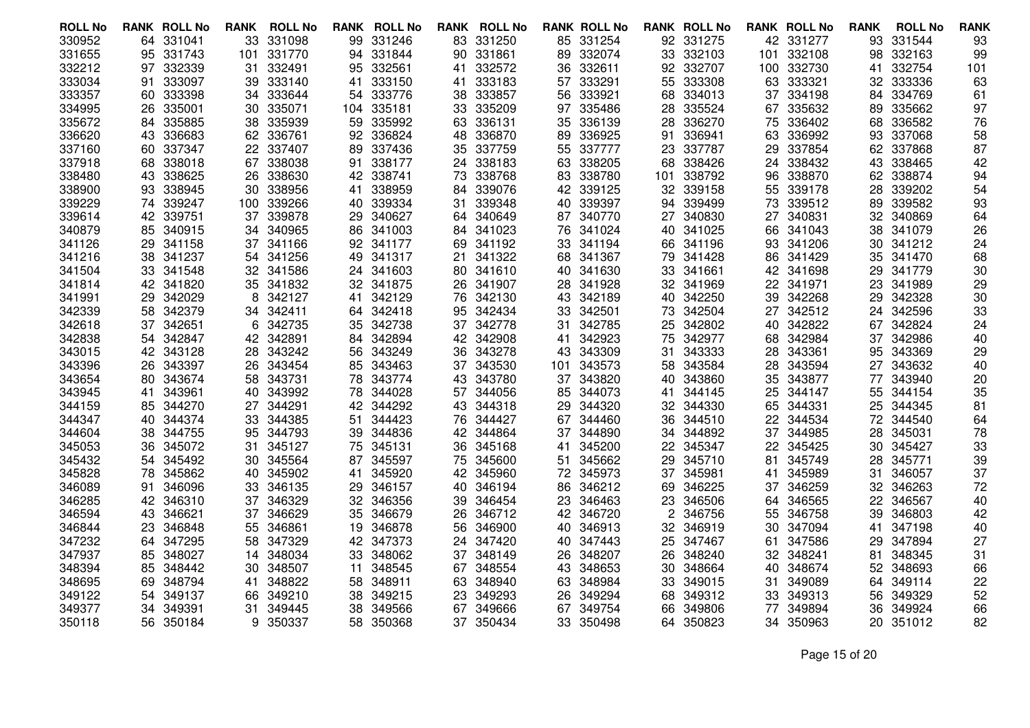| ROLL No | RANK | ROLL No | RANK | ROLL No | RANK | ROLL No | RANK | ROLL No | RANK | ROLL No | RANK | ROLL No | RANK | ROLL No | RANK | ROLL No | RANK |
|---|---|---|---|---|---|---|---|---|---|---|---|---|---|---|---|---|---|
| 330952 | 64 | 331041 | 33 | 331098 | 99 | 331246 | 83 | 331250 | 85 | 331254 | 92 | 331275 | 42 | 331277 | 93 | 331544 | 93 |
| 331655 | 95 | 331743 | 101 | 331770 | 94 | 331844 | 90 | 331861 | 89 | 332074 | 33 | 332103 | 101 | 332108 | 98 | 332163 | 99 |
| 332212 | 97 | 332339 | 31 | 332491 | 95 | 332561 | 41 | 332572 | 36 | 332611 | 92 | 332707 | 100 | 332730 | 41 | 332754 | 101 |
| 333034 | 91 | 333097 | 39 | 333140 | 41 | 333150 | 41 | 333183 | 57 | 333291 | 55 | 333308 | 63 | 333321 | 32 | 333336 | 63 |
| 333357 | 60 | 333398 | 34 | 333644 | 54 | 333776 | 38 | 333857 | 56 | 333921 | 68 | 334013 | 37 | 334198 | 84 | 334769 | 61 |
| 334995 | 26 | 335001 | 30 | 335071 | 104 | 335181 | 33 | 335209 | 97 | 335486 | 28 | 335524 | 67 | 335632 | 89 | 335662 | 97 |
| 335672 | 84 | 335885 | 38 | 335939 | 59 | 335992 | 63 | 336131 | 35 | 336139 | 28 | 336270 | 75 | 336402 | 68 | 336582 | 76 |
| 336620 | 43 | 336683 | 62 | 336761 | 92 | 336824 | 48 | 336870 | 89 | 336925 | 91 | 336941 | 63 | 336992 | 93 | 337068 | 58 |
| 337160 | 60 | 337347 | 22 | 337407 | 89 | 337436 | 35 | 337759 | 55 | 337777 | 23 | 337787 | 29 | 337854 | 62 | 337868 | 87 |
| 337918 | 68 | 338018 | 67 | 338038 | 91 | 338177 | 24 | 338183 | 63 | 338205 | 68 | 338426 | 24 | 338432 | 43 | 338465 | 42 |
| 338480 | 43 | 338625 | 26 | 338630 | 42 | 338741 | 73 | 338768 | 83 | 338780 | 101 | 338792 | 96 | 338870 | 62 | 338874 | 94 |
| 338900 | 93 | 338945 | 30 | 338956 | 41 | 338959 | 84 | 339076 | 42 | 339125 | 32 | 339158 | 55 | 339178 | 28 | 339202 | 54 |
| 339229 | 74 | 339247 | 100 | 339266 | 40 | 339334 | 31 | 339348 | 40 | 339397 | 94 | 339499 | 73 | 339512 | 89 | 339582 | 93 |
| 339614 | 42 | 339751 | 37 | 339878 | 29 | 340627 | 64 | 340649 | 87 | 340770 | 27 | 340830 | 27 | 340831 | 32 | 340869 | 64 |
| 340879 | 85 | 340915 | 34 | 340965 | 86 | 341003 | 84 | 341023 | 76 | 341024 | 40 | 341025 | 66 | 341043 | 38 | 341079 | 26 |
| 341126 | 29 | 341158 | 37 | 341166 | 92 | 341177 | 69 | 341192 | 33 | 341194 | 66 | 341196 | 93 | 341206 | 30 | 341212 | 24 |
| 341216 | 38 | 341237 | 54 | 341256 | 49 | 341317 | 21 | 341322 | 68 | 341367 | 79 | 341428 | 86 | 341429 | 35 | 341470 | 68 |
| 341504 | 33 | 341548 | 32 | 341586 | 24 | 341603 | 80 | 341610 | 40 | 341630 | 33 | 341661 | 42 | 341698 | 29 | 341779 | 30 |
| 341814 | 42 | 341820 | 35 | 341832 | 32 | 341875 | 26 | 341907 | 28 | 341928 | 32 | 341969 | 22 | 341971 | 23 | 341989 | 29 |
| 341991 | 29 | 342029 | 8 | 342127 | 41 | 342129 | 76 | 342130 | 43 | 342189 | 40 | 342250 | 39 | 342268 | 29 | 342328 | 30 |
| 342339 | 58 | 342379 | 34 | 342411 | 64 | 342418 | 95 | 342434 | 33 | 342501 | 73 | 342504 | 27 | 342512 | 24 | 342596 | 33 |
| 342618 | 37 | 342651 | 6 | 342735 | 35 | 342738 | 37 | 342778 | 31 | 342785 | 25 | 342802 | 40 | 342822 | 67 | 342824 | 24 |
| 342838 | 54 | 342847 | 42 | 342891 | 84 | 342894 | 42 | 342908 | 41 | 342923 | 75 | 342977 | 68 | 342984 | 37 | 342986 | 40 |
| 343015 | 42 | 343128 | 28 | 343242 | 56 | 343249 | 36 | 343278 | 43 | 343309 | 31 | 343333 | 28 | 343361 | 95 | 343369 | 29 |
| 343396 | 26 | 343397 | 26 | 343454 | 85 | 343463 | 37 | 343530 | 101 | 343573 | 58 | 343584 | 28 | 343594 | 27 | 343632 | 40 |
| 343654 | 80 | 343674 | 58 | 343731 | 78 | 343774 | 43 | 343780 | 37 | 343820 | 40 | 343860 | 35 | 343877 | 77 | 343940 | 20 |
| 343945 | 41 | 343961 | 40 | 343992 | 78 | 344028 | 57 | 344056 | 85 | 344073 | 41 | 344145 | 25 | 344147 | 55 | 344154 | 35 |
| 344159 | 85 | 344270 | 27 | 344291 | 42 | 344292 | 43 | 344318 | 29 | 344320 | 32 | 344330 | 65 | 344331 | 25 | 344345 | 81 |
| 344347 | 40 | 344374 | 33 | 344385 | 51 | 344423 | 76 | 344427 | 67 | 344460 | 36 | 344510 | 22 | 344534 | 72 | 344540 | 64 |
| 344604 | 38 | 344755 | 95 | 344793 | 39 | 344836 | 42 | 344864 | 37 | 344890 | 34 | 344892 | 37 | 344985 | 28 | 345031 | 78 |
| 345053 | 36 | 345072 | 31 | 345127 | 75 | 345131 | 36 | 345168 | 41 | 345200 | 22 | 345347 | 22 | 345425 | 30 | 345427 | 33 |
| 345432 | 54 | 345492 | 30 | 345564 | 87 | 345597 | 75 | 345600 | 51 | 345662 | 29 | 345710 | 81 | 345749 | 28 | 345771 | 39 |
| 345828 | 78 | 345862 | 40 | 345902 | 41 | 345920 | 42 | 345960 | 72 | 345973 | 37 | 345981 | 41 | 345989 | 31 | 346057 | 37 |
| 346089 | 91 | 346096 | 33 | 346135 | 29 | 346157 | 40 | 346194 | 86 | 346212 | 69 | 346225 | 37 | 346259 | 32 | 346263 | 72 |
| 346285 | 42 | 346310 | 37 | 346329 | 32 | 346356 | 39 | 346454 | 23 | 346463 | 23 | 346506 | 64 | 346565 | 22 | 346567 | 40 |
| 346594 | 43 | 346621 | 37 | 346629 | 35 | 346679 | 26 | 346712 | 42 | 346720 | 2 | 346756 | 55 | 346758 | 39 | 346803 | 42 |
| 346844 | 23 | 346848 | 55 | 346861 | 19 | 346878 | 56 | 346900 | 40 | 346913 | 32 | 346919 | 30 | 347094 | 41 | 347198 | 40 |
| 347232 | 64 | 347295 | 58 | 347329 | 42 | 347373 | 24 | 347420 | 40 | 347443 | 25 | 347467 | 61 | 347586 | 29 | 347894 | 27 |
| 347937 | 85 | 348027 | 14 | 348034 | 33 | 348062 | 37 | 348149 | 26 | 348207 | 26 | 348240 | 32 | 348241 | 81 | 348345 | 31 |
| 348394 | 85 | 348442 | 30 | 348507 | 11 | 348545 | 67 | 348554 | 43 | 348653 | 30 | 348664 | 40 | 348674 | 52 | 348693 | 66 |
| 348695 | 69 | 348794 | 41 | 348822 | 58 | 348911 | 63 | 348940 | 63 | 348984 | 33 | 349015 | 31 | 349089 | 64 | 349114 | 22 |
| 349122 | 54 | 349137 | 66 | 349210 | 38 | 349215 | 23 | 349293 | 26 | 349294 | 68 | 349312 | 33 | 349313 | 56 | 349329 | 52 |
| 349377 | 34 | 349391 | 31 | 349445 | 38 | 349566 | 67 | 349666 | 67 | 349754 | 66 | 349806 | 77 | 349894 | 36 | 349924 | 66 |
| 350118 | 56 | 350184 | 9 | 350337 | 58 | 350368 | 37 | 350434 | 33 | 350498 | 64 | 350823 | 34 | 350963 | 20 | 351012 | 82 |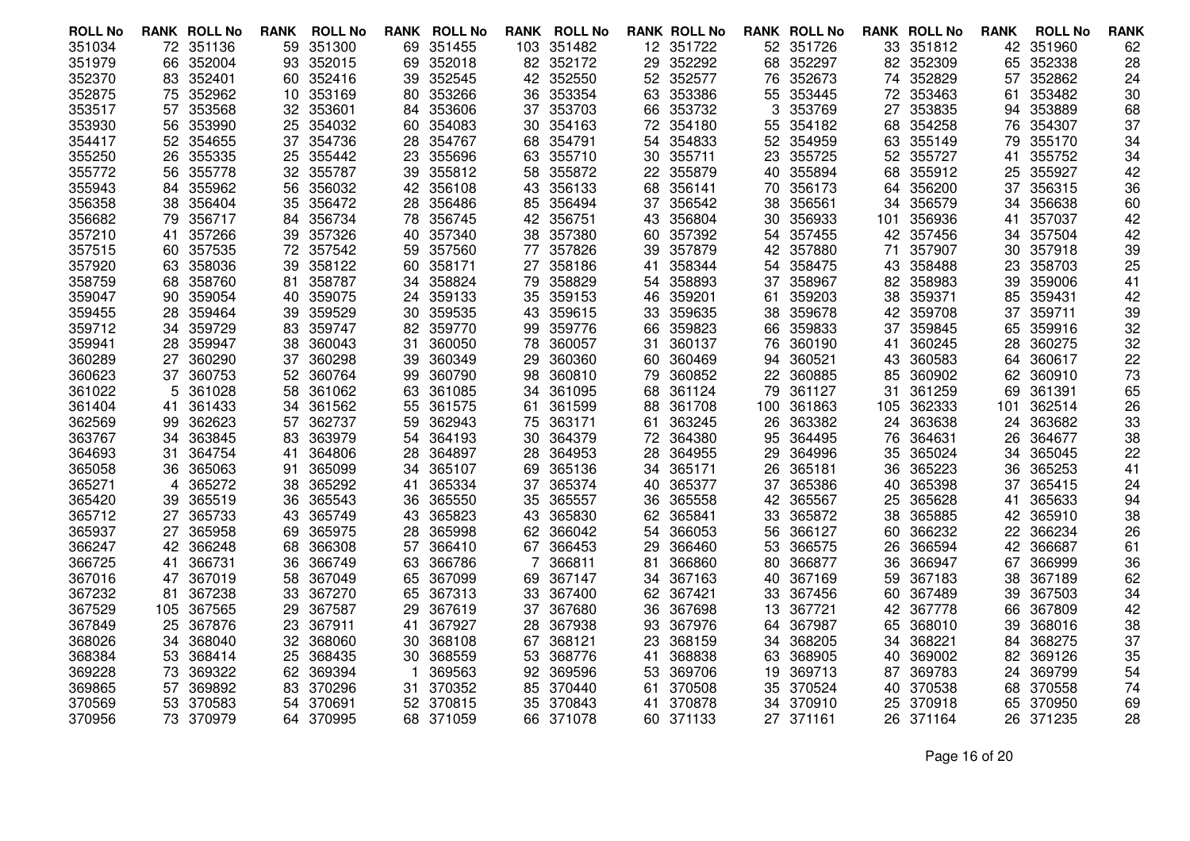| ROLL No | RANK | ROLL No | RANK | ROLL No | RANK | ROLL No | RANK | ROLL No | RANK | ROLL No | RANK | ROLL No | RANK | ROLL No | RANK | ROLL No | RANK | ROLL No | RANK |
|---|---|---|---|---|---|---|---|---|---|---|---|---|---|---|---|---|---|---|---|
| 351034 | 72 | 351136 | 59 | 351300 | 69 | 351455 | 103 | 351482 | 12 | 351722 | 52 | 351726 | 33 | 351812 | 42 | 351960 | 62 |
| 351979 | 66 | 352004 | 93 | 352015 | 69 | 352018 | 82 | 352172 | 29 | 352292 | 68 | 352297 | 82 | 352309 | 65 | 352338 | 28 |
| 352370 | 83 | 352401 | 60 | 352416 | 39 | 352545 | 42 | 352550 | 52 | 352577 | 76 | 352673 | 74 | 352829 | 57 | 352862 | 24 |
| 352875 | 75 | 352962 | 10 | 353169 | 80 | 353266 | 36 | 353354 | 63 | 353386 | 55 | 353445 | 72 | 353463 | 61 | 353482 | 30 |
| 353517 | 57 | 353568 | 32 | 353601 | 84 | 353606 | 37 | 353703 | 66 | 353732 | 3 | 353769 | 27 | 353835 | 94 | 353889 | 68 |
| 353930 | 56 | 353990 | 25 | 354032 | 60 | 354083 | 30 | 354163 | 72 | 354180 | 55 | 354182 | 68 | 354258 | 76 | 354307 | 37 |
| 354417 | 52 | 354655 | 37 | 354736 | 28 | 354767 | 68 | 354791 | 54 | 354833 | 52 | 354959 | 63 | 355149 | 79 | 355170 | 34 |
| 355250 | 26 | 355335 | 25 | 355442 | 23 | 355696 | 63 | 355710 | 30 | 355711 | 23 | 355725 | 52 | 355727 | 41 | 355752 | 34 |
| 355772 | 56 | 355778 | 32 | 355787 | 39 | 355812 | 58 | 355872 | 22 | 355879 | 40 | 355894 | 68 | 355912 | 25 | 355927 | 42 |
| 355943 | 84 | 355962 | 56 | 356032 | 42 | 356108 | 43 | 356133 | 68 | 356141 | 70 | 356173 | 64 | 356200 | 37 | 356315 | 36 |
| 356358 | 38 | 356404 | 35 | 356472 | 28 | 356486 | 85 | 356494 | 37 | 356542 | 38 | 356561 | 34 | 356579 | 34 | 356638 | 60 |
| 356682 | 79 | 356717 | 84 | 356734 | 78 | 356745 | 42 | 356751 | 43 | 356804 | 30 | 356933 | 101 | 356936 | 41 | 357037 | 42 |
| 357210 | 41 | 357266 | 39 | 357326 | 40 | 357340 | 38 | 357380 | 60 | 357392 | 54 | 357455 | 42 | 357456 | 34 | 357504 | 42 |
| 357515 | 60 | 357535 | 72 | 357542 | 59 | 357560 | 77 | 357826 | 39 | 357879 | 42 | 357880 | 71 | 357907 | 30 | 357918 | 39 |
| 357920 | 63 | 358036 | 39 | 358122 | 60 | 358171 | 27 | 358186 | 41 | 358344 | 54 | 358475 | 43 | 358488 | 23 | 358703 | 25 |
| 358759 | 68 | 358760 | 81 | 358787 | 34 | 358824 | 79 | 358829 | 54 | 358893 | 37 | 358967 | 82 | 358983 | 39 | 359006 | 41 |
| 359047 | 90 | 359054 | 40 | 359075 | 24 | 359133 | 35 | 359153 | 46 | 359201 | 61 | 359203 | 38 | 359371 | 85 | 359431 | 42 |
| 359455 | 28 | 359464 | 39 | 359529 | 30 | 359535 | 43 | 359615 | 33 | 359635 | 38 | 359678 | 42 | 359708 | 37 | 359711 | 39 |
| 359712 | 34 | 359729 | 83 | 359747 | 82 | 359770 | 99 | 359776 | 66 | 359823 | 66 | 359833 | 37 | 359845 | 65 | 359916 | 32 |
| 359941 | 28 | 359947 | 38 | 360043 | 31 | 360050 | 78 | 360057 | 31 | 360137 | 76 | 360190 | 41 | 360245 | 28 | 360275 | 32 |
| 360289 | 27 | 360290 | 37 | 360298 | 39 | 360349 | 29 | 360360 | 60 | 360469 | 94 | 360521 | 43 | 360583 | 64 | 360617 | 22 |
| 360623 | 37 | 360753 | 52 | 360764 | 99 | 360790 | 98 | 360810 | 79 | 360852 | 22 | 360885 | 85 | 360902 | 62 | 360910 | 73 |
| 361022 | 5 | 361028 | 58 | 361062 | 63 | 361085 | 34 | 361095 | 68 | 361124 | 79 | 361127 | 31 | 361259 | 69 | 361391 | 65 |
| 361404 | 41 | 361433 | 34 | 361562 | 55 | 361575 | 61 | 361599 | 88 | 361708 | 100 | 361863 | 105 | 362333 | 101 | 362514 | 26 |
| 362569 | 99 | 362623 | 57 | 362737 | 59 | 362943 | 75 | 363171 | 61 | 363245 | 26 | 363382 | 24 | 363638 | 24 | 363682 | 33 |
| 363767 | 34 | 363845 | 83 | 363979 | 54 | 364193 | 30 | 364379 | 72 | 364380 | 95 | 364495 | 76 | 364631 | 26 | 364677 | 38 |
| 364693 | 31 | 364754 | 41 | 364806 | 28 | 364897 | 28 | 364953 | 28 | 364955 | 29 | 364996 | 35 | 365024 | 34 | 365045 | 22 |
| 365058 | 36 | 365063 | 91 | 365099 | 34 | 365107 | 69 | 365136 | 34 | 365171 | 26 | 365181 | 36 | 365223 | 36 | 365253 | 41 |
| 365271 | 4 | 365272 | 38 | 365292 | 41 | 365334 | 37 | 365374 | 40 | 365377 | 37 | 365386 | 40 | 365398 | 37 | 365415 | 24 |
| 365420 | 39 | 365519 | 36 | 365543 | 36 | 365550 | 35 | 365557 | 36 | 365558 | 42 | 365567 | 25 | 365628 | 41 | 365633 | 94 |
| 365712 | 27 | 365733 | 43 | 365749 | 43 | 365823 | 43 | 365830 | 62 | 365841 | 33 | 365872 | 38 | 365885 | 42 | 365910 | 38 |
| 365937 | 27 | 365958 | 69 | 365975 | 28 | 365998 | 62 | 366042 | 54 | 366053 | 56 | 366127 | 60 | 366232 | 22 | 366234 | 26 |
| 366247 | 42 | 366248 | 68 | 366308 | 57 | 366410 | 67 | 366453 | 29 | 366460 | 53 | 366575 | 26 | 366594 | 42 | 366687 | 61 |
| 366725 | 41 | 366731 | 36 | 366749 | 63 | 366786 | 7 | 366811 | 81 | 366860 | 80 | 366877 | 36 | 366947 | 67 | 366999 | 36 |
| 367016 | 47 | 367019 | 58 | 367049 | 65 | 367099 | 69 | 367147 | 34 | 367163 | 40 | 367169 | 59 | 367183 | 38 | 367189 | 62 |
| 367232 | 81 | 367238 | 33 | 367270 | 65 | 367313 | 33 | 367400 | 62 | 367421 | 33 | 367456 | 60 | 367489 | 39 | 367503 | 34 |
| 367529 | 105 | 367565 | 29 | 367587 | 29 | 367619 | 37 | 367680 | 36 | 367698 | 13 | 367721 | 42 | 367778 | 66 | 367809 | 42 |
| 367849 | 25 | 367876 | 23 | 367911 | 41 | 367927 | 28 | 367938 | 93 | 367976 | 64 | 367987 | 65 | 368010 | 39 | 368016 | 38 |
| 368026 | 34 | 368040 | 32 | 368060 | 30 | 368108 | 67 | 368121 | 23 | 368159 | 34 | 368205 | 34 | 368221 | 84 | 368275 | 37 |
| 368384 | 53 | 368414 | 25 | 368435 | 30 | 368559 | 53 | 368776 | 41 | 368838 | 63 | 368905 | 40 | 369002 | 82 | 369126 | 35 |
| 369228 | 73 | 369322 | 62 | 369394 | 1 | 369563 | 92 | 369596 | 53 | 369706 | 19 | 369713 | 87 | 369783 | 24 | 369799 | 54 |
| 369865 | 57 | 369892 | 83 | 370296 | 31 | 370352 | 85 | 370440 | 61 | 370508 | 35 | 370524 | 40 | 370538 | 68 | 370558 | 74 |
| 370569 | 53 | 370583 | 54 | 370691 | 52 | 370815 | 35 | 370843 | 41 | 370878 | 34 | 370910 | 25 | 370918 | 65 | 370950 | 69 |
| 370956 | 73 | 370979 | 64 | 370995 | 68 | 371059 | 66 | 371078 | 60 | 371133 | 27 | 371161 | 26 | 371164 | 26 | 371235 | 28 |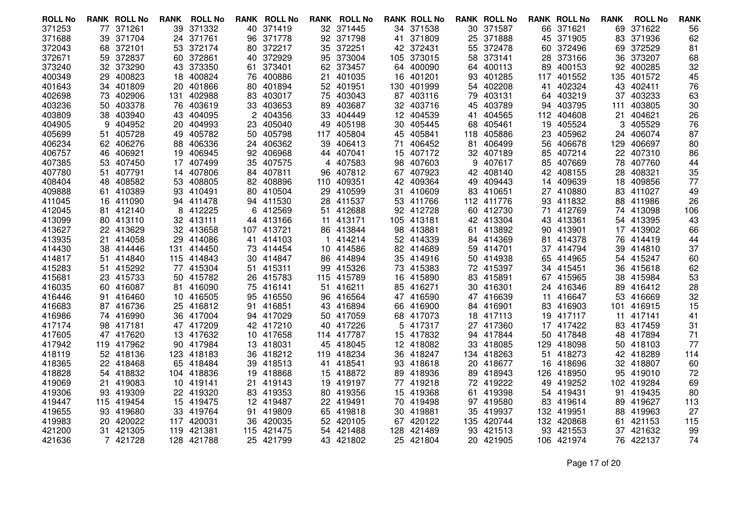| ROLL No | RANK | ROLL No | RANK | ROLL No | RANK | ROLL No | RANK | ROLL No | RANK | ROLL No | RANK | ROLL No | RANK | ROLL No | RANK | ROLL No | RANK | ROLL No | RANK |
|---|---|---|---|---|---|---|---|---|---|---|---|---|---|---|---|---|---|---|---|
| 371253 | 77 | 371261 | 39 | 371332 | 40 | 371419 | 32 | 371445 | 34 | 371538 | 30 | 371587 | 66 | 371621 | 69 | 371622 | 56 |
| 371688 | 39 | 371704 | 24 | 371761 | 96 | 371778 | 92 | 371798 | 41 | 371809 | 25 | 371888 | 45 | 371905 | 83 | 371936 | 62 |
| 372043 | 68 | 372101 | 53 | 372174 | 80 | 372217 | 35 | 372251 | 42 | 372431 | 55 | 372478 | 60 | 372496 | 69 | 372529 | 81 |
| 372671 | 59 | 372837 | 60 | 372861 | 40 | 372929 | 95 | 373004 | 105 | 373015 | 58 | 373141 | 28 | 373166 | 36 | 373207 | 68 |
| 373240 | 32 | 373290 | 43 | 373350 | 61 | 373401 | 62 | 373457 | 64 | 400090 | 64 | 400113 | 89 | 400153 | 92 | 400285 | 32 |
| 400349 | 29 | 400823 | 18 | 400824 | 76 | 400886 | 21 | 401035 | 16 | 401201 | 93 | 401285 | 117 | 401552 | 135 | 401572 | 45 |
| 401643 | 34 | 401809 | 20 | 401866 | 80 | 401894 | 52 | 401951 | 130 | 401999 | 54 | 402208 | 41 | 402324 | 43 | 402411 | 76 |
| 402698 | 73 | 402906 | 131 | 402988 | 83 | 403017 | 75 | 403043 | 87 | 403116 | 79 | 403131 | 64 | 403219 | 37 | 403233 | 63 |
| 403236 | 50 | 403378 | 76 | 403619 | 33 | 403653 | 89 | 403687 | 32 | 403716 | 45 | 403789 | 94 | 403795 | 111 | 403805 | 30 |
| 403809 | 38 | 403940 | 43 | 404095 | 2 | 404356 | 33 | 404449 | 12 | 404539 | 41 | 404565 | 112 | 404608 | 21 | 404621 | 26 |
| 404905 | 9 | 404952 | 20 | 404993 | 23 | 405040 | 49 | 405198 | 30 | 405445 | 68 | 405461 | 19 | 405524 | 3 | 405529 | 76 |
| 405699 | 51 | 405728 | 49 | 405782 | 50 | 405798 | 117 | 405804 | 45 | 405841 | 118 | 405886 | 23 | 405962 | 24 | 406074 | 87 |
| 406234 | 62 | 406276 | 88 | 406336 | 24 | 406362 | 39 | 406413 | 71 | 406452 | 81 | 406499 | 56 | 406678 | 129 | 406697 | 80 |
| 406757 | 46 | 406921 | 19 | 406945 | 92 | 406968 | 44 | 407041 | 15 | 407172 | 32 | 407189 | 85 | 407214 | 22 | 407310 | 86 |
| 407385 | 53 | 407450 | 17 | 407499 | 35 | 407575 | 4 | 407583 | 98 | 407603 | 9 | 407617 | 85 | 407669 | 78 | 407760 | 44 |
| 407780 | 51 | 407791 | 14 | 407806 | 84 | 407811 | 96 | 407812 | 67 | 407923 | 42 | 408140 | 42 | 408155 | 28 | 408321 | 35 |
| 408404 | 48 | 408582 | 53 | 408805 | 82 | 408896 | 110 | 409351 | 42 | 409364 | 49 | 409443 | 14 | 409639 | 18 | 409856 | 77 |
| 409888 | 61 | 410389 | 93 | 410491 | 80 | 410504 | 29 | 410599 | 31 | 410609 | 83 | 410651 | 27 | 410880 | 83 | 411027 | 49 |
| 411045 | 16 | 411090 | 94 | 411478 | 94 | 411530 | 28 | 411537 | 53 | 411766 | 112 | 411776 | 93 | 411832 | 88 | 411986 | 26 |
| 412045 | 81 | 412140 | 8 | 412225 | 6 | 412569 | 51 | 412688 | 92 | 412728 | 60 | 412730 | 71 | 412769 | 74 | 413098 | 106 |
| 413099 | 80 | 413110 | 32 | 413111 | 44 | 413166 | 11 | 413171 | 105 | 413181 | 42 | 413304 | 43 | 413361 | 54 | 413395 | 43 |
| 413627 | 22 | 413629 | 32 | 413658 | 107 | 413721 | 86 | 413844 | 98 | 413881 | 61 | 413892 | 90 | 413901 | 17 | 413902 | 66 |
| 413935 | 21 | 414058 | 29 | 414086 | 41 | 414103 | 1 | 414214 | 52 | 414339 | 84 | 414369 | 81 | 414378 | 76 | 414419 | 44 |
| 414430 | 38 | 414446 | 131 | 414450 | 73 | 414454 | 10 | 414586 | 82 | 414689 | 59 | 414701 | 37 | 414794 | 39 | 414810 | 37 |
| 414817 | 51 | 414840 | 115 | 414843 | 30 | 414847 | 86 | 414894 | 35 | 414916 | 50 | 414938 | 65 | 414965 | 54 | 415247 | 60 |
| 415283 | 51 | 415292 | 77 | 415304 | 51 | 415311 | 99 | 415326 | 73 | 415383 | 72 | 415397 | 34 | 415451 | 36 | 415618 | 62 |
| 415681 | 23 | 415733 | 50 | 415782 | 26 | 415783 | 115 | 415789 | 16 | 415890 | 83 | 415891 | 67 | 415965 | 38 | 415984 | 53 |
| 416035 | 60 | 416087 | 81 | 416090 | 75 | 416141 | 51 | 416211 | 85 | 416271 | 30 | 416301 | 24 | 416346 | 89 | 416412 | 28 |
| 416446 | 91 | 416460 | 10 | 416505 | 95 | 416550 | 96 | 416564 | 47 | 416590 | 47 | 416639 | 11 | 416647 | 53 | 416669 | 32 |
| 416683 | 87 | 416736 | 25 | 416812 | 91 | 416851 | 43 | 416894 | 66 | 416900 | 84 | 416901 | 83 | 416903 | 101 | 416915 | 15 |
| 416986 | 74 | 416990 | 36 | 417004 | 94 | 417029 | 50 | 417059 | 68 | 417073 | 18 | 417113 | 19 | 417117 | 11 | 417141 | 41 |
| 417174 | 98 | 417181 | 47 | 417209 | 42 | 417210 | 40 | 417226 | 5 | 417317 | 27 | 417360 | 17 | 417422 | 83 | 417459 | 31 |
| 417605 | 47 | 417620 | 13 | 417632 | 10 | 417658 | 114 | 417787 | 15 | 417832 | 94 | 417844 | 50 | 417848 | 48 | 417894 | 71 |
| 417942 | 119 | 417962 | 90 | 417984 | 13 | 418031 | 45 | 418045 | 12 | 418082 | 33 | 418085 | 129 | 418098 | 50 | 418103 | 77 |
| 418119 | 52 | 418136 | 123 | 418183 | 36 | 418212 | 119 | 418234 | 36 | 418247 | 134 | 418263 | 51 | 418273 | 42 | 418289 | 114 |
| 418365 | 22 | 418468 | 65 | 418484 | 39 | 418513 | 41 | 418541 | 93 | 418618 | 20 | 418677 | 16 | 418696 | 32 | 418807 | 60 |
| 418828 | 54 | 418832 | 104 | 418836 | 19 | 418868 | 15 | 418872 | 89 | 418936 | 89 | 418943 | 126 | 418950 | 95 | 419010 | 72 |
| 419069 | 21 | 419083 | 10 | 419141 | 21 | 419143 | 19 | 419197 | 77 | 419218 | 72 | 419222 | 49 | 419252 | 102 | 419284 | 69 |
| 419306 | 93 | 419309 | 22 | 419320 | 83 | 419353 | 80 | 419356 | 15 | 419368 | 61 | 419398 | 54 | 419431 | 91 | 419435 | 80 |
| 419447 | 115 | 419454 | 15 | 419475 | 12 | 419487 | 22 | 419491 | 70 | 419498 | 97 | 419580 | 83 | 419614 | 89 | 419627 | 113 |
| 419655 | 93 | 419680 | 33 | 419764 | 91 | 419809 | 65 | 419818 | 30 | 419881 | 35 | 419937 | 132 | 419951 | 88 | 419963 | 27 |
| 419983 | 20 | 420022 | 117 | 420031 | 36 | 420035 | 52 | 420105 | 67 | 420122 | 135 | 420744 | 132 | 420868 | 61 | 421153 | 115 |
| 421200 | 31 | 421305 | 119 | 421381 | 115 | 421475 | 54 | 421488 | 128 | 421489 | 93 | 421513 | 93 | 421553 | 37 | 421632 | 99 |
| 421636 | 7 | 421728 | 128 | 421788 | 25 | 421799 | 43 | 421802 | 25 | 421804 | 20 | 421905 | 106 | 421974 | 76 | 422137 | 74 |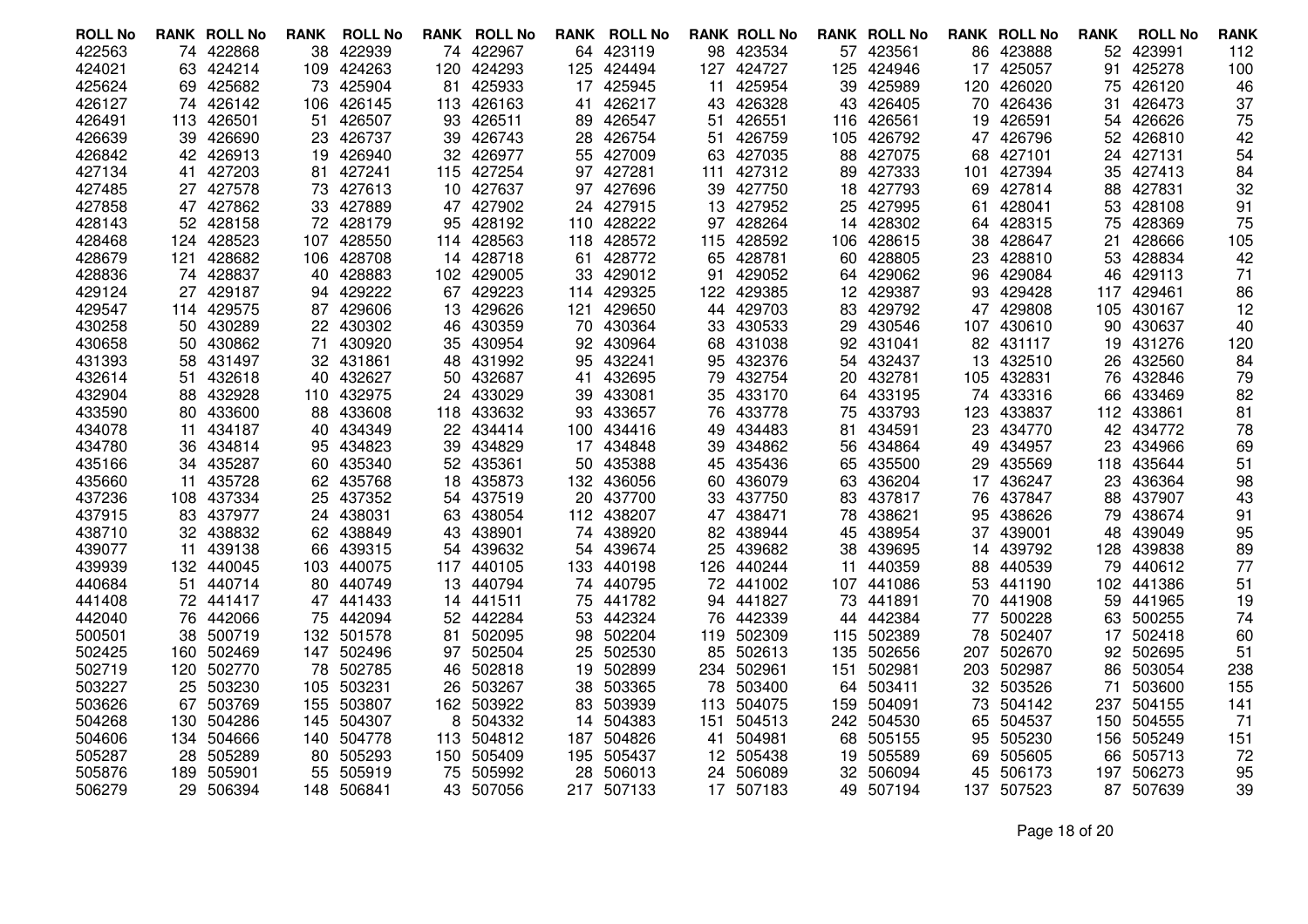| ROLL No | RANK | ROLL No | RANK | ROLL No | RANK | ROLL No | RANK | ROLL No | RANK | ROLL No | RANK | ROLL No | RANK | ROLL No | RANK | ROLL No | RANK |
|---|---|---|---|---|---|---|---|---|---|---|---|---|---|---|---|---|---|
| 422563 | 74 | 422868 | 38 | 422939 | 74 | 422967 | 64 | 423119 | 98 | 423534 | 57 | 423561 | 86 | 423888 | 52 | 423991 | 112 |
| 424021 | 63 | 424214 | 109 | 424263 | 120 | 424293 | 125 | 424494 | 127 | 424727 | 125 | 424946 | 17 | 425057 | 91 | 425278 | 100 |
| 425624 | 69 | 425682 | 73 | 425904 | 81 | 425933 | 17 | 425945 | 11 | 425954 | 39 | 425989 | 120 | 426020 | 75 | 426120 | 46 |
| 426127 | 74 | 426142 | 106 | 426145 | 113 | 426163 | 41 | 426217 | 43 | 426328 | 43 | 426405 | 70 | 426436 | 31 | 426473 | 37 |
| 426491 | 113 | 426501 | 51 | 426507 | 93 | 426511 | 89 | 426547 | 51 | 426551 | 116 | 426561 | 19 | 426591 | 54 | 426626 | 75 |
| 426639 | 39 | 426690 | 23 | 426737 | 39 | 426743 | 28 | 426754 | 51 | 426759 | 105 | 426792 | 47 | 426796 | 52 | 426810 | 42 |
| 426842 | 42 | 426913 | 19 | 426940 | 32 | 426977 | 55 | 427009 | 63 | 427035 | 88 | 427075 | 68 | 427101 | 24 | 427131 | 54 |
| 427134 | 41 | 427203 | 81 | 427241 | 115 | 427254 | 97 | 427281 | 111 | 427312 | 89 | 427333 | 101 | 427394 | 35 | 427413 | 84 |
| 427485 | 27 | 427578 | 73 | 427613 | 10 | 427637 | 97 | 427696 | 39 | 427750 | 18 | 427793 | 69 | 427814 | 88 | 427831 | 32 |
| 427858 | 47 | 427862 | 33 | 427889 | 47 | 427902 | 24 | 427915 | 13 | 427952 | 25 | 427995 | 61 | 428041 | 53 | 428108 | 91 |
| 428143 | 52 | 428158 | 72 | 428179 | 95 | 428192 | 110 | 428222 | 97 | 428264 | 14 | 428302 | 64 | 428315 | 75 | 428369 | 75 |
| 428468 | 124 | 428523 | 107 | 428550 | 114 | 428563 | 118 | 428572 | 115 | 428592 | 106 | 428615 | 38 | 428647 | 21 | 428666 | 105 |
| 428679 | 121 | 428682 | 106 | 428708 | 14 | 428718 | 61 | 428772 | 65 | 428781 | 60 | 428805 | 23 | 428810 | 53 | 428834 | 42 |
| 428836 | 74 | 428837 | 40 | 428883 | 102 | 429005 | 33 | 429012 | 91 | 429052 | 64 | 429062 | 96 | 429084 | 46 | 429113 | 71 |
| 429124 | 27 | 429187 | 94 | 429222 | 67 | 429223 | 114 | 429325 | 122 | 429385 | 12 | 429387 | 93 | 429428 | 117 | 429461 | 86 |
| 429547 | 114 | 429575 | 87 | 429606 | 13 | 429626 | 121 | 429650 | 44 | 429703 | 83 | 429792 | 47 | 429808 | 105 | 430167 | 12 |
| 430258 | 50 | 430289 | 22 | 430302 | 46 | 430359 | 70 | 430364 | 33 | 430533 | 29 | 430546 | 107 | 430610 | 90 | 430637 | 40 |
| 430658 | 50 | 430862 | 71 | 430920 | 35 | 430954 | 92 | 430964 | 68 | 431038 | 92 | 431041 | 82 | 431117 | 19 | 431276 | 120 |
| 431393 | 58 | 431497 | 32 | 431861 | 48 | 431992 | 95 | 432241 | 95 | 432376 | 54 | 432437 | 13 | 432510 | 26 | 432560 | 84 |
| 432614 | 51 | 432618 | 40 | 432627 | 50 | 432687 | 41 | 432695 | 79 | 432754 | 20 | 432781 | 105 | 432831 | 76 | 432846 | 79 |
| 432904 | 88 | 432928 | 110 | 432975 | 24 | 433029 | 39 | 433081 | 35 | 433170 | 64 | 433195 | 74 | 433316 | 66 | 433469 | 82 |
| 433590 | 80 | 433600 | 88 | 433608 | 118 | 433632 | 93 | 433657 | 76 | 433778 | 75 | 433793 | 123 | 433837 | 112 | 433861 | 81 |
| 434078 | 11 | 434187 | 40 | 434349 | 22 | 434414 | 100 | 434416 | 49 | 434483 | 81 | 434591 | 23 | 434770 | 42 | 434772 | 78 |
| 434780 | 36 | 434814 | 95 | 434823 | 39 | 434829 | 17 | 434848 | 39 | 434862 | 56 | 434864 | 49 | 434957 | 23 | 434966 | 69 |
| 435166 | 34 | 435287 | 60 | 435340 | 52 | 435361 | 50 | 435388 | 45 | 435436 | 65 | 435500 | 29 | 435569 | 118 | 435644 | 51 |
| 435660 | 11 | 435728 | 62 | 435768 | 18 | 435873 | 132 | 436056 | 60 | 436079 | 63 | 436204 | 17 | 436247 | 23 | 436364 | 98 |
| 437236 | 108 | 437334 | 25 | 437352 | 54 | 437519 | 20 | 437700 | 33 | 437750 | 83 | 437817 | 76 | 437847 | 88 | 437907 | 43 |
| 437915 | 83 | 437977 | 24 | 438031 | 63 | 438054 | 112 | 438207 | 47 | 438471 | 78 | 438621 | 95 | 438626 | 79 | 438674 | 91 |
| 438710 | 32 | 438832 | 62 | 438849 | 43 | 438901 | 74 | 438920 | 82 | 438944 | 45 | 438954 | 37 | 439001 | 48 | 439049 | 95 |
| 439077 | 11 | 439138 | 66 | 439315 | 54 | 439632 | 54 | 439674 | 25 | 439682 | 38 | 439695 | 14 | 439792 | 128 | 439838 | 89 |
| 439939 | 132 | 440045 | 103 | 440075 | 117 | 440105 | 133 | 440198 | 126 | 440244 | 11 | 440359 | 88 | 440539 | 79 | 440612 | 77 |
| 440684 | 51 | 440714 | 80 | 440749 | 13 | 440794 | 74 | 440795 | 72 | 441002 | 107 | 441086 | 53 | 441190 | 102 | 441386 | 51 |
| 441408 | 72 | 441417 | 47 | 441433 | 14 | 441511 | 75 | 441782 | 94 | 441827 | 73 | 441891 | 70 | 441908 | 59 | 441965 | 19 |
| 442040 | 76 | 442066 | 75 | 442094 | 52 | 442284 | 53 | 442324 | 76 | 442339 | 44 | 442384 | 77 | 500228 | 63 | 500255 | 74 |
| 500501 | 38 | 500719 | 132 | 501578 | 81 | 502095 | 98 | 502204 | 119 | 502309 | 115 | 502389 | 78 | 502407 | 17 | 502418 | 60 |
| 502425 | 160 | 502469 | 147 | 502496 | 97 | 502504 | 25 | 502530 | 85 | 502613 | 135 | 502656 | 207 | 502670 | 92 | 502695 | 51 |
| 502719 | 120 | 502770 | 78 | 502785 | 46 | 502818 | 19 | 502899 | 234 | 502961 | 151 | 502981 | 203 | 502987 | 86 | 503054 | 238 |
| 503227 | 25 | 503230 | 105 | 503231 | 26 | 503267 | 38 | 503365 | 78 | 503400 | 64 | 503411 | 32 | 503526 | 71 | 503600 | 155 |
| 503626 | 67 | 503769 | 155 | 503807 | 162 | 503922 | 83 | 503939 | 113 | 504075 | 159 | 504091 | 73 | 504142 | 237 | 504155 | 141 |
| 504268 | 130 | 504286 | 145 | 504307 | 8 | 504332 | 14 | 504383 | 151 | 504513 | 242 | 504530 | 65 | 504537 | 150 | 504555 | 71 |
| 504606 | 134 | 504666 | 140 | 504778 | 113 | 504812 | 187 | 504826 | 41 | 504981 | 68 | 505155 | 95 | 505230 | 156 | 505249 | 151 |
| 505287 | 28 | 505289 | 80 | 505293 | 150 | 505409 | 195 | 505437 | 12 | 505438 | 19 | 505589 | 69 | 505605 | 66 | 505713 | 72 |
| 505876 | 189 | 505901 | 55 | 505919 | 75 | 505992 | 28 | 506013 | 24 | 506089 | 32 | 506094 | 45 | 506173 | 197 | 506273 | 95 |
| 506279 | 29 | 506394 | 148 | 506841 | 43 | 507056 | 217 | 507133 | 17 | 507183 | 49 | 507194 | 137 | 507523 | 87 | 507639 | 39 |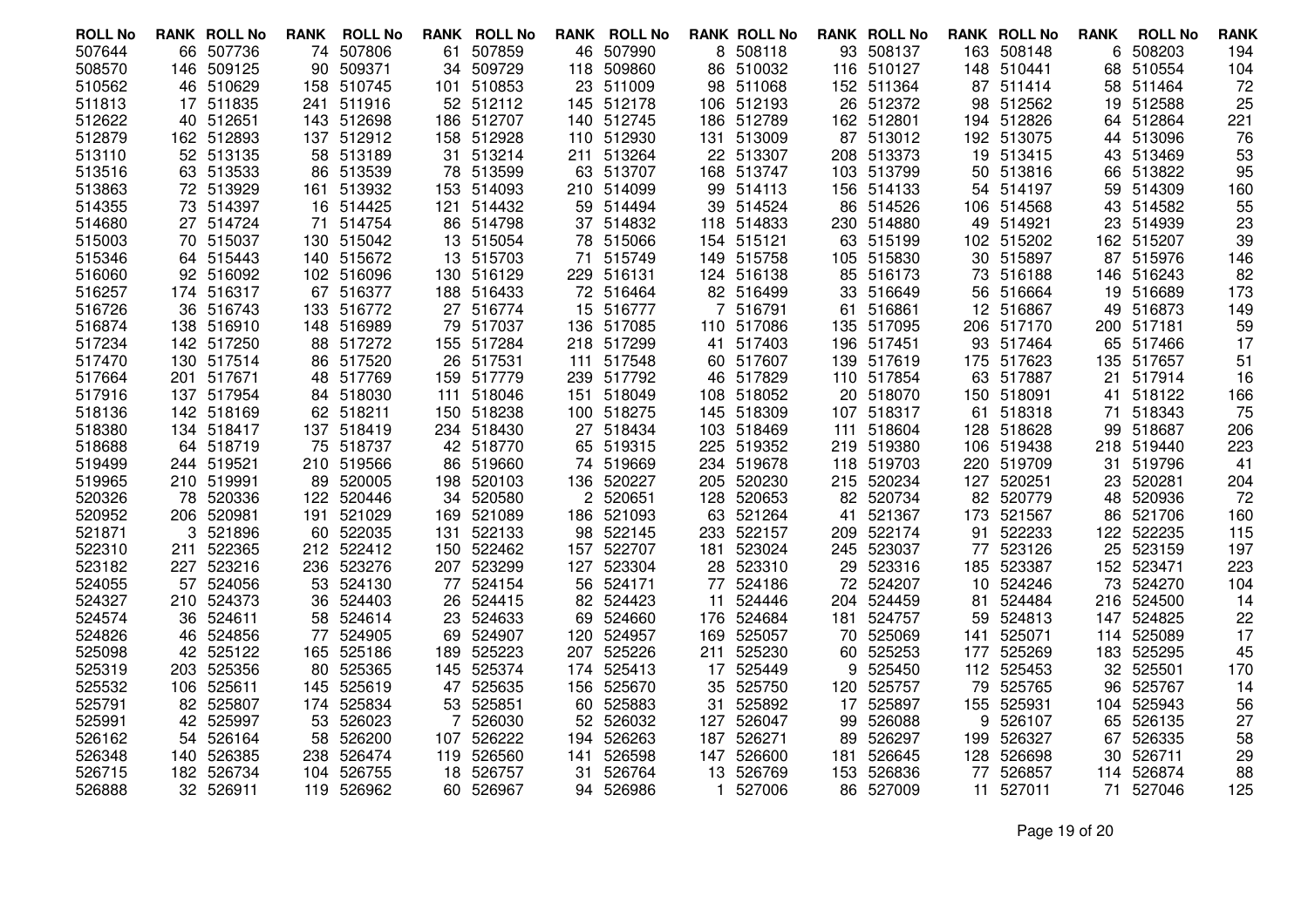| ROLL No | RANK | ROLL No | RANK | ROLL No | RANK | ROLL No | RANK | ROLL No | RANK | ROLL No | RANK | ROLL No | RANK | ROLL No | RANK | ROLL No | RANK |
|---|---|---|---|---|---|---|---|---|---|---|---|---|---|---|---|---|---|
| 507644 | 66 | 507736 | 74 | 507806 | 61 | 507859 | 46 | 507990 | 8 | 508118 | 93 | 508137 | 163 | 508148 | 6 | 508203 | 194 |
| 508570 | 146 | 509125 | 90 | 509371 | 34 | 509729 | 118 | 509860 | 86 | 510032 | 116 | 510127 | 148 | 510441 | 68 | 510554 | 104 |
| 510562 | 46 | 510629 | 158 | 510745 | 101 | 510853 | 23 | 511009 | 98 | 511068 | 152 | 511364 | 87 | 511414 | 58 | 511464 | 72 |
| 511813 | 17 | 511835 | 241 | 511916 | 52 | 512112 | 145 | 512178 | 106 | 512193 | 26 | 512372 | 98 | 512562 | 19 | 512588 | 25 |
| 512622 | 40 | 512651 | 143 | 512698 | 186 | 512707 | 140 | 512745 | 186 | 512789 | 162 | 512801 | 194 | 512826 | 64 | 512864 | 221 |
| 512879 | 162 | 512893 | 137 | 512912 | 158 | 512928 | 110 | 512930 | 131 | 513009 | 87 | 513012 | 192 | 513075 | 44 | 513096 | 76 |
| 513110 | 52 | 513135 | 58 | 513189 | 31 | 513214 | 211 | 513264 | 22 | 513307 | 208 | 513373 | 19 | 513415 | 43 | 513469 | 53 |
| 513516 | 63 | 513533 | 86 | 513539 | 78 | 513599 | 63 | 513707 | 168 | 513747 | 103 | 513799 | 50 | 513816 | 66 | 513822 | 95 |
| 513863 | 72 | 513929 | 161 | 513932 | 153 | 514093 | 210 | 514099 | 99 | 514113 | 156 | 514133 | 54 | 514197 | 59 | 514309 | 160 |
| 514355 | 73 | 514397 | 16 | 514425 | 121 | 514432 | 59 | 514494 | 39 | 514524 | 86 | 514526 | 106 | 514568 | 43 | 514582 | 55 |
| 514680 | 27 | 514724 | 71 | 514754 | 86 | 514798 | 37 | 514832 | 118 | 514833 | 230 | 514880 | 49 | 514921 | 23 | 514939 | 23 |
| 515003 | 70 | 515037 | 130 | 515042 | 13 | 515054 | 78 | 515066 | 154 | 515121 | 63 | 515199 | 102 | 515202 | 162 | 515207 | 39 |
| 515346 | 64 | 515443 | 140 | 515672 | 13 | 515703 | 71 | 515749 | 149 | 515758 | 105 | 515830 | 30 | 515897 | 87 | 515976 | 146 |
| 516060 | 92 | 516092 | 102 | 516096 | 130 | 516129 | 229 | 516131 | 124 | 516138 | 85 | 516173 | 73 | 516188 | 146 | 516243 | 82 |
| 516257 | 174 | 516317 | 67 | 516377 | 188 | 516433 | 72 | 516464 | 82 | 516499 | 33 | 516649 | 56 | 516664 | 19 | 516689 | 173 |
| 516726 | 36 | 516743 | 133 | 516772 | 27 | 516774 | 15 | 516777 | 7 | 516791 | 61 | 516861 | 12 | 516867 | 49 | 516873 | 149 |
| 516874 | 138 | 516910 | 148 | 516989 | 79 | 517037 | 136 | 517085 | 110 | 517086 | 135 | 517095 | 206 | 517170 | 200 | 517181 | 59 |
| 517234 | 142 | 517250 | 88 | 517272 | 155 | 517284 | 218 | 517299 | 41 | 517403 | 196 | 517451 | 93 | 517464 | 65 | 517466 | 17 |
| 517470 | 130 | 517514 | 86 | 517520 | 26 | 517531 | 111 | 517548 | 60 | 517607 | 139 | 517619 | 175 | 517623 | 135 | 517657 | 51 |
| 517664 | 201 | 517671 | 48 | 517769 | 159 | 517779 | 239 | 517792 | 46 | 517829 | 110 | 517854 | 63 | 517887 | 21 | 517914 | 16 |
| 517916 | 137 | 517954 | 84 | 518030 | 111 | 518046 | 151 | 518049 | 108 | 518052 | 20 | 518070 | 150 | 518091 | 41 | 518122 | 166 |
| 518136 | 142 | 518169 | 62 | 518211 | 150 | 518238 | 100 | 518275 | 145 | 518309 | 107 | 518317 | 61 | 518318 | 71 | 518343 | 75 |
| 518380 | 134 | 518417 | 137 | 518419 | 234 | 518430 | 27 | 518434 | 103 | 518469 | 111 | 518604 | 128 | 518628 | 99 | 518687 | 206 |
| 518688 | 64 | 518719 | 75 | 518737 | 42 | 518770 | 65 | 519315 | 225 | 519352 | 219 | 519380 | 106 | 519438 | 218 | 519440 | 223 |
| 519499 | 244 | 519521 | 210 | 519566 | 86 | 519660 | 74 | 519669 | 234 | 519678 | 118 | 519703 | 220 | 519709 | 31 | 519796 | 41 |
| 519965 | 210 | 519991 | 89 | 520005 | 198 | 520103 | 136 | 520227 | 205 | 520230 | 215 | 520234 | 127 | 520251 | 23 | 520281 | 204 |
| 520326 | 78 | 520336 | 122 | 520446 | 34 | 520580 | 2 | 520651 | 128 | 520653 | 82 | 520734 | 82 | 520779 | 48 | 520936 | 72 |
| 520952 | 206 | 520981 | 191 | 521029 | 169 | 521089 | 186 | 521093 | 63 | 521264 | 41 | 521367 | 173 | 521567 | 86 | 521706 | 160 |
| 521871 | 3 | 521896 | 60 | 522035 | 131 | 522133 | 98 | 522145 | 233 | 522157 | 209 | 522174 | 91 | 522233 | 122 | 522235 | 115 |
| 522310 | 211 | 522365 | 212 | 522412 | 150 | 522462 | 157 | 522707 | 181 | 523024 | 245 | 523037 | 77 | 523126 | 25 | 523159 | 197 |
| 523182 | 227 | 523216 | 236 | 523276 | 207 | 523299 | 127 | 523304 | 28 | 523310 | 29 | 523316 | 185 | 523387 | 152 | 523471 | 223 |
| 524055 | 57 | 524056 | 53 | 524130 | 77 | 524154 | 56 | 524171 | 77 | 524186 | 72 | 524207 | 10 | 524246 | 73 | 524270 | 104 |
| 524327 | 210 | 524373 | 36 | 524403 | 26 | 524415 | 82 | 524423 | 11 | 524446 | 204 | 524459 | 81 | 524484 | 216 | 524500 | 14 |
| 524574 | 36 | 524611 | 58 | 524614 | 23 | 524633 | 69 | 524660 | 176 | 524684 | 181 | 524757 | 59 | 524813 | 147 | 524825 | 22 |
| 524826 | 46 | 524856 | 77 | 524905 | 69 | 524907 | 120 | 524957 | 169 | 525057 | 70 | 525069 | 141 | 525071 | 114 | 525089 | 17 |
| 525098 | 42 | 525122 | 165 | 525186 | 189 | 525223 | 207 | 525226 | 211 | 525230 | 60 | 525253 | 177 | 525269 | 183 | 525295 | 45 |
| 525319 | 203 | 525356 | 80 | 525365 | 145 | 525374 | 174 | 525413 | 17 | 525449 | 9 | 525450 | 112 | 525453 | 32 | 525501 | 170 |
| 525532 | 106 | 525611 | 145 | 525619 | 47 | 525635 | 156 | 525670 | 35 | 525750 | 120 | 525757 | 79 | 525765 | 96 | 525767 | 14 |
| 525791 | 82 | 525807 | 174 | 525834 | 53 | 525851 | 60 | 525883 | 31 | 525892 | 17 | 525897 | 155 | 525931 | 104 | 525943 | 56 |
| 525991 | 42 | 525997 | 53 | 526023 | 7 | 526030 | 52 | 526032 | 127 | 526047 | 99 | 526088 | 9 | 526107 | 65 | 526135 | 27 |
| 526162 | 54 | 526164 | 58 | 526200 | 107 | 526222 | 194 | 526263 | 187 | 526271 | 89 | 526297 | 199 | 526327 | 67 | 526335 | 58 |
| 526348 | 140 | 526385 | 238 | 526474 | 119 | 526560 | 141 | 526598 | 147 | 526600 | 181 | 526645 | 128 | 526698 | 30 | 526711 | 29 |
| 526715 | 182 | 526734 | 104 | 526755 | 18 | 526757 | 31 | 526764 | 13 | 526769 | 153 | 526836 | 77 | 526857 | 114 | 526874 | 88 |
| 526888 | 32 | 526911 | 119 | 526962 | 60 | 526967 | 94 | 526986 | 1 | 527006 | 86 | 527009 | 11 | 527011 | 71 | 527046 | 125 |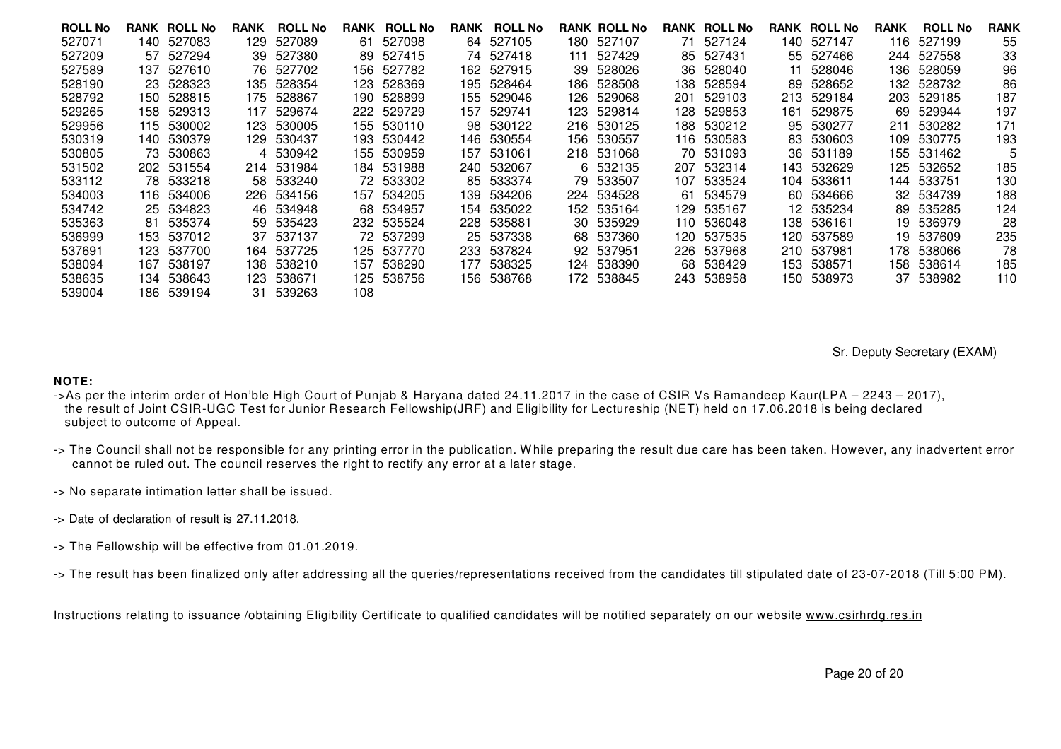| ROLL No | RANK | ROLL No | RANK | ROLL No | RANK | ROLL No | RANK | ROLL No | RANK | ROLL No | RANK | ROLL No | RANK | ROLL No | RANK | ROLL No | RANK |
|---|---|---|---|---|---|---|---|---|---|---|---|---|---|---|---|---|---|
| 527071 | 140 | 527083 | 129 | 527089 | 61 | 527098 | 64 | 527105 | 180 | 527107 | 71 | 527124 | 140 | 527147 | 116 | 527199 | 55 |
| 527209 | 57 | 527294 | 39 | 527380 | 89 | 527415 | 74 | 527418 | 111 | 527429 | 85 | 527431 | 55 | 527466 | 244 | 527558 | 33 |
| 527589 | 137 | 527610 | 76 | 527702 | 156 | 527782 | 162 | 527915 | 39 | 528026 | 36 | 528040 | 11 | 528046 | 136 | 528059 | 96 |
| 528190 | 23 | 528323 | 135 | 528354 | 123 | 528369 | 195 | 528464 | 186 | 528508 | 138 | 528594 | 89 | 528652 | 132 | 528732 | 86 |
| 528792 | 150 | 528815 | 175 | 528867 | 190 | 528899 | 155 | 529046 | 126 | 529068 | 201 | 529103 | 213 | 529184 | 203 | 529185 | 187 |
| 529265 | 158 | 529313 | 117 | 529674 | 222 | 529729 | 157 | 529741 | 123 | 529814 | 128 | 529853 | 161 | 529875 | 69 | 529944 | 197 |
| 529956 | 115 | 530002 | 123 | 530005 | 155 | 530110 | 98 | 530122 | 216 | 530125 | 188 | 530212 | 95 | 530277 | 211 | 530282 | 171 |
| 530319 | 140 | 530379 | 129 | 530437 | 193 | 530442 | 146 | 530554 | 156 | 530557 | 116 | 530583 | 83 | 530603 | 109 | 530775 | 193 |
| 530805 | 73 | 530863 | 4 | 530942 | 155 | 530959 | 157 | 531061 | 218 | 531068 | 70 | 531093 | 36 | 531189 | 155 | 531462 | 5 |
| 531502 | 202 | 531554 | 214 | 531984 | 184 | 531988 | 240 | 532067 | 6 | 532135 | 207 | 532314 | 143 | 532629 | 125 | 532652 | 185 |
| 533112 | 78 | 533218 | 58 | 533240 | 72 | 533302 | 85 | 533374 | 79 | 533507 | 107 | 533524 | 104 | 533611 | 144 | 533751 | 130 |
| 534003 | 116 | 534006 | 226 | 534156 | 157 | 534205 | 139 | 534206 | 224 | 534528 | 61 | 534579 | 60 | 534666 | 32 | 534739 | 188 |
| 534742 | 25 | 534823 | 46 | 534948 | 68 | 534957 | 154 | 535022 | 152 | 535164 | 129 | 535167 | 12 | 535234 | 89 | 535285 | 124 |
| 535363 | 81 | 535374 | 59 | 535423 | 232 | 535524 | 228 | 535881 | 30 | 535929 | 110 | 536048 | 138 | 536161 | 19 | 536979 | 28 |
| 536999 | 153 | 537012 | 37 | 537137 | 72 | 537299 | 25 | 537338 | 68 | 537360 | 120 | 537535 | 120 | 537589 | 19 | 537609 | 235 |
| 537691 | 123 | 537700 | 164 | 537725 | 125 | 537770 | 233 | 537824 | 92 | 537951 | 226 | 537968 | 210 | 537981 | 178 | 538066 | 78 |
| 538094 | 167 | 538197 | 138 | 538210 | 157 | 538290 | 177 | 538325 | 124 | 538390 | 68 | 538429 | 153 | 538571 | 158 | 538614 | 185 |
| 538635 | 134 | 538643 | 123 | 538671 | 125 | 538756 | 156 | 538768 | 172 | 538845 | 243 | 538958 | 150 | 538973 | 37 | 538982 | 110 |
| 539004 | 186 | 539194 | 31 | 539263 | 108 | | | | | | | | | | | | |

Sr. Deputy Secretary (EXAM)

**NOTE:**

->As per the interim order of Hon'ble High Court of Punjab & Haryana dated 24.11.2017 in the case of CSIR Vs Ramandeep Kaur(LPA – 2243 – 2017), the result of Joint CSIR-UGC Test for Junior Research Fellowship(JRF) and Eligibility for Lectureship (NET) held on 17.06.2018 is being declared subject to outcome of Appeal.

-> The Council shall not be responsible for any printing error in the publication. While preparing the result due care has been taken. However, any inadvertent error cannot be ruled out. The council reserves the right to rectify any error at a later stage.

-> No separate intimation letter shall be issued.

-> Date of declaration of result is 27.11.2018.

-> The Fellowship will be effective from 01.01.2019.

-> The result has been finalized only after addressing all the queries/representations received from the candidates till stipulated date of 23-07-2018 (Till 5:00 PM).

Instructions relating to issuance /obtaining Eligibility Certificate to qualified candidates will be notified separately on our website www.csirhrdg.res.in